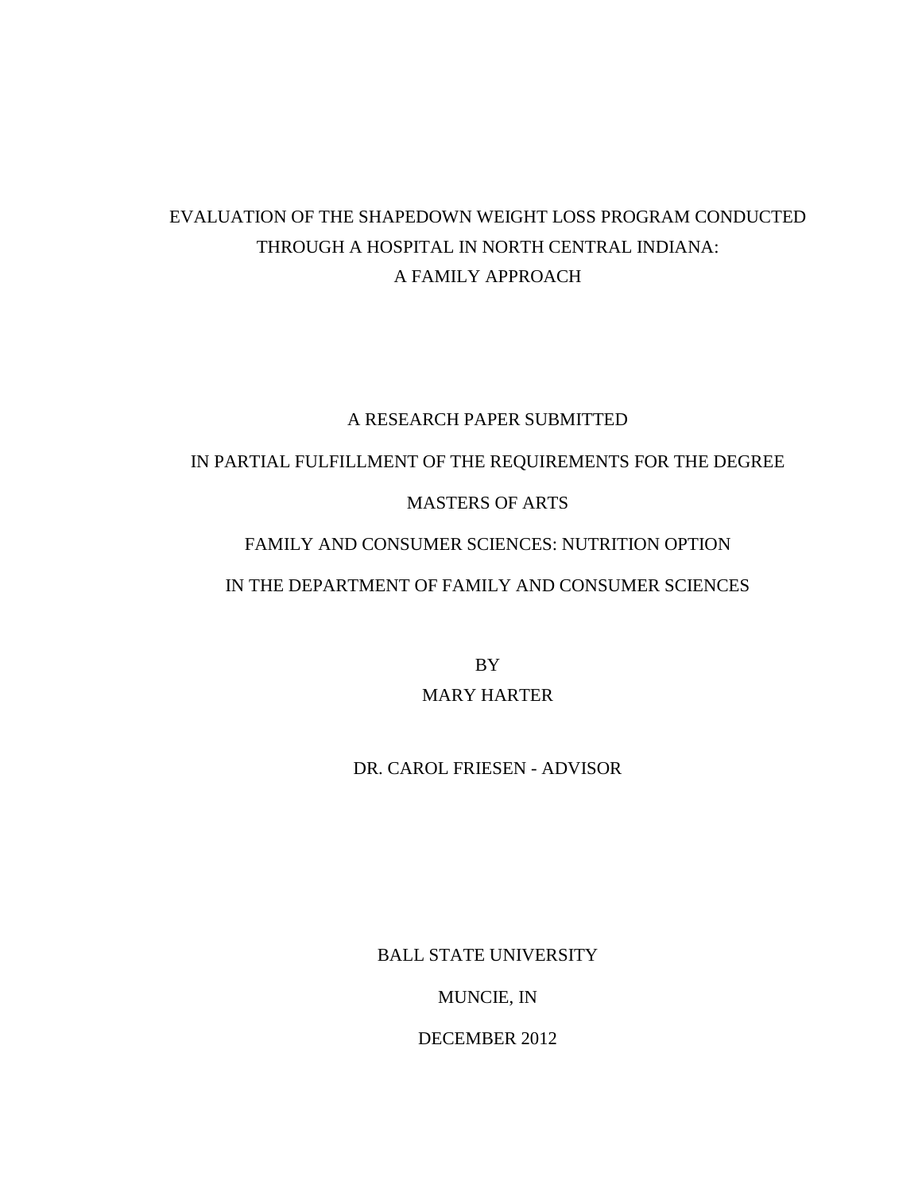# EVALUATION OF THE SHAPEDOWN WEIGHT LOSS PROGRAM CONDUCTED THROUGH A HOSPITAL IN NORTH CENTRAL INDIANA: A FAMILY APPROACH

A RESEARCH PAPER SUBMITTED

IN PARTIAL FULFILLMENT OF THE REQUIREMENTS FOR THE DEGREE

MASTERS OF ARTS

FAMILY AND CONSUMER SCIENCES: NUTRITION OPTION

IN THE DEPARTMENT OF FAMILY AND CONSUMER SCIENCES

BY

MARY HARTER

DR. CAROL FRIESEN - ADVISOR

BALL STATE UNIVERSITY

MUNCIE, IN

DECEMBER 2012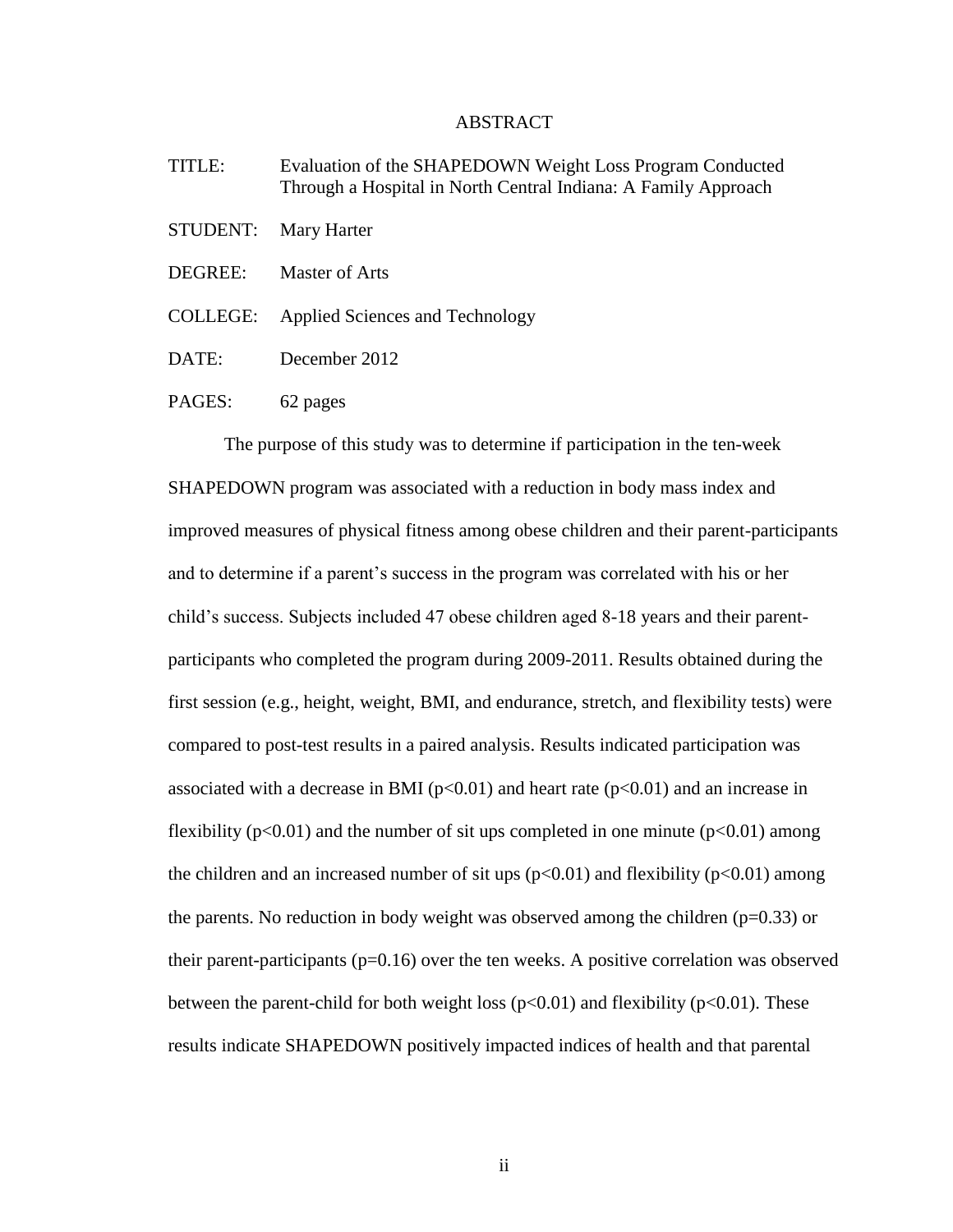# ABSTRACT

TITLE: Evaluation of the SHAPEDOWN Weight Loss Program Conducted Through a Hospital in North Central Indiana: A Family Approach

STUDENT: Mary Harter

DEGREE: Master of Arts

COLLEGE: Applied Sciences and Technology

DATE: December 2012

PAGES: 62 pages

The purpose of this study was to determine if participation in the ten-week SHAPEDOWN program was associated with a reduction in body mass index and improved measures of physical fitness among obese children and their parent-participants and to determine if a parent's success in the program was correlated with his or her child's success. Subjects included 47 obese children aged 8-18 years and their parent-participants who completed the program during 2009-2011. Results obtained during the first session (e.g., height, weight, BMI, and endurance, stretch, and flexibility tests) were compared to post-test results in a paired analysis. Results indicated participation was associated with a decrease in BMI ($p<0.01$) and heart rate ($p<0.01$) and an increase in flexibility ($p<0.01$) and the number of sit ups completed in one minute ($p<0.01$) among the children and an increased number of sit ups ($p<0.01$) and flexibility ($p<0.01$) among the parents. No reduction in body weight was observed among the children ($p=0.33$) or their parent-participants ($p=0.16$) over the ten weeks. A positive correlation was observed between the parent-child for both weight loss ($p<0.01$) and flexibility ($p<0.01$). These results indicate SHAPEDOWN positively impacted indices of health and that parental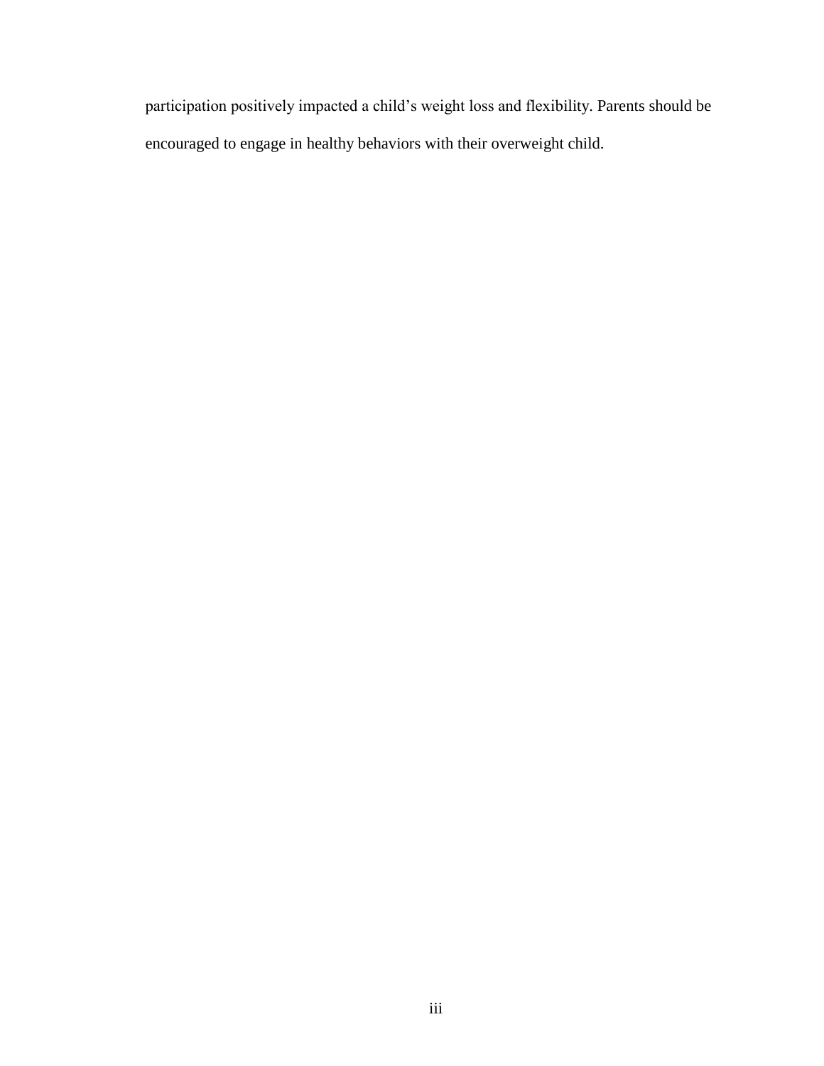participation positively impacted a child's weight loss and flexibility. Parents should be encouraged to engage in healthy behaviors with their overweight child.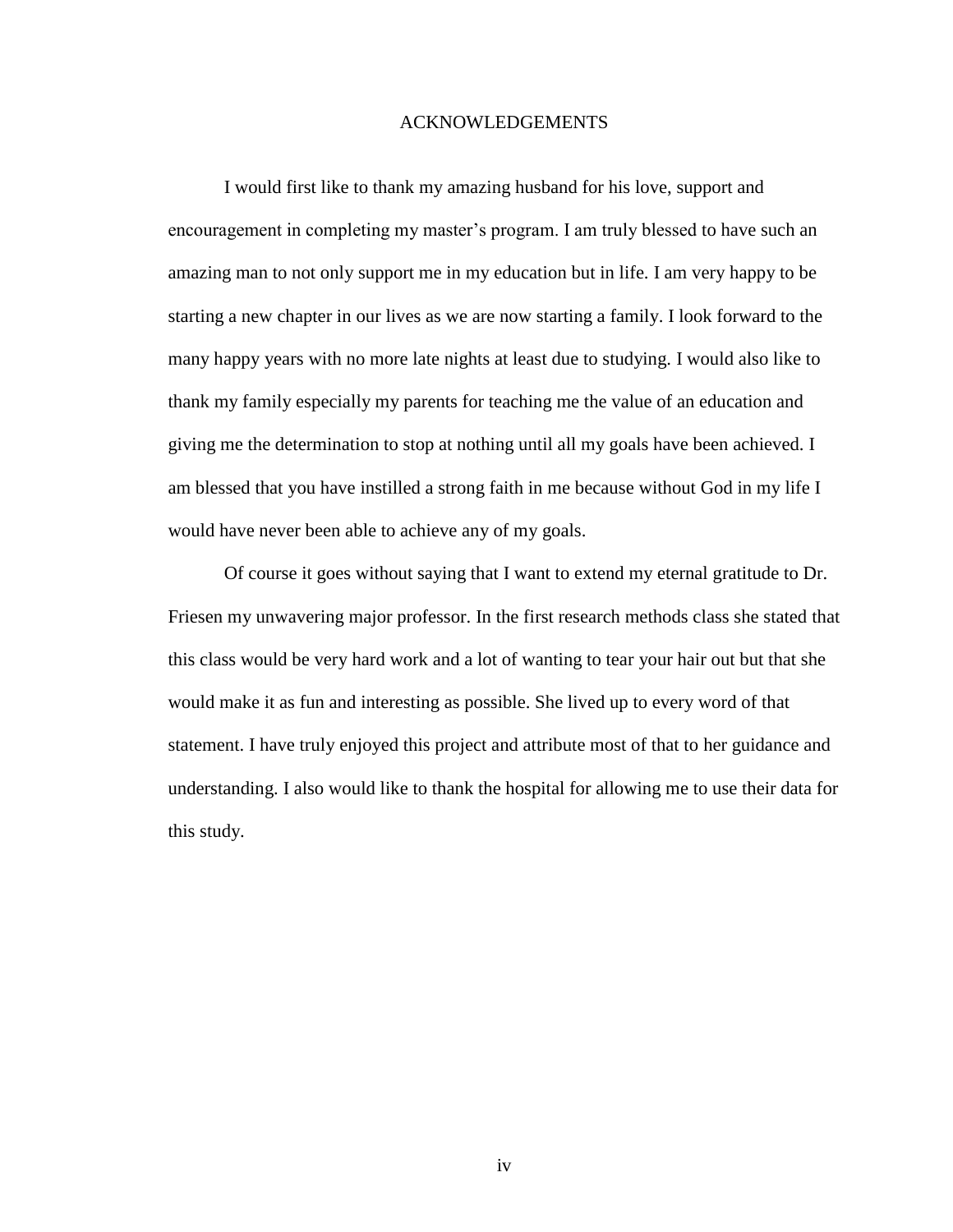# ACKNOWLEDGEMENTS

I would first like to thank my amazing husband for his love, support and encouragement in completing my master's program. I am truly blessed to have such an amazing man to not only support me in my education but in life. I am very happy to be starting a new chapter in our lives as we are now starting a family. I look forward to the many happy years with no more late nights at least due to studying. I would also like to thank my family especially my parents for teaching me the value of an education and giving me the determination to stop at nothing until all my goals have been achieved. I am blessed that you have instilled a strong faith in me because without God in my life I would have never been able to achieve any of my goals.

Of course it goes without saying that I want to extend my eternal gratitude to Dr. Friesen my unwavering major professor. In the first research methods class she stated that this class would be very hard work and a lot of wanting to tear your hair out but that she would make it as fun and interesting as possible. She lived up to every word of that statement. I have truly enjoyed this project and attribute most of that to her guidance and understanding. I also would like to thank the hospital for allowing me to use their data for this study.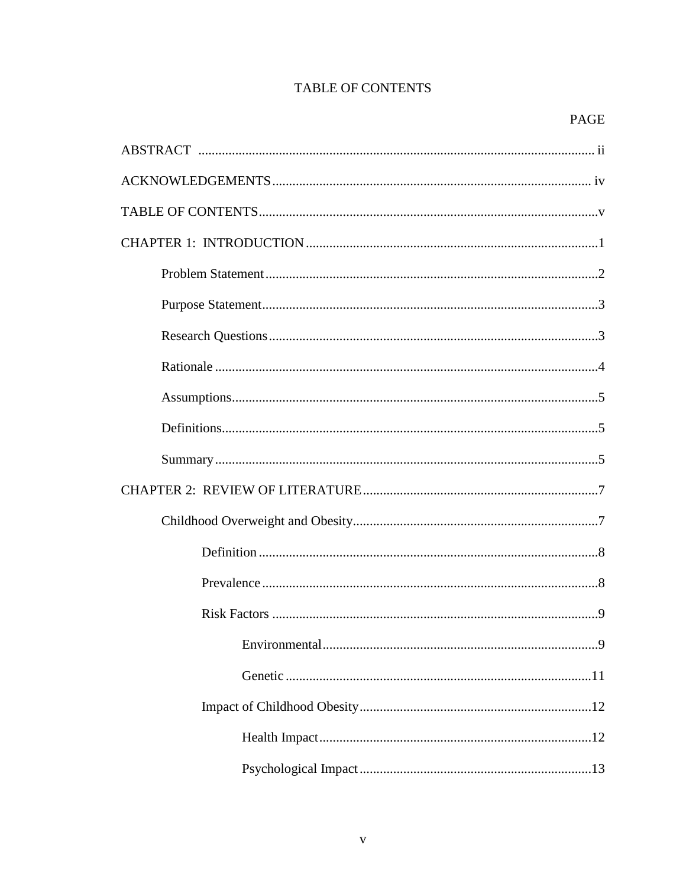# TABLE OF CONTENTS

| | PAGE |
|---|---|
| ABSTRACT | ii |
| ACKNOWLEDGEMENTS | iv |
| TABLE OF CONTENTS | v |
| CHAPTER 1: INTRODUCTION | 1 |
| Problem Statement | 2 |
| Purpose Statement | 3 |
| Research Questions | 3 |
| Rationale | 4 |
| Assumptions | 5 |
| Definitions | 5 |
| Summary | 5 |
| CHAPTER 2: REVIEW OF LITERATURE | 7 |
| Childhood Overweight and Obesity | 7 |
| Definition | 8 |
| Prevalence | 8 |
| Risk Factors | 9 |
| Environmental | 9 |
| Genetic | 11 |
| Impact of Childhood Obesity | 12 |
| Health Impact | 12 |
| Psychological Impact | 13 |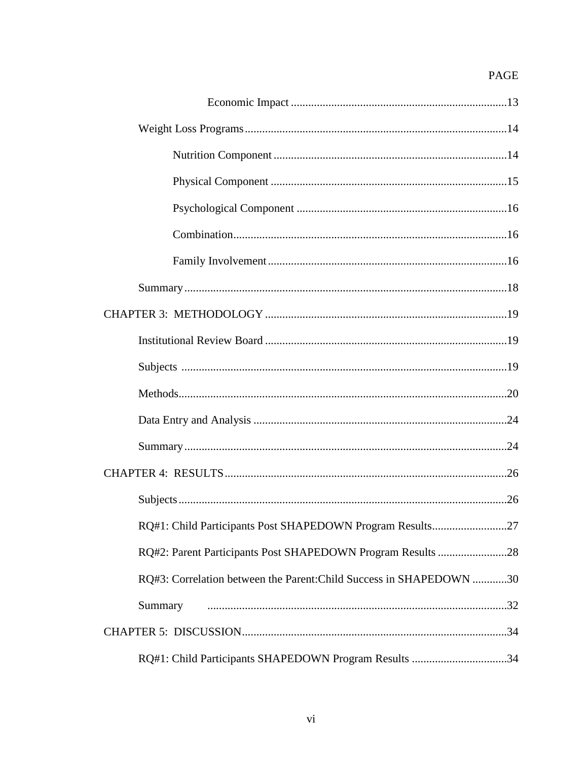PAGE

Economic Impact ....................................................................................13

Weight Loss Programs...........................................................................................14

Nutrition Component .................................................................................14

Physical Component ..................................................................................15

Psychological Component .........................................................................16

Combination...............................................................................................16

Family Involvement ...................................................................................16

Summary ................................................................................................................18

CHAPTER 3: METHODOLOGY ....................................................................................19

Institutional Review Board ....................................................................................19

Subjects .................................................................................................................19

Methods..................................................................................................................20

Data Entry and Analysis ........................................................................................24

Summary ................................................................................................................24

CHAPTER 4: RESULTS ..................................................................................................26

Subjects ..................................................................................................................26

RQ#1: Child Participants Post SHAPEDOWN Program Results..........................27

RQ#2: Parent Participants Post SHAPEDOWN Program Results ........................28

RQ#3: Correlation between the Parent:Child Success in SHAPEDOWN ............30

Summary ........................................................................................................32

CHAPTER 5: DISCUSSION............................................................................................34

RQ#1: Child Participants SHAPEDOWN Program Results .................................34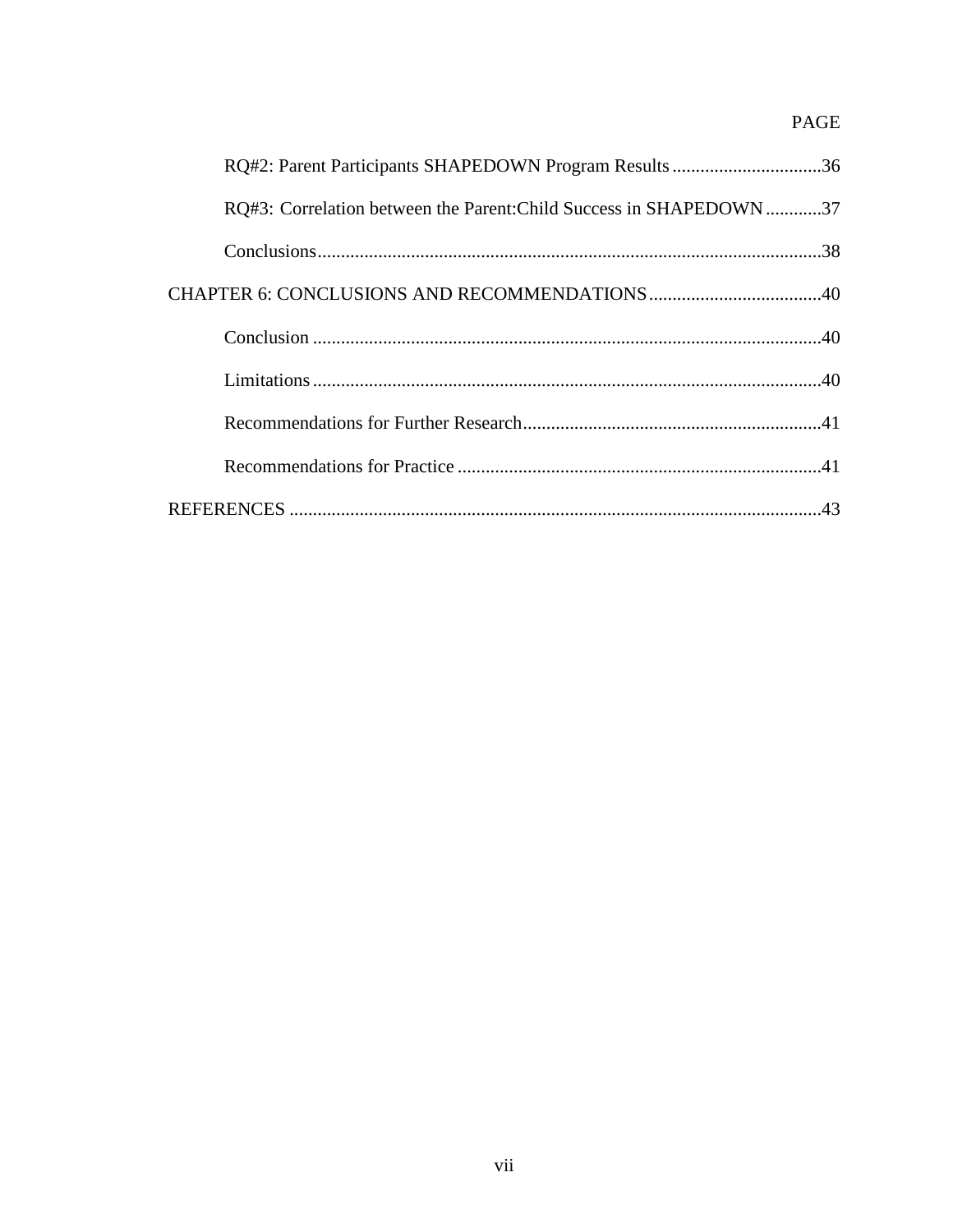PAGE

RQ#2: Parent Participants SHAPEDOWN Program Results ................................36

RQ#3: Correlation between the Parent:Child Success in SHAPEDOWN ............37

Conclusions...........................................................................................................38

CHAPTER 6: CONCLUSIONS AND RECOMMENDATIONS.....................................40

Conclusion ............................................................................................................40

Limitations ............................................................................................................40

Recommendations for Further Research................................................................41

Recommendations for Practice ..............................................................................41

REFERENCES .................................................................................................................43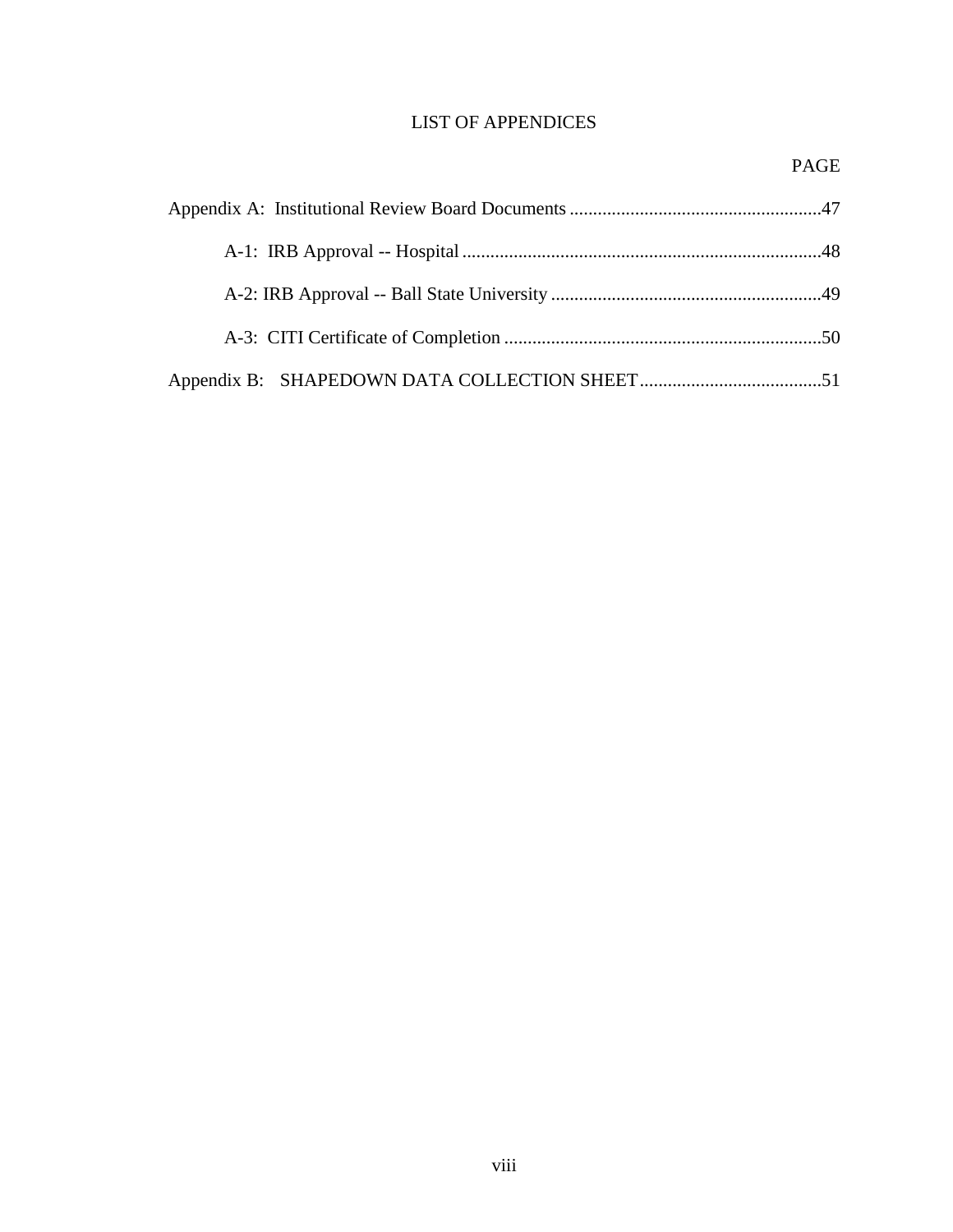# LIST OF APPENDICES

| | PAGE |
|---|---|
| Appendix A: Institutional Review Board Documents | 47 |
| A-1: IRB Approval -- Hospital | 48 |
| A-2: IRB Approval -- Ball State University | 49 |
| A-3: CITI Certificate of Completion | 50 |
| Appendix B: SHAPEDOWN DATA COLLECTION SHEET | 51 |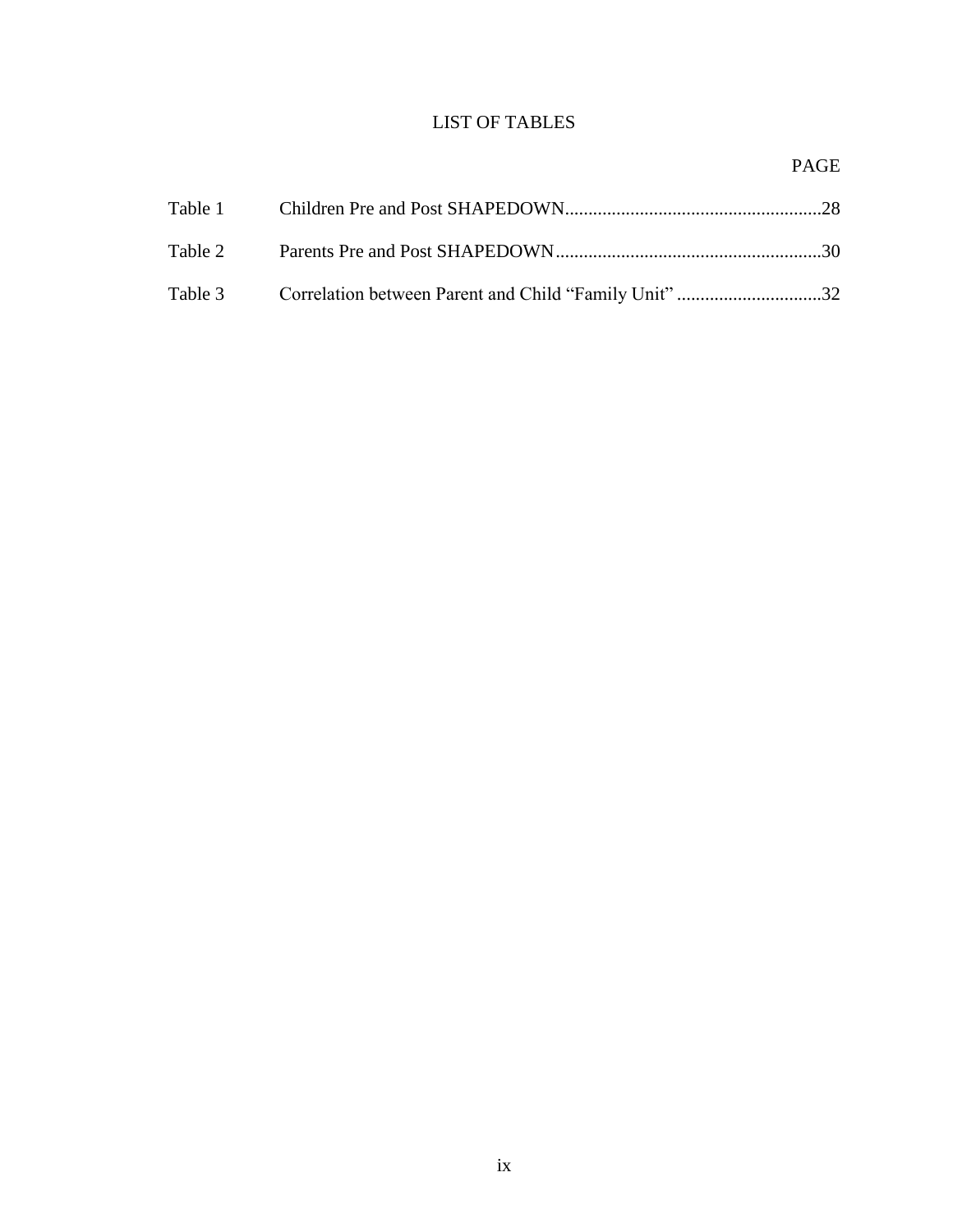# LIST OF TABLES

| | | PAGE |
|---|---|---|
| Table 1 | Children Pre and Post SHAPEDOWN | 28 |
| Table 2 | Parents Pre and Post SHAPEDOWN | 30 |
| Table 3 | Correlation between Parent and Child “Family Unit” | 32 |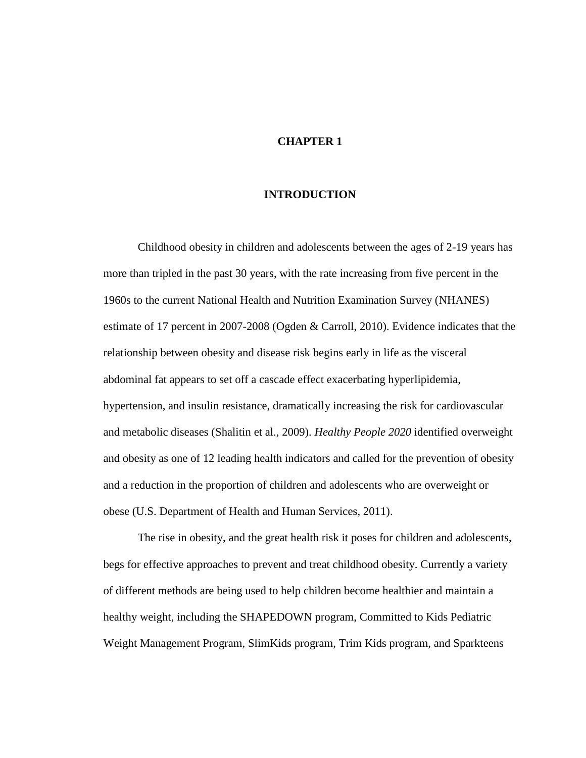# CHAPTER 1

## INTRODUCTION

Childhood obesity in children and adolescents between the ages of 2-19 years has more than tripled in the past 30 years, with the rate increasing from five percent in the 1960s to the current National Health and Nutrition Examination Survey (NHANES) estimate of 17 percent in 2007-2008 (Ogden & Carroll, 2010). Evidence indicates that the relationship between obesity and disease risk begins early in life as the visceral abdominal fat appears to set off a cascade effect exacerbating hyperlipidemia, hypertension, and insulin resistance, dramatically increasing the risk for cardiovascular and metabolic diseases (Shalitin et al., 2009). *Healthy People 2020* identified overweight and obesity as one of 12 leading health indicators and called for the prevention of obesity and a reduction in the proportion of children and adolescents who are overweight or obese (U.S. Department of Health and Human Services, 2011).

The rise in obesity, and the great health risk it poses for children and adolescents, begs for effective approaches to prevent and treat childhood obesity. Currently a variety of different methods are being used to help children become healthier and maintain a healthy weight, including the SHAPEDOWN program, Committed to Kids Pediatric Weight Management Program, SlimKids program, Trim Kids program, and Sparkteens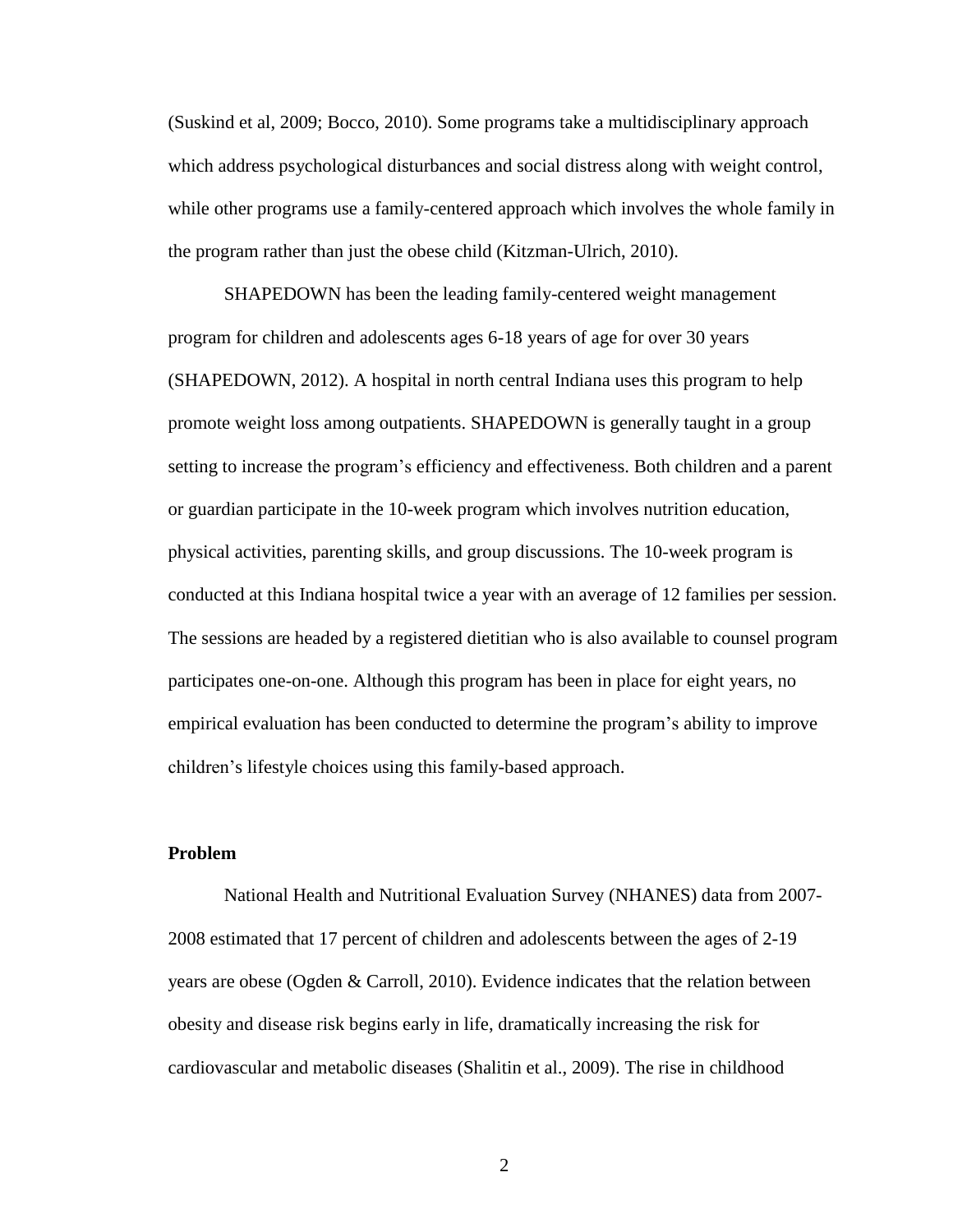(Suskind et al, 2009; Bocco, 2010). Some programs take a multidisciplinary approach which address psychological disturbances and social distress along with weight control, while other programs use a family-centered approach which involves the whole family in the program rather than just the obese child (Kitzman-Ulrich, 2010).

SHAPEDOWN has been the leading family-centered weight management program for children and adolescents ages 6-18 years of age for over 30 years (SHAPEDOWN, 2012). A hospital in north central Indiana uses this program to help promote weight loss among outpatients. SHAPEDOWN is generally taught in a group setting to increase the program's efficiency and effectiveness. Both children and a parent or guardian participate in the 10-week program which involves nutrition education, physical activities, parenting skills, and group discussions. The 10-week program is conducted at this Indiana hospital twice a year with an average of 12 families per session. The sessions are headed by a registered dietitian who is also available to counsel program participates one-on-one. Although this program has been in place for eight years, no empirical evaluation has been conducted to determine the program's ability to improve children's lifestyle choices using this family-based approach.

**Problem**

National Health and Nutritional Evaluation Survey (NHANES) data from 2007-2008 estimated that 17 percent of children and adolescents between the ages of 2-19 years are obese (Ogden & Carroll, 2010). Evidence indicates that the relation between obesity and disease risk begins early in life, dramatically increasing the risk for cardiovascular and metabolic diseases (Shalitin et al., 2009). The rise in childhood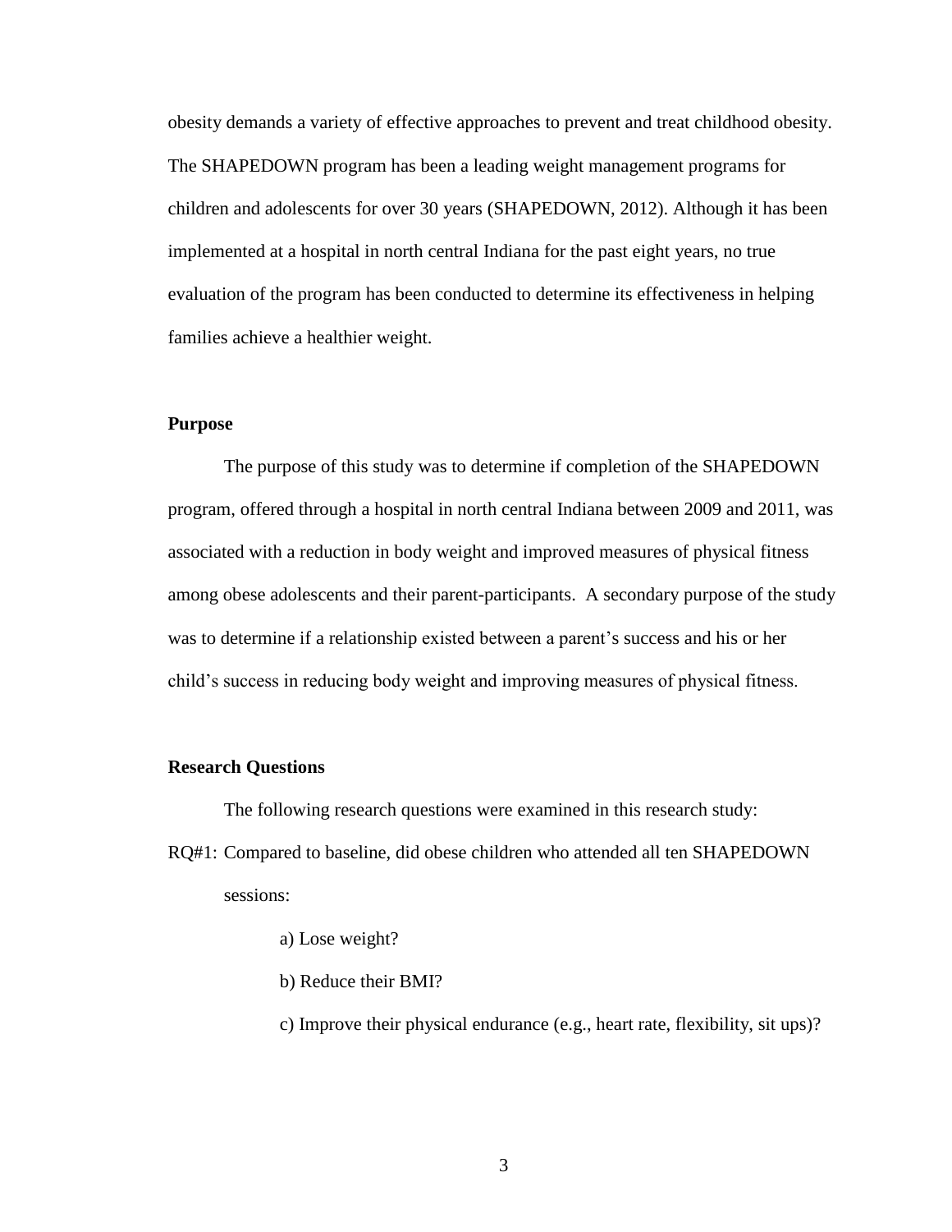obesity demands a variety of effective approaches to prevent and treat childhood obesity. The SHAPEDOWN program has been a leading weight management programs for children and adolescents for over 30 years (SHAPEDOWN, 2012). Although it has been implemented at a hospital in north central Indiana for the past eight years, no true evaluation of the program has been conducted to determine its effectiveness in helping families achieve a healthier weight.

## Purpose

The purpose of this study was to determine if completion of the SHAPEDOWN program, offered through a hospital in north central Indiana between 2009 and 2011, was associated with a reduction in body weight and improved measures of physical fitness among obese adolescents and their parent-participants. A secondary purpose of the study was to determine if a relationship existed between a parent's success and his or her child's success in reducing body weight and improving measures of physical fitness.

## Research Questions

The following research questions were examined in this research study:

RQ#1: Compared to baseline, did obese children who attended all ten SHAPEDOWN sessions:

a) Lose weight?

b) Reduce their BMI?

c) Improve their physical endurance (e.g., heart rate, flexibility, sit ups)?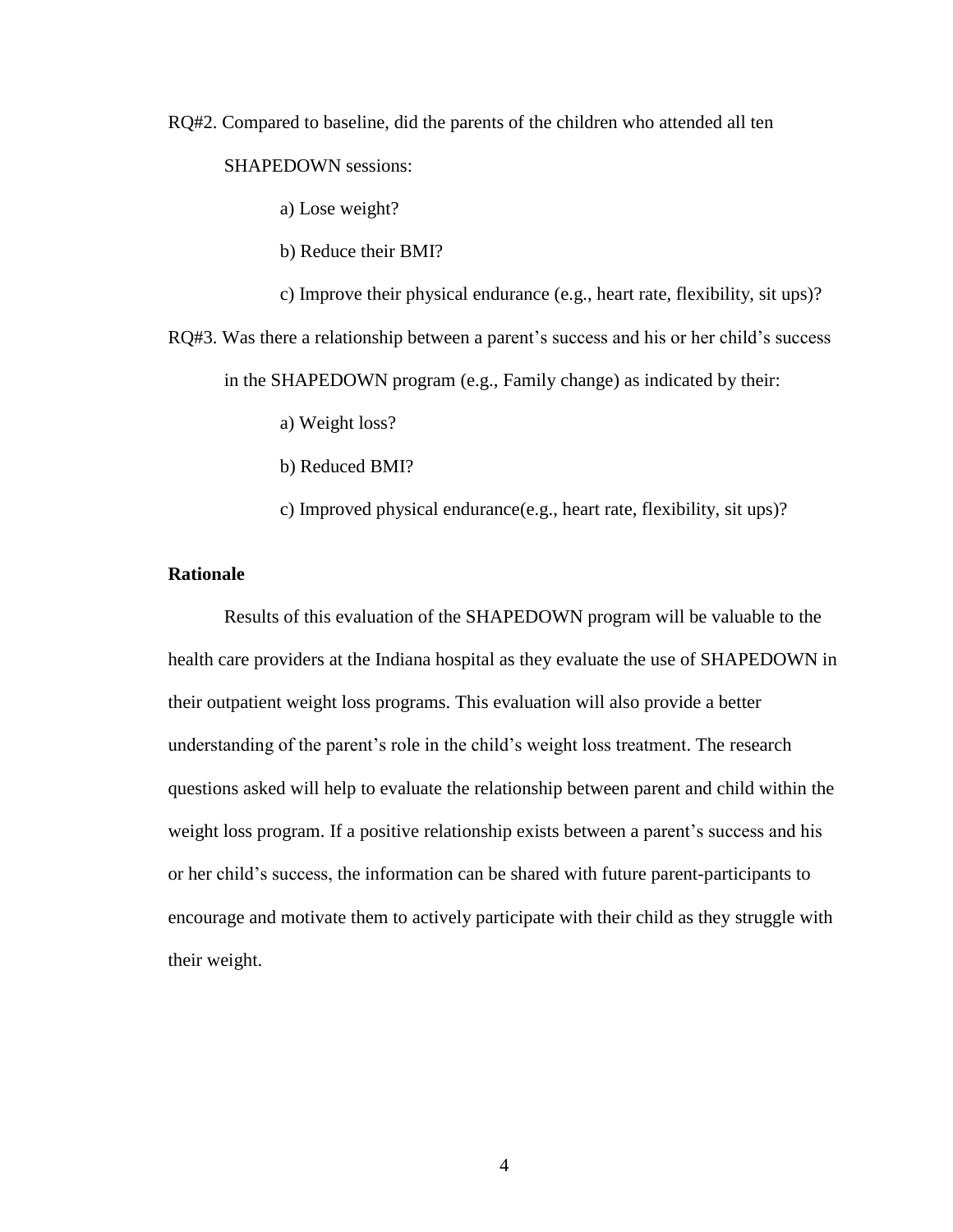RQ#2. Compared to baseline, did the parents of the children who attended all ten SHAPEDOWN sessions:

a) Lose weight?

b) Reduce their BMI?

c) Improve their physical endurance (e.g., heart rate, flexibility, sit ups)?

RQ#3. Was there a relationship between a parent's success and his or her child's success in the SHAPEDOWN program (e.g., Family change) as indicated by their:

a) Weight loss?

b) Reduced BMI?

c) Improved physical endurance(e.g., heart rate, flexibility, sit ups)?

**Rationale**

Results of this evaluation of the SHAPEDOWN program will be valuable to the health care providers at the Indiana hospital as they evaluate the use of SHAPEDOWN in their outpatient weight loss programs. This evaluation will also provide a better understanding of the parent's role in the child's weight loss treatment. The research questions asked will help to evaluate the relationship between parent and child within the weight loss program. If a positive relationship exists between a parent's success and his or her child's success, the information can be shared with future parent-participants to encourage and motivate them to actively participate with their child as they struggle with their weight.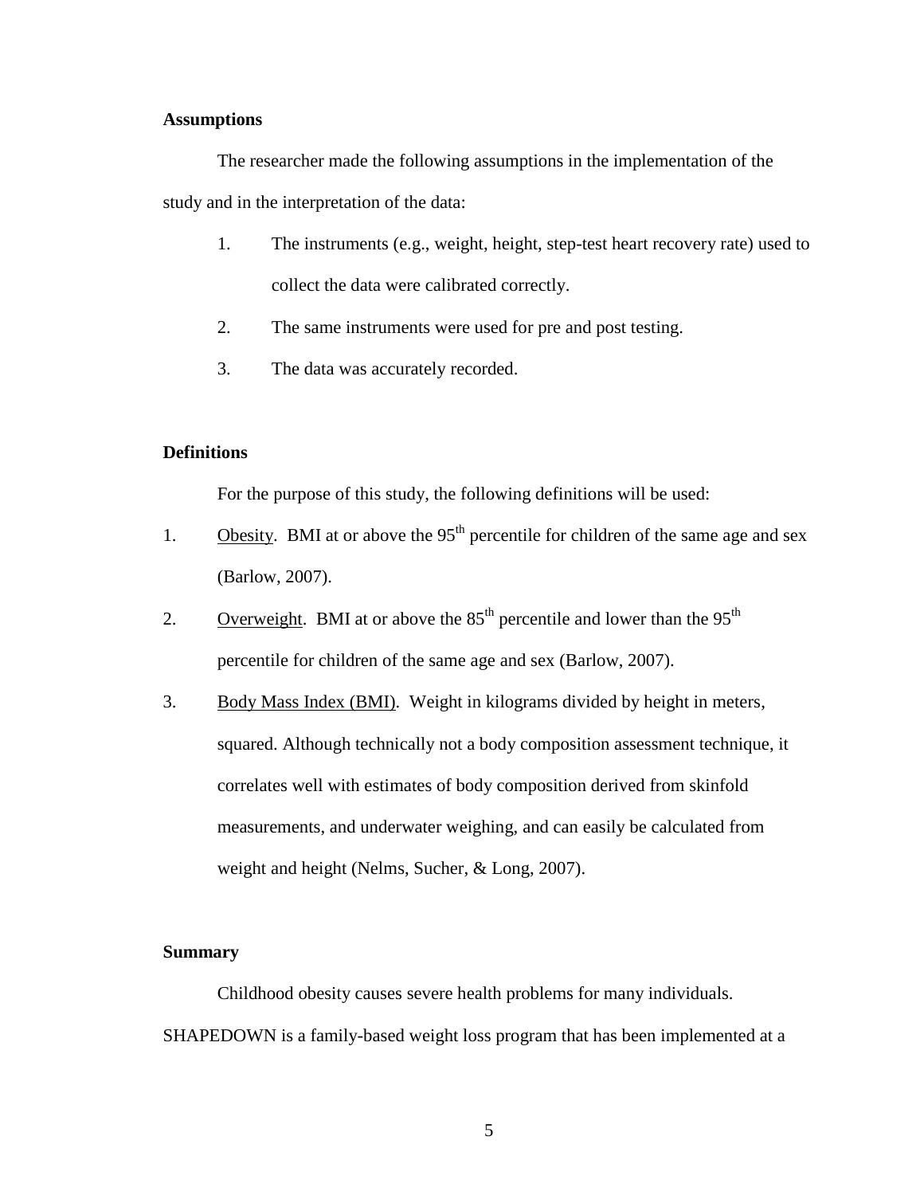**Assumptions**

The researcher made the following assumptions in the implementation of the study and in the interpretation of the data:

1. The instruments (e.g., weight, height, step-test heart recovery rate) used to collect the data were calibrated correctly.
2. The same instruments were used for pre and post testing.
3. The data was accurately recorded.

**Definitions**

For the purpose of this study, the following definitions will be used:

1. Obesity. BMI at or above the 95th percentile for children of the same age and sex (Barlow, 2007).
2. Overweight. BMI at or above the 85th percentile and lower than the 95th percentile for children of the same age and sex (Barlow, 2007).
3. Body Mass Index (BMI). Weight in kilograms divided by height in meters, squared. Although technically not a body composition assessment technique, it correlates well with estimates of body composition derived from skinfold measurements, and underwater weighing, and can easily be calculated from weight and height (Nelms, Sucher, & Long, 2007).

**Summary**

Childhood obesity causes severe health problems for many individuals. SHAPEDOWN is a family-based weight loss program that has been implemented at a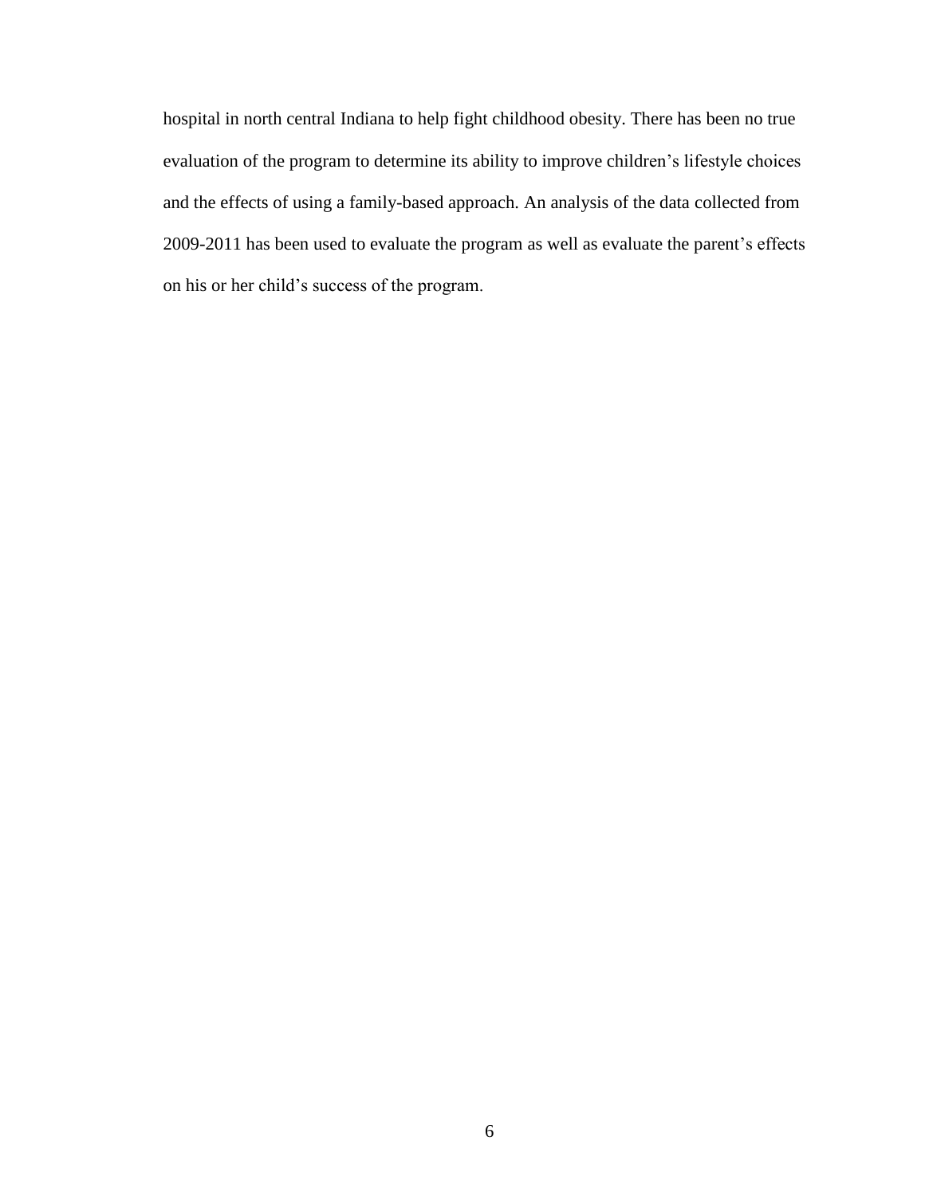hospital in north central Indiana to help fight childhood obesity. There has been no true evaluation of the program to determine its ability to improve children's lifestyle choices and the effects of using a family-based approach. An analysis of the data collected from 2009-2011 has been used to evaluate the program as well as evaluate the parent's effects on his or her child's success of the program.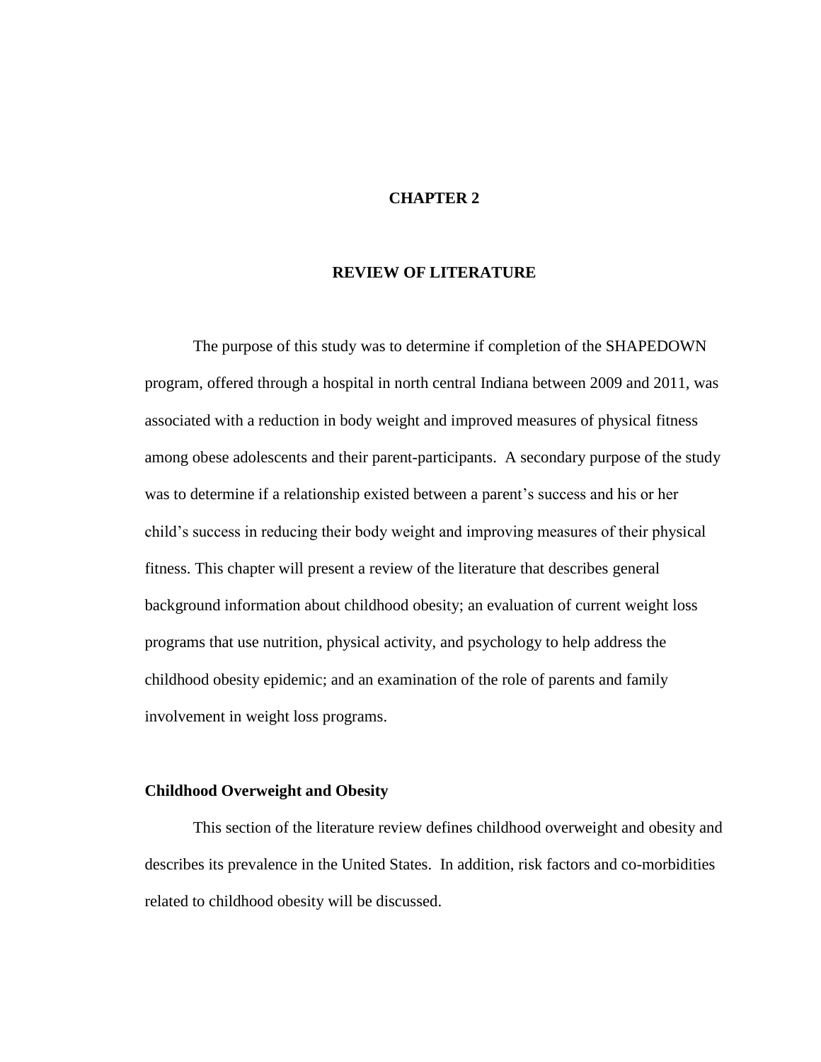# CHAPTER 2

## REVIEW OF LITERATURE

The purpose of this study was to determine if completion of the SHAPEDOWN program, offered through a hospital in north central Indiana between 2009 and 2011, was associated with a reduction in body weight and improved measures of physical fitness among obese adolescents and their parent-participants. A secondary purpose of the study was to determine if a relationship existed between a parent's success and his or her child's success in reducing their body weight and improving measures of their physical fitness. This chapter will present a review of the literature that describes general background information about childhood obesity; an evaluation of current weight loss programs that use nutrition, physical activity, and psychology to help address the childhood obesity epidemic; and an examination of the role of parents and family involvement in weight loss programs.

### Childhood Overweight and Obesity

This section of the literature review defines childhood overweight and obesity and describes its prevalence in the United States. In addition, risk factors and co-morbidities related to childhood obesity will be discussed.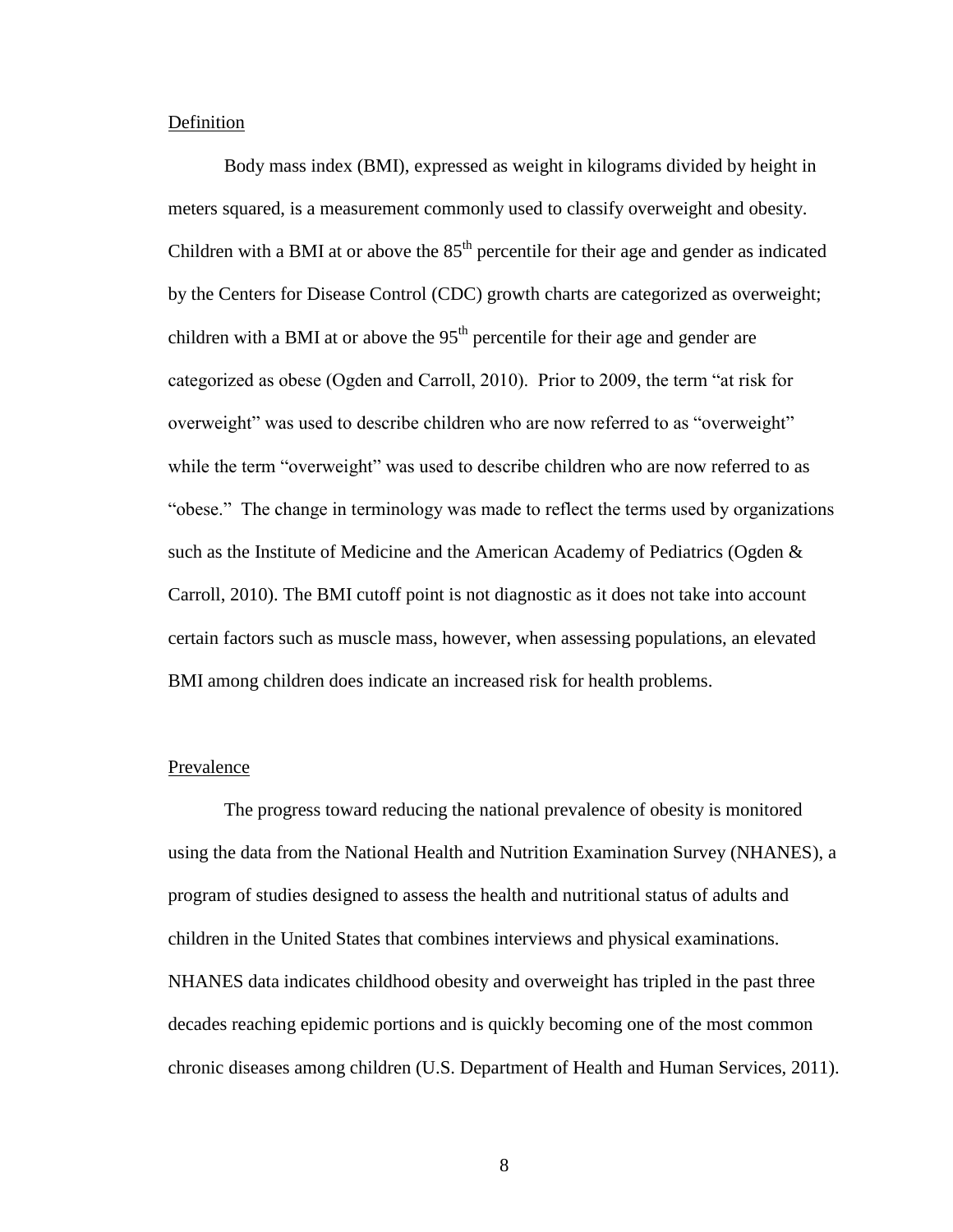## Definition

Body mass index (BMI), expressed as weight in kilograms divided by height in meters squared, is a measurement commonly used to classify overweight and obesity. Children with a BMI at or above the $85^{th}$ percentile for their age and gender as indicated by the Centers for Disease Control (CDC) growth charts are categorized as overweight; children with a BMI at or above the $95^{th}$ percentile for their age and gender are categorized as obese (Ogden and Carroll, 2010). Prior to 2009, the term "at risk for overweight" was used to describe children who are now referred to as "overweight" while the term "overweight" was used to describe children who are now referred to as "obese." The change in terminology was made to reflect the terms used by organizations such as the Institute of Medicine and the American Academy of Pediatrics (Ogden & Carroll, 2010). The BMI cutoff point is not diagnostic as it does not take into account certain factors such as muscle mass, however, when assessing populations, an elevated BMI among children does indicate an increased risk for health problems.

## Prevalence

The progress toward reducing the national prevalence of obesity is monitored using the data from the National Health and Nutrition Examination Survey (NHANES), a program of studies designed to assess the health and nutritional status of adults and children in the United States that combines interviews and physical examinations. NHANES data indicates childhood obesity and overweight has tripled in the past three decades reaching epidemic portions and is quickly becoming one of the most common chronic diseases among children (U.S. Department of Health and Human Services, 2011).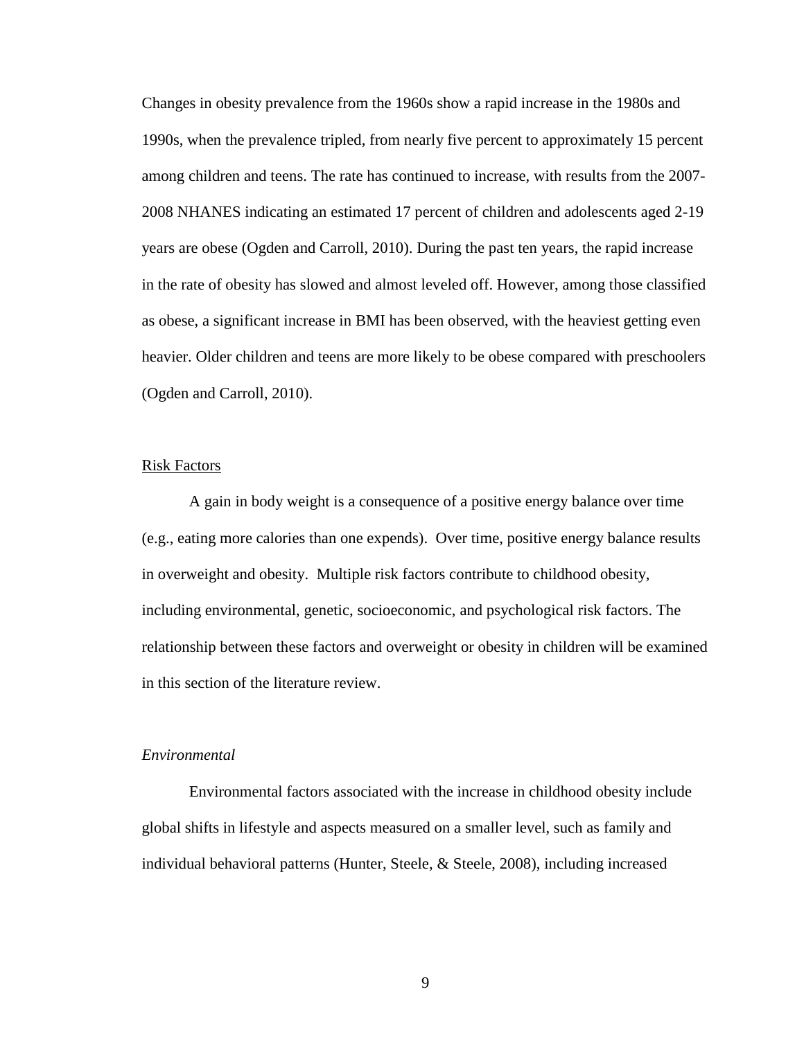Changes in obesity prevalence from the 1960s show a rapid increase in the 1980s and 1990s, when the prevalence tripled, from nearly five percent to approximately 15 percent among children and teens. The rate has continued to increase, with results from the 2007-2008 NHANES indicating an estimated 17 percent of children and adolescents aged 2-19 years are obese (Ogden and Carroll, 2010). During the past ten years, the rapid increase in the rate of obesity has slowed and almost leveled off. However, among those classified as obese, a significant increase in BMI has been observed, with the heaviest getting even heavier. Older children and teens are more likely to be obese compared with preschoolers (Ogden and Carroll, 2010).

## Risk Factors

A gain in body weight is a consequence of a positive energy balance over time (e.g., eating more calories than one expends). Over time, positive energy balance results in overweight and obesity. Multiple risk factors contribute to childhood obesity, including environmental, genetic, socioeconomic, and psychological risk factors. The relationship between these factors and overweight or obesity in children will be examined in this section of the literature review.

### *Environmental*

Environmental factors associated with the increase in childhood obesity include global shifts in lifestyle and aspects measured on a smaller level, such as family and individual behavioral patterns (Hunter, Steele, & Steele, 2008), including increased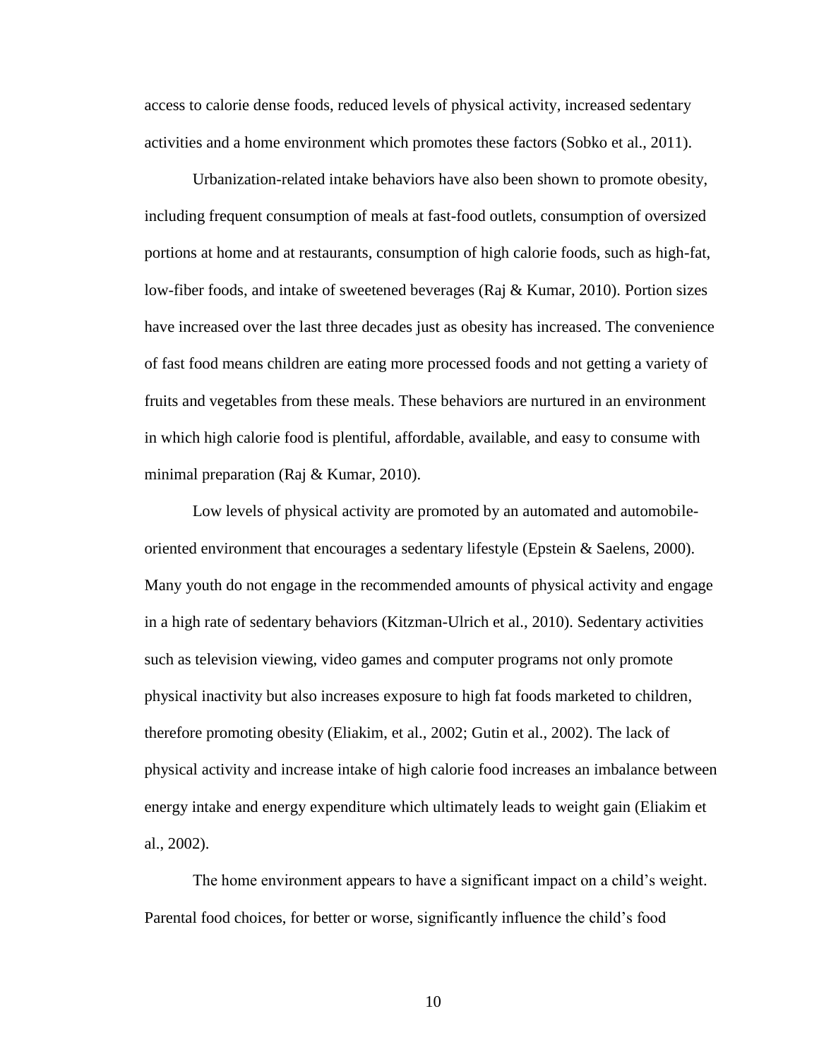access to calorie dense foods, reduced levels of physical activity, increased sedentary activities and a home environment which promotes these factors (Sobko et al., 2011).

Urbanization-related intake behaviors have also been shown to promote obesity, including frequent consumption of meals at fast-food outlets, consumption of oversized portions at home and at restaurants, consumption of high calorie foods, such as high-fat, low-fiber foods, and intake of sweetened beverages (Raj & Kumar, 2010). Portion sizes have increased over the last three decades just as obesity has increased. The convenience of fast food means children are eating more processed foods and not getting a variety of fruits and vegetables from these meals. These behaviors are nurtured in an environment in which high calorie food is plentiful, affordable, available, and easy to consume with minimal preparation (Raj & Kumar, 2010).

Low levels of physical activity are promoted by an automated and automobile-oriented environment that encourages a sedentary lifestyle (Epstein & Saelens, 2000). Many youth do not engage in the recommended amounts of physical activity and engage in a high rate of sedentary behaviors (Kitzman-Ulrich et al., 2010). Sedentary activities such as television viewing, video games and computer programs not only promote physical inactivity but also increases exposure to high fat foods marketed to children, therefore promoting obesity (Eliakim, et al., 2002; Gutin et al., 2002). The lack of physical activity and increase intake of high calorie food increases an imbalance between energy intake and energy expenditure which ultimately leads to weight gain (Eliakim et al., 2002).

The home environment appears to have a significant impact on a child's weight. Parental food choices, for better or worse, significantly influence the child's food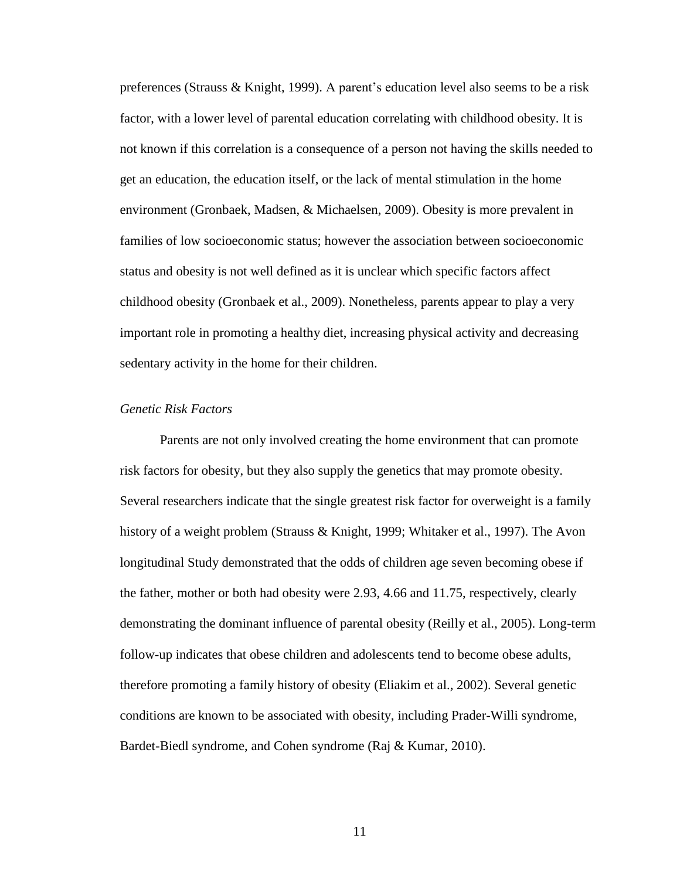preferences (Strauss & Knight, 1999). A parent's education level also seems to be a risk factor, with a lower level of parental education correlating with childhood obesity. It is not known if this correlation is a consequence of a person not having the skills needed to get an education, the education itself, or the lack of mental stimulation in the home environment (Gronbaek, Madsen, & Michaelsen, 2009). Obesity is more prevalent in families of low socioeconomic status; however the association between socioeconomic status and obesity is not well defined as it is unclear which specific factors affect childhood obesity (Gronbaek et al., 2009). Nonetheless, parents appear to play a very important role in promoting a healthy diet, increasing physical activity and decreasing sedentary activity in the home for their children.

### *Genetic Risk Factors*

Parents are not only involved creating the home environment that can promote risk factors for obesity, but they also supply the genetics that may promote obesity. Several researchers indicate that the single greatest risk factor for overweight is a family history of a weight problem (Strauss & Knight, 1999; Whitaker et al., 1997). The Avon longitudinal Study demonstrated that the odds of children age seven becoming obese if the father, mother or both had obesity were 2.93, 4.66 and 11.75, respectively, clearly demonstrating the dominant influence of parental obesity (Reilly et al., 2005). Long-term follow-up indicates that obese children and adolescents tend to become obese adults, therefore promoting a family history of obesity (Eliakim et al., 2002). Several genetic conditions are known to be associated with obesity, including Prader-Willi syndrome, Bardet-Biedl syndrome, and Cohen syndrome (Raj & Kumar, 2010).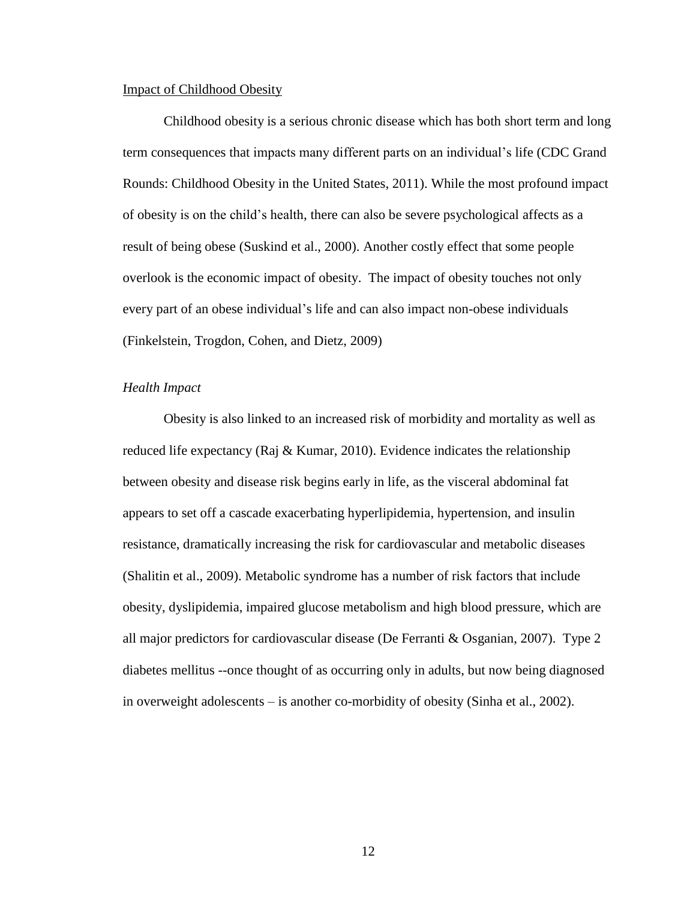Impact of Childhood Obesity

Childhood obesity is a serious chronic disease which has both short term and long term consequences that impacts many different parts on an individual's life (CDC Grand Rounds: Childhood Obesity in the United States, 2011). While the most profound impact of obesity is on the child's health, there can also be severe psychological affects as a result of being obese (Suskind et al., 2000). Another costly effect that some people overlook is the economic impact of obesity.  The impact of obesity touches not only every part of an obese individual's life and can also impact non-obese individuals (Finkelstein, Trogdon, Cohen, and Dietz, 2009)

*Health Impact*

Obesity is also linked to an increased risk of morbidity and mortality as well as reduced life expectancy (Raj & Kumar, 2010). Evidence indicates the relationship between obesity and disease risk begins early in life, as the visceral abdominal fat appears to set off a cascade exacerbating hyperlipidemia, hypertension, and insulin resistance, dramatically increasing the risk for cardiovascular and metabolic diseases (Shalitin et al., 2009). Metabolic syndrome has a number of risk factors that include obesity, dyslipidemia, impaired glucose metabolism and high blood pressure, which are all major predictors for cardiovascular disease (De Ferranti & Osganian, 2007).  Type 2 diabetes mellitus --once thought of as occurring only in adults, but now being diagnosed in overweight adolescents – is another co-morbidity of obesity (Sinha et al., 2002).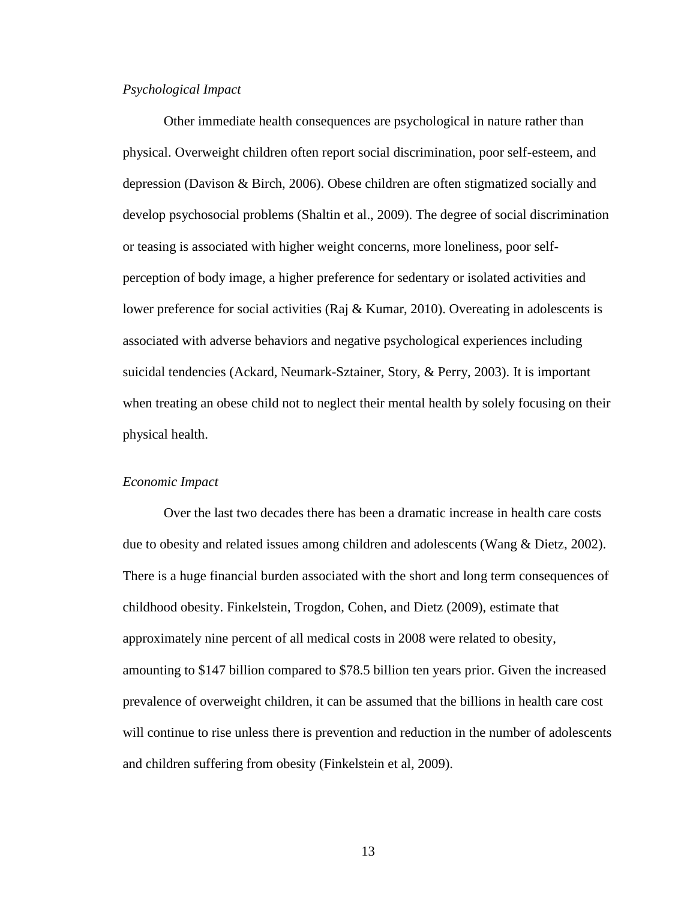*Psychological Impact*

Other immediate health consequences are psychological in nature rather than physical. Overweight children often report social discrimination, poor self-esteem, and depression (Davison & Birch, 2006). Obese children are often stigmatized socially and develop psychosocial problems (Shaltin et al., 2009). The degree of social discrimination or teasing is associated with higher weight concerns, more loneliness, poor self-perception of body image, a higher preference for sedentary or isolated activities and lower preference for social activities (Raj & Kumar, 2010). Overeating in adolescents is associated with adverse behaviors and negative psychological experiences including suicidal tendencies (Ackard, Neumark-Sztainer, Story, & Perry, 2003). It is important when treating an obese child not to neglect their mental health by solely focusing on their physical health.

*Economic Impact*

Over the last two decades there has been a dramatic increase in health care costs due to obesity and related issues among children and adolescents (Wang & Dietz, 2002). There is a huge financial burden associated with the short and long term consequences of childhood obesity. Finkelstein, Trogdon, Cohen, and Dietz (2009), estimate that approximately nine percent of all medical costs in 2008 were related to obesity, amounting to $147 billion compared to $78.5 billion ten years prior. Given the increased prevalence of overweight children, it can be assumed that the billions in health care cost will continue to rise unless there is prevention and reduction in the number of adolescents and children suffering from obesity (Finkelstein et al, 2009).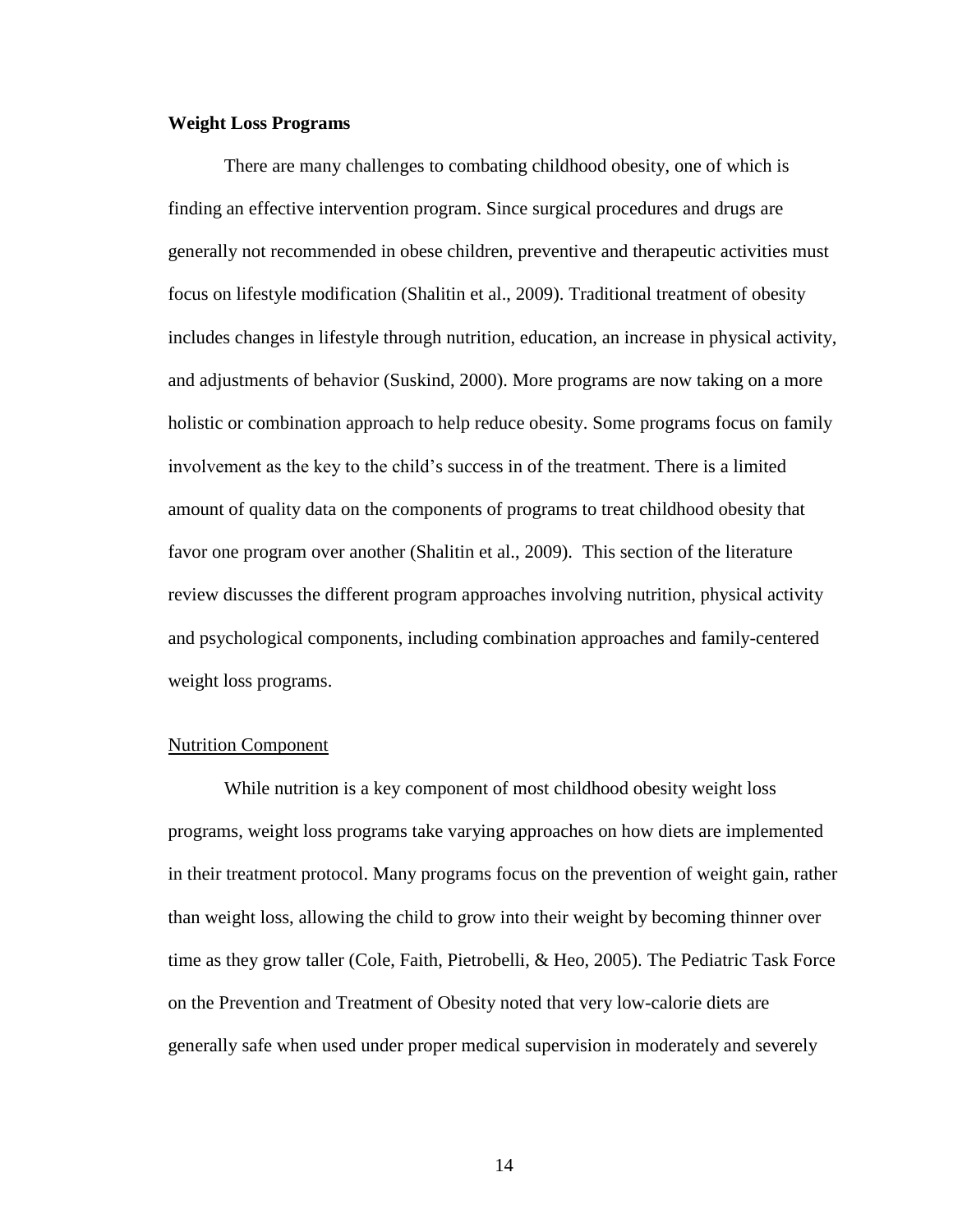**Weight Loss Programs**

There are many challenges to combating childhood obesity, one of which is finding an effective intervention program. Since surgical procedures and drugs are generally not recommended in obese children, preventive and therapeutic activities must focus on lifestyle modification (Shalitin et al., 2009). Traditional treatment of obesity includes changes in lifestyle through nutrition, education, an increase in physical activity, and adjustments of behavior (Suskind, 2000). More programs are now taking on a more holistic or combination approach to help reduce obesity. Some programs focus on family involvement as the key to the child's success in of the treatment. There is a limited amount of quality data on the components of programs to treat childhood obesity that favor one program over another (Shalitin et al., 2009). This section of the literature review discusses the different program approaches involving nutrition, physical activity and psychological components, including combination approaches and family-centered weight loss programs.

<u>Nutrition Component</u>

While nutrition is a key component of most childhood obesity weight loss programs, weight loss programs take varying approaches on how diets are implemented in their treatment protocol. Many programs focus on the prevention of weight gain, rather than weight loss, allowing the child to grow into their weight by becoming thinner over time as they grow taller (Cole, Faith, Pietrobelli, & Heo, 2005). The Pediatric Task Force on the Prevention and Treatment of Obesity noted that very low-calorie diets are generally safe when used under proper medical supervision in moderately and severely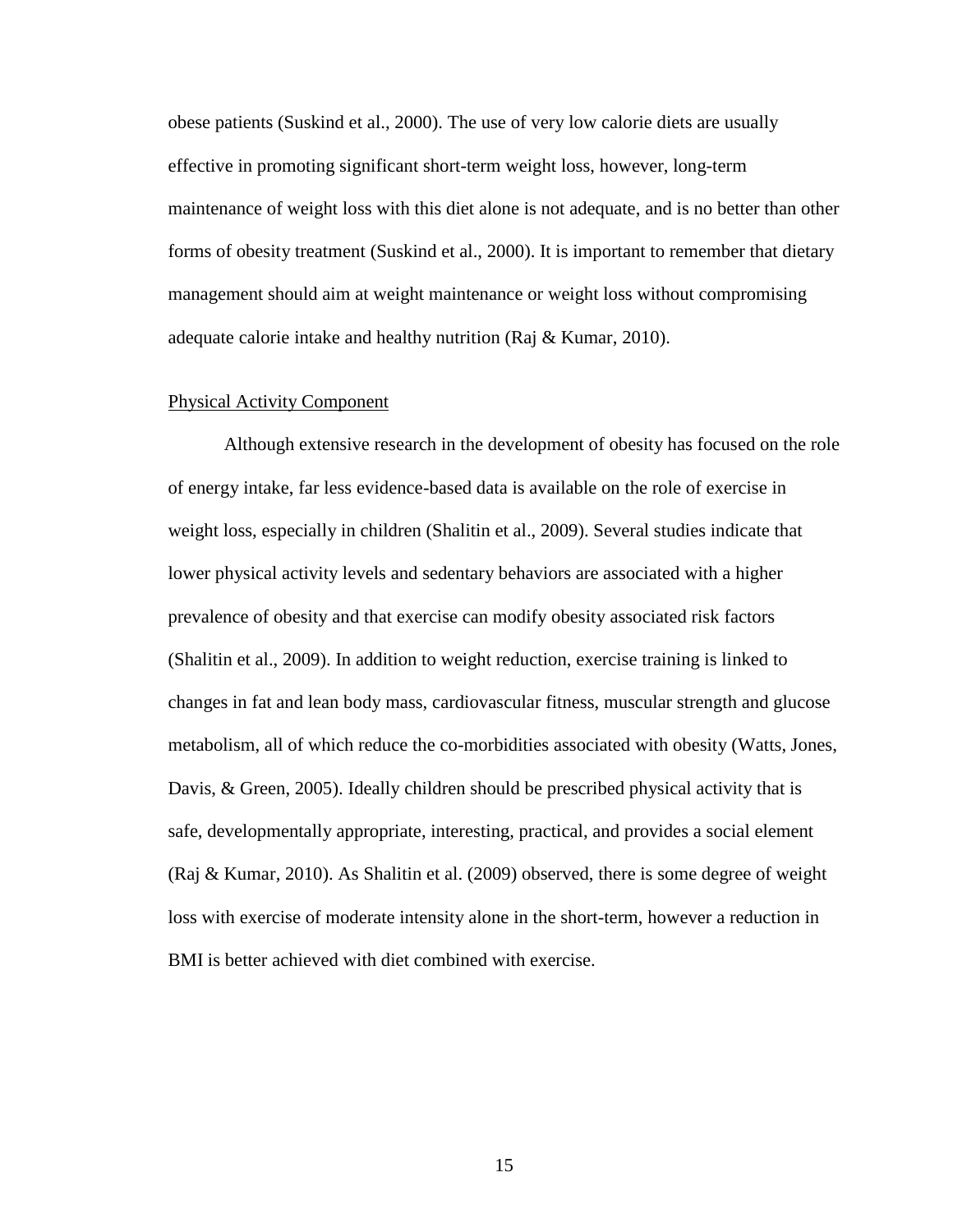obese patients (Suskind et al., 2000). The use of very low calorie diets are usually effective in promoting significant short-term weight loss, however, long-term maintenance of weight loss with this diet alone is not adequate, and is no better than other forms of obesity treatment (Suskind et al., 2000). It is important to remember that dietary management should aim at weight maintenance or weight loss without compromising adequate calorie intake and healthy nutrition (Raj & Kumar, 2010).

<u>Physical Activity Component</u>

Although extensive research in the development of obesity has focused on the role of energy intake, far less evidence-based data is available on the role of exercise in weight loss, especially in children (Shalitin et al., 2009). Several studies indicate that lower physical activity levels and sedentary behaviors are associated with a higher prevalence of obesity and that exercise can modify obesity associated risk factors (Shalitin et al., 2009). In addition to weight reduction, exercise training is linked to changes in fat and lean body mass, cardiovascular fitness, muscular strength and glucose metabolism, all of which reduce the co-morbidities associated with obesity (Watts, Jones, Davis, & Green, 2005). Ideally children should be prescribed physical activity that is safe, developmentally appropriate, interesting, practical, and provides a social element (Raj & Kumar, 2010). As Shalitin et al. (2009) observed, there is some degree of weight loss with exercise of moderate intensity alone in the short-term, however a reduction in BMI is better achieved with diet combined with exercise.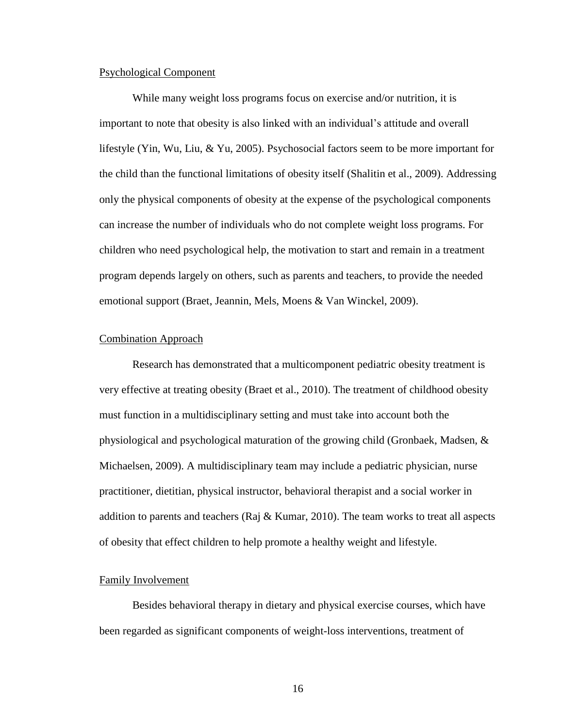## Psychological Component

While many weight loss programs focus on exercise and/or nutrition, it is important to note that obesity is also linked with an individual's attitude and overall lifestyle (Yin, Wu, Liu, & Yu, 2005). Psychosocial factors seem to be more important for the child than the functional limitations of obesity itself (Shalitin et al., 2009). Addressing only the physical components of obesity at the expense of the psychological components can increase the number of individuals who do not complete weight loss programs. For children who need psychological help, the motivation to start and remain in a treatment program depends largely on others, such as parents and teachers, to provide the needed emotional support (Braet, Jeannin, Mels, Moens & Van Winckel, 2009).

## Combination Approach

Research has demonstrated that a multicomponent pediatric obesity treatment is very effective at treating obesity (Braet et al., 2010). The treatment of childhood obesity must function in a multidisciplinary setting and must take into account both the physiological and psychological maturation of the growing child (Gronbaek, Madsen, & Michaelsen, 2009). A multidisciplinary team may include a pediatric physician, nurse practitioner, dietitian, physical instructor, behavioral therapist and a social worker in addition to parents and teachers (Raj & Kumar, 2010). The team works to treat all aspects of obesity that effect children to help promote a healthy weight and lifestyle.

## Family Involvement

Besides behavioral therapy in dietary and physical exercise courses, which have been regarded as significant components of weight-loss interventions, treatment of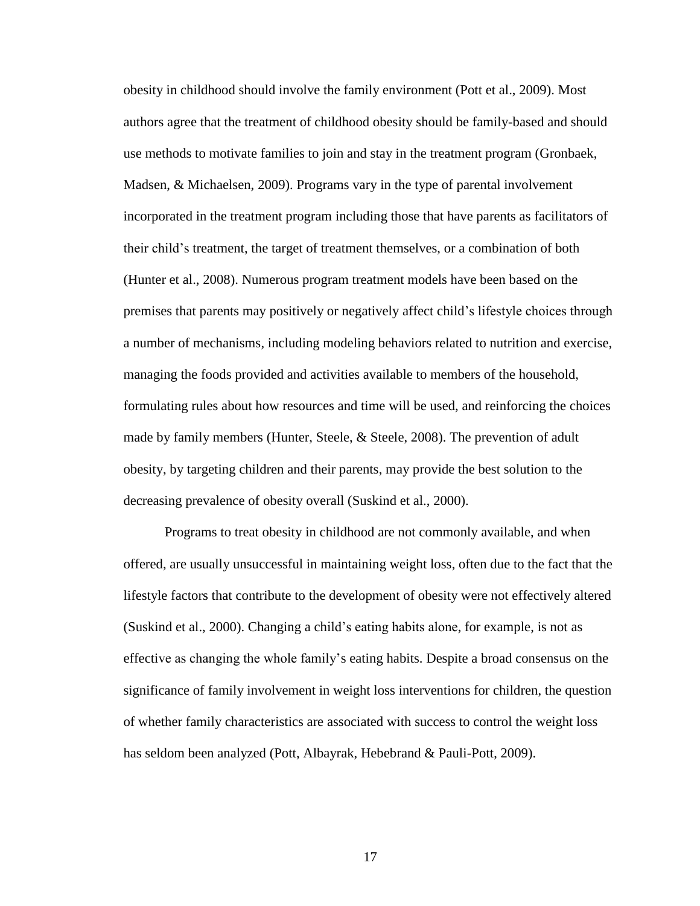obesity in childhood should involve the family environment (Pott et al., 2009). Most authors agree that the treatment of childhood obesity should be family-based and should use methods to motivate families to join and stay in the treatment program (Gronbaek, Madsen, & Michaelsen, 2009). Programs vary in the type of parental involvement incorporated in the treatment program including those that have parents as facilitators of their child's treatment, the target of treatment themselves, or a combination of both (Hunter et al., 2008). Numerous program treatment models have been based on the premises that parents may positively or negatively affect child's lifestyle choices through a number of mechanisms, including modeling behaviors related to nutrition and exercise, managing the foods provided and activities available to members of the household, formulating rules about how resources and time will be used, and reinforcing the choices made by family members (Hunter, Steele, & Steele, 2008). The prevention of adult obesity, by targeting children and their parents, may provide the best solution to the decreasing prevalence of obesity overall (Suskind et al., 2000).

Programs to treat obesity in childhood are not commonly available, and when offered, are usually unsuccessful in maintaining weight loss, often due to the fact that the lifestyle factors that contribute to the development of obesity were not effectively altered (Suskind et al., 2000). Changing a child's eating habits alone, for example, is not as effective as changing the whole family's eating habits. Despite a broad consensus on the significance of family involvement in weight loss interventions for children, the question of whether family characteristics are associated with success to control the weight loss has seldom been analyzed (Pott, Albayrak, Hebebrand & Pauli-Pott, 2009).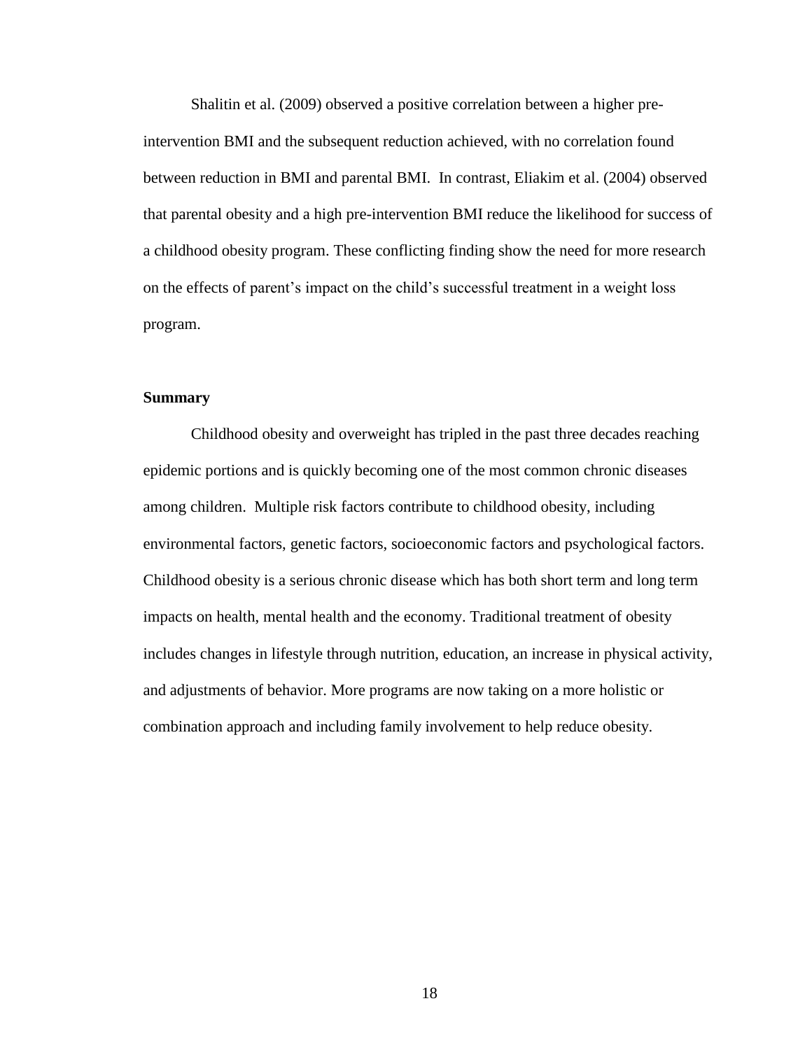Shalitin et al. (2009) observed a positive correlation between a higher pre-intervention BMI and the subsequent reduction achieved, with no correlation found between reduction in BMI and parental BMI. In contrast, Eliakim et al. (2004) observed that parental obesity and a high pre-intervention BMI reduce the likelihood for success of a childhood obesity program. These conflicting finding show the need for more research on the effects of parent's impact on the child's successful treatment in a weight loss program.

**Summary**

Childhood obesity and overweight has tripled in the past three decades reaching epidemic portions and is quickly becoming one of the most common chronic diseases among children. Multiple risk factors contribute to childhood obesity, including environmental factors, genetic factors, socioeconomic factors and psychological factors. Childhood obesity is a serious chronic disease which has both short term and long term impacts on health, mental health and the economy. Traditional treatment of obesity includes changes in lifestyle through nutrition, education, an increase in physical activity, and adjustments of behavior. More programs are now taking on a more holistic or combination approach and including family involvement to help reduce obesity.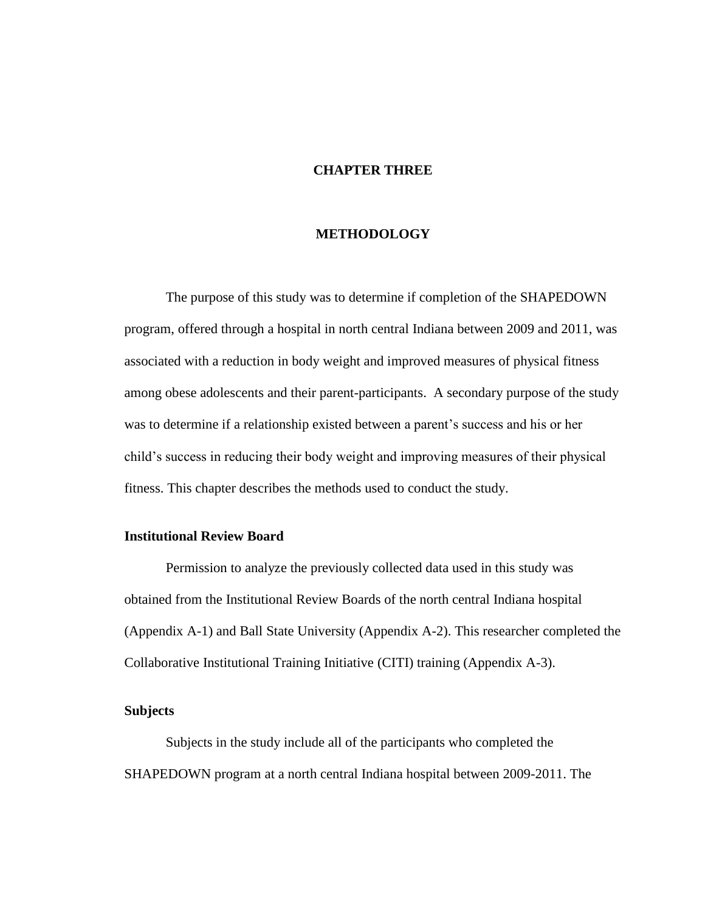# CHAPTER THREE

# METHODOLOGY

The purpose of this study was to determine if completion of the SHAPEDOWN program, offered through a hospital in north central Indiana between 2009 and 2011, was associated with a reduction in body weight and improved measures of physical fitness among obese adolescents and their parent-participants. A secondary purpose of the study was to determine if a relationship existed between a parent's success and his or her child's success in reducing their body weight and improving measures of their physical fitness. This chapter describes the methods used to conduct the study.

## Institutional Review Board

Permission to analyze the previously collected data used in this study was obtained from the Institutional Review Boards of the north central Indiana hospital (Appendix A-1) and Ball State University (Appendix A-2). This researcher completed the Collaborative Institutional Training Initiative (CITI) training (Appendix A-3).

## Subjects

Subjects in the study include all of the participants who completed the SHAPEDOWN program at a north central Indiana hospital between 2009-2011. The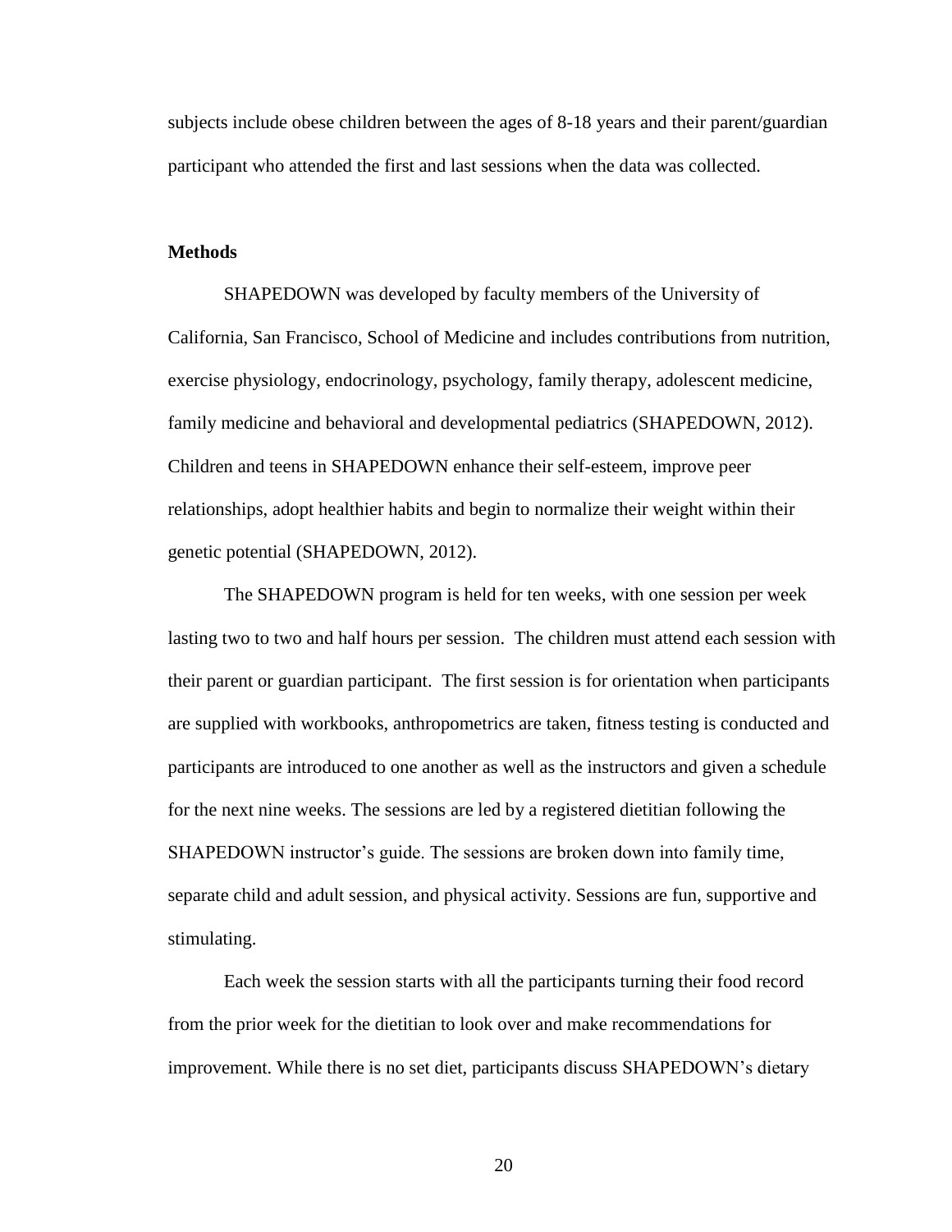subjects include obese children between the ages of 8-18 years and their parent/guardian participant who attended the first and last sessions when the data was collected.

**Methods**

SHAPEDOWN was developed by faculty members of the University of California, San Francisco, School of Medicine and includes contributions from nutrition, exercise physiology, endocrinology, psychology, family therapy, adolescent medicine, family medicine and behavioral and developmental pediatrics (SHAPEDOWN, 2012). Children and teens in SHAPEDOWN enhance their self-esteem, improve peer relationships, adopt healthier habits and begin to normalize their weight within their genetic potential (SHAPEDOWN, 2012).

The SHAPEDOWN program is held for ten weeks, with one session per week lasting two to two and half hours per session. The children must attend each session with their parent or guardian participant. The first session is for orientation when participants are supplied with workbooks, anthropometrics are taken, fitness testing is conducted and participants are introduced to one another as well as the instructors and given a schedule for the next nine weeks. The sessions are led by a registered dietitian following the SHAPEDOWN instructor's guide. The sessions are broken down into family time, separate child and adult session, and physical activity. Sessions are fun, supportive and stimulating.

Each week the session starts with all the participants turning their food record from the prior week for the dietitian to look over and make recommendations for improvement. While there is no set diet, participants discuss SHAPEDOWN's dietary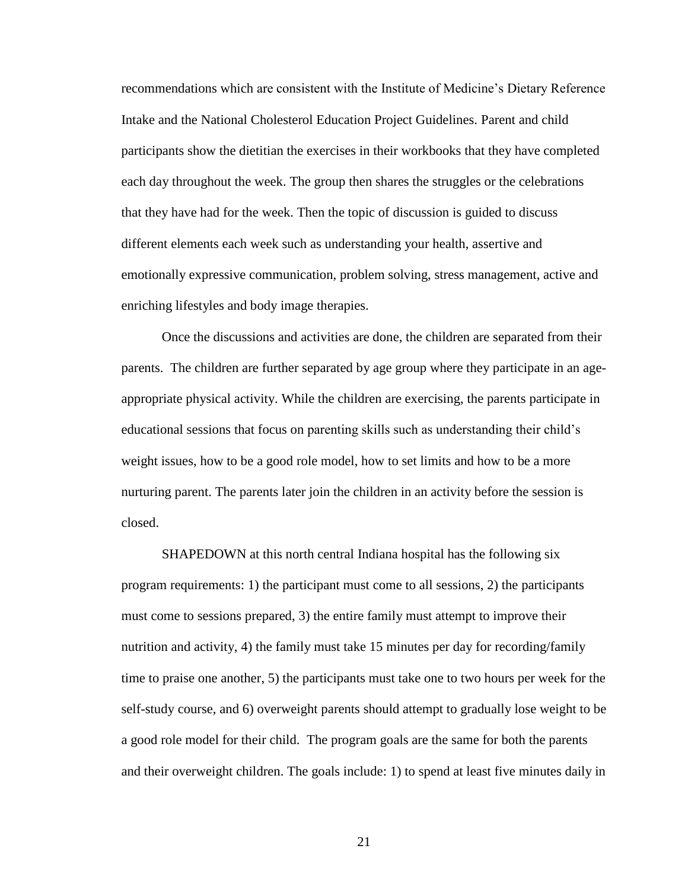recommendations which are consistent with the Institute of Medicine's Dietary Reference Intake and the National Cholesterol Education Project Guidelines. Parent and child participants show the dietitian the exercises in their workbooks that they have completed each day throughout the week. The group then shares the struggles or the celebrations that they have had for the week. Then the topic of discussion is guided to discuss different elements each week such as understanding your health, assertive and emotionally expressive communication, problem solving, stress management, active and enriching lifestyles and body image therapies.

Once the discussions and activities are done, the children are separated from their parents. The children are further separated by age group where they participate in an age-appropriate physical activity. While the children are exercising, the parents participate in educational sessions that focus on parenting skills such as understanding their child's weight issues, how to be a good role model, how to set limits and how to be a more nurturing parent. The parents later join the children in an activity before the session is closed.

SHAPEDOWN at this north central Indiana hospital has the following six program requirements: 1) the participant must come to all sessions, 2) the participants must come to sessions prepared, 3) the entire family must attempt to improve their nutrition and activity, 4) the family must take 15 minutes per day for recording/family time to praise one another, 5) the participants must take one to two hours per week for the self-study course, and 6) overweight parents should attempt to gradually lose weight to be a good role model for their child. The program goals are the same for both the parents and their overweight children. The goals include: 1) to spend at least five minutes daily in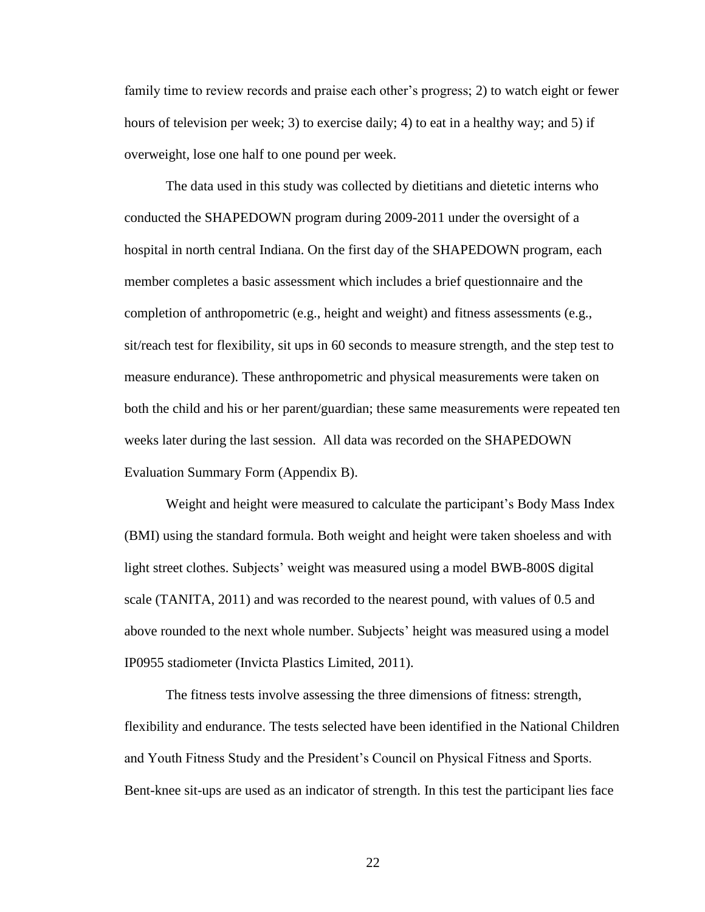family time to review records and praise each other's progress; 2) to watch eight or fewer hours of television per week; 3) to exercise daily; 4) to eat in a healthy way; and 5) if overweight, lose one half to one pound per week.

The data used in this study was collected by dietitians and dietetic interns who conducted the SHAPEDOWN program during 2009-2011 under the oversight of a hospital in north central Indiana. On the first day of the SHAPEDOWN program, each member completes a basic assessment which includes a brief questionnaire and the completion of anthropometric (e.g., height and weight) and fitness assessments (e.g., sit/reach test for flexibility, sit ups in 60 seconds to measure strength, and the step test to measure endurance). These anthropometric and physical measurements were taken on both the child and his or her parent/guardian; these same measurements were repeated ten weeks later during the last session. All data was recorded on the SHAPEDOWN Evaluation Summary Form (Appendix B).

Weight and height were measured to calculate the participant's Body Mass Index (BMI) using the standard formula. Both weight and height were taken shoeless and with light street clothes. Subjects' weight was measured using a model BWB-800S digital scale (TANITA, 2011) and was recorded to the nearest pound, with values of 0.5 and above rounded to the next whole number. Subjects' height was measured using a model IP0955 stadiometer (Invicta Plastics Limited, 2011).

The fitness tests involve assessing the three dimensions of fitness: strength, flexibility and endurance. The tests selected have been identified in the National Children and Youth Fitness Study and the President's Council on Physical Fitness and Sports. Bent-knee sit-ups are used as an indicator of strength. In this test the participant lies face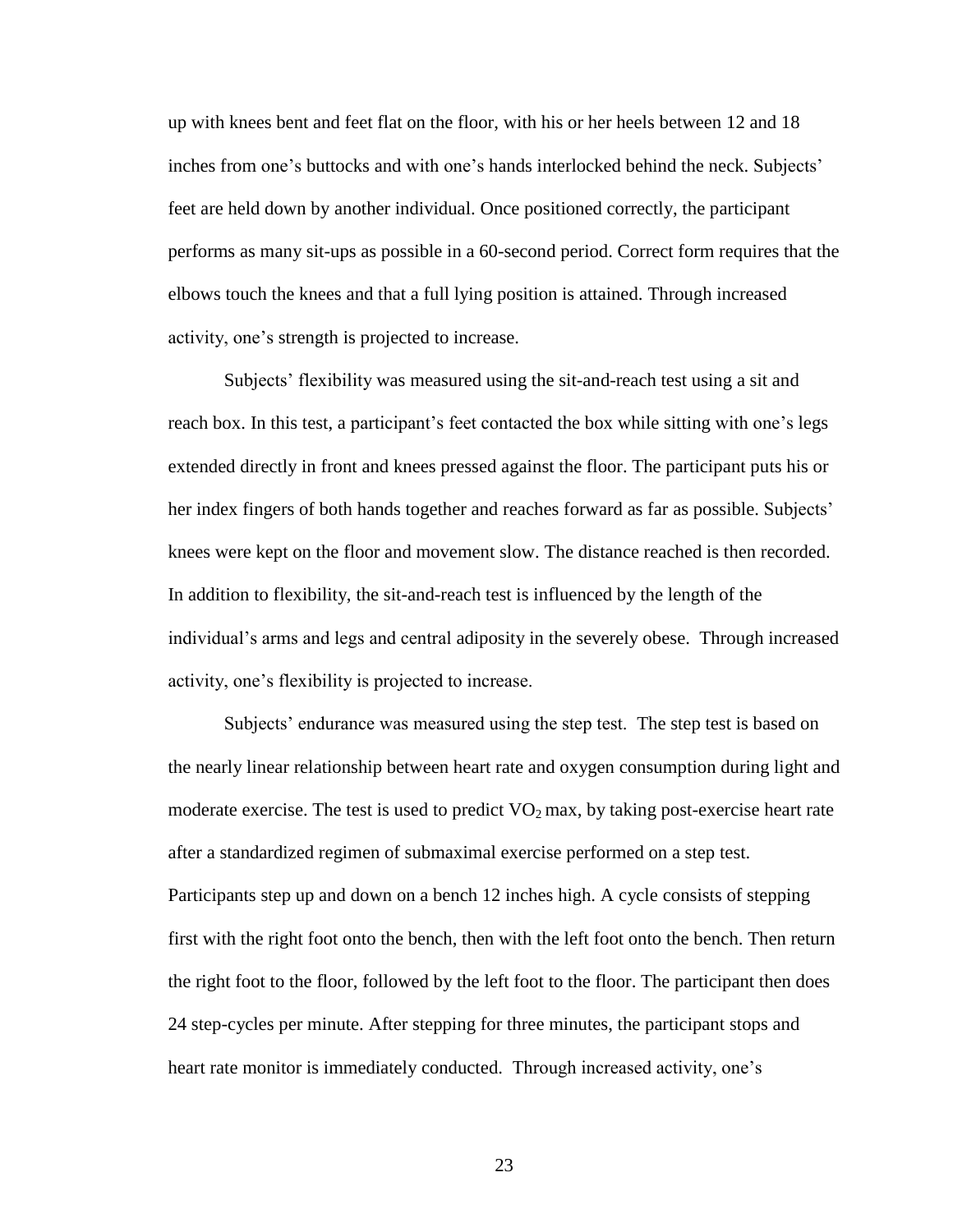up with knees bent and feet flat on the floor, with his or her heels between 12 and 18 inches from one's buttocks and with one's hands interlocked behind the neck. Subjects' feet are held down by another individual. Once positioned correctly, the participant performs as many sit-ups as possible in a 60-second period. Correct form requires that the elbows touch the knees and that a full lying position is attained. Through increased activity, one's strength is projected to increase.

Subjects' flexibility was measured using the sit-and-reach test using a sit and reach box. In this test, a participant's feet contacted the box while sitting with one's legs extended directly in front and knees pressed against the floor. The participant puts his or her index fingers of both hands together and reaches forward as far as possible. Subjects' knees were kept on the floor and movement slow. The distance reached is then recorded. In addition to flexibility, the sit-and-reach test is influenced by the length of the individual's arms and legs and central adiposity in the severely obese. Through increased activity, one's flexibility is projected to increase.

Subjects' endurance was measured using the step test. The step test is based on the nearly linear relationship between heart rate and oxygen consumption during light and moderate exercise. The test is used to predict $VO_2$ max, by taking post-exercise heart rate after a standardized regimen of submaximal exercise performed on a step test. Participants step up and down on a bench 12 inches high. A cycle consists of stepping first with the right foot onto the bench, then with the left foot onto the bench. Then return the right foot to the floor, followed by the left foot to the floor. The participant then does 24 step-cycles per minute. After stepping for three minutes, the participant stops and heart rate monitor is immediately conducted. Through increased activity, one's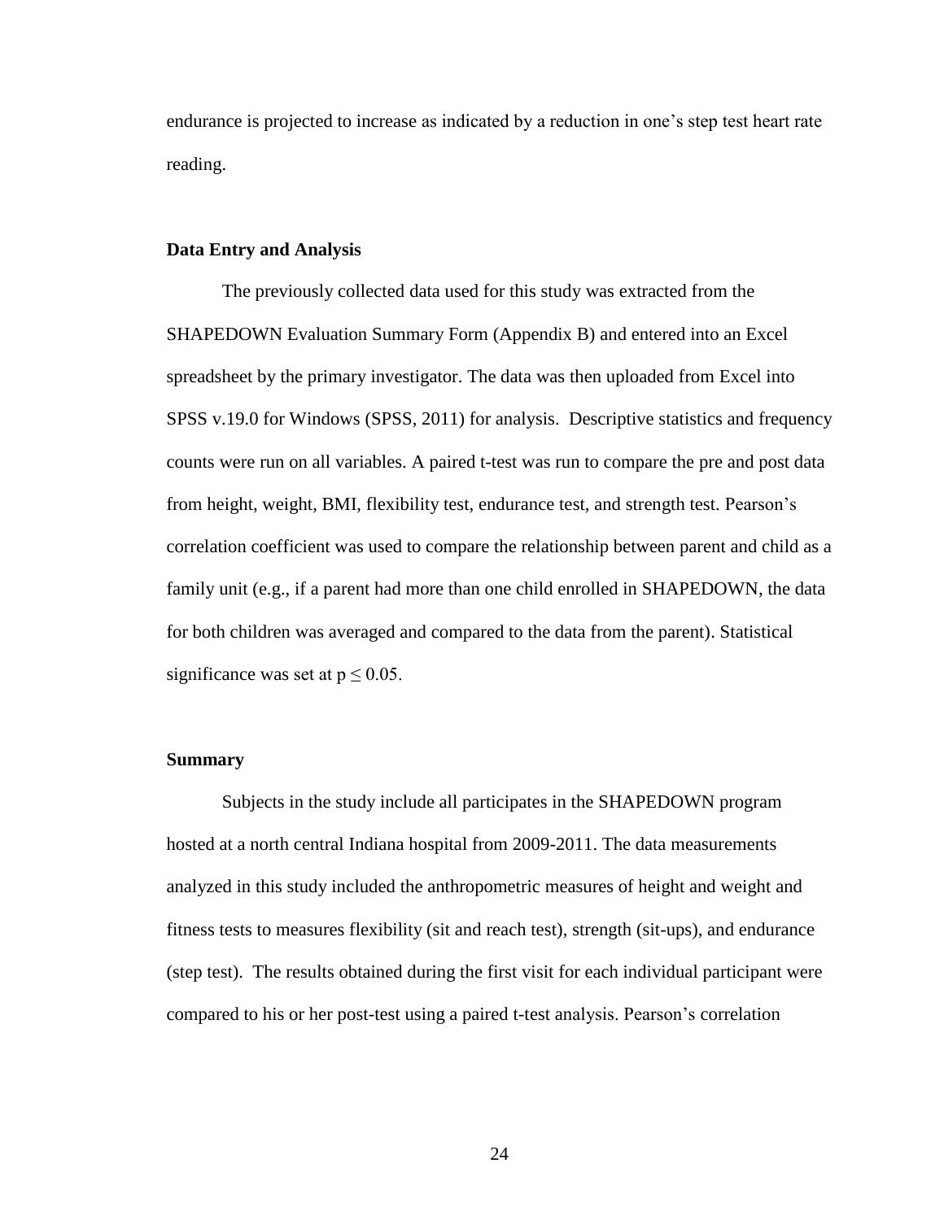endurance is projected to increase as indicated by a reduction in one's step test heart rate reading.

### Data Entry and Analysis

The previously collected data used for this study was extracted from the SHAPEDOWN Evaluation Summary Form (Appendix B) and entered into an Excel spreadsheet by the primary investigator. The data was then uploaded from Excel into SPSS v.19.0 for Windows (SPSS, 2011) for analysis. Descriptive statistics and frequency counts were run on all variables. A paired t-test was run to compare the pre and post data from height, weight, BMI, flexibility test, endurance test, and strength test. Pearson's correlation coefficient was used to compare the relationship between parent and child as a family unit (e.g., if a parent had more than one child enrolled in SHAPEDOWN, the data for both children was averaged and compared to the data from the parent). Statistical significance was set at $p \leq 0.05$.

### Summary

Subjects in the study include all participates in the SHAPEDOWN program hosted at a north central Indiana hospital from 2009-2011. The data measurements analyzed in this study included the anthropometric measures of height and weight and fitness tests to measures flexibility (sit and reach test), strength (sit-ups), and endurance (step test). The results obtained during the first visit for each individual participant were compared to his or her post-test using a paired t-test analysis. Pearson's correlation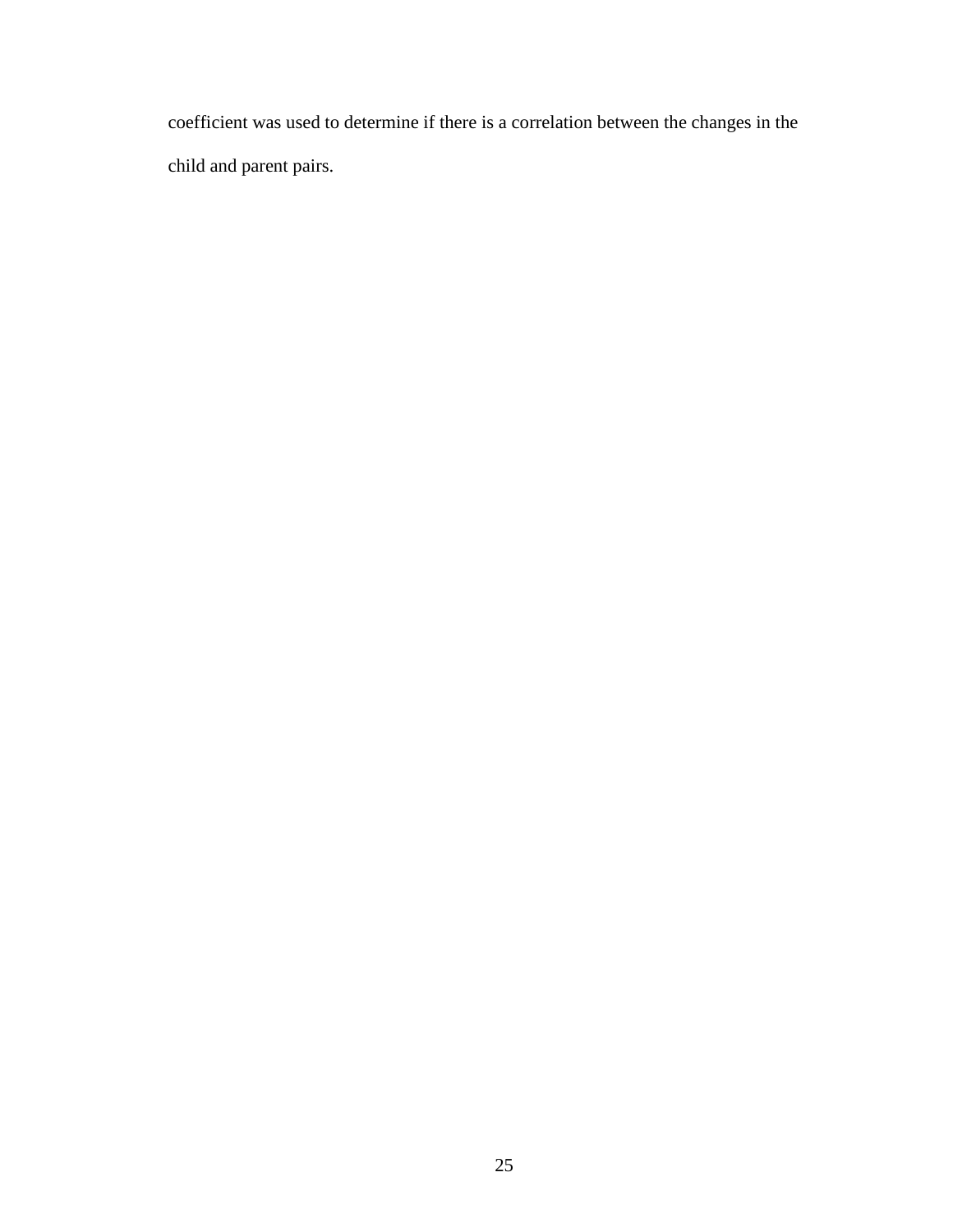coefficient was used to determine if there is a correlation between the changes in the child and parent pairs.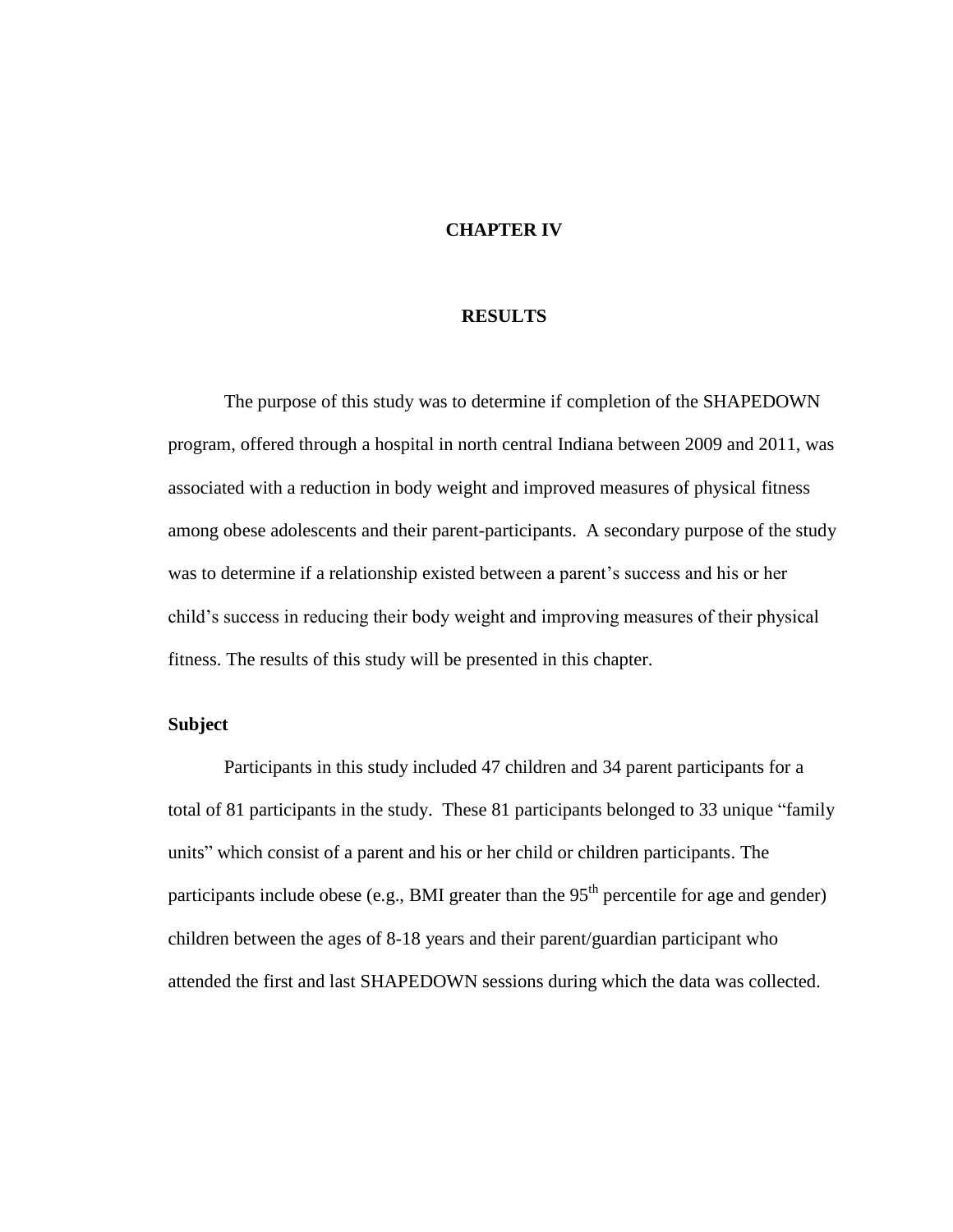# CHAPTER IV

# RESULTS

The purpose of this study was to determine if completion of the SHAPEDOWN program, offered through a hospital in north central Indiana between 2009 and 2011, was associated with a reduction in body weight and improved measures of physical fitness among obese adolescents and their parent-participants. A secondary purpose of the study was to determine if a relationship existed between a parent's success and his or her child's success in reducing their body weight and improving measures of their physical fitness. The results of this study will be presented in this chapter.

## Subject

Participants in this study included 47 children and 34 parent participants for a total of 81 participants in the study. These 81 participants belonged to 33 unique "family units" which consist of a parent and his or her child or children participants. The participants include obese (e.g., BMI greater than the $95^{th}$ percentile for age and gender) children between the ages of 8-18 years and their parent/guardian participant who attended the first and last SHAPEDOWN sessions during which the data was collected.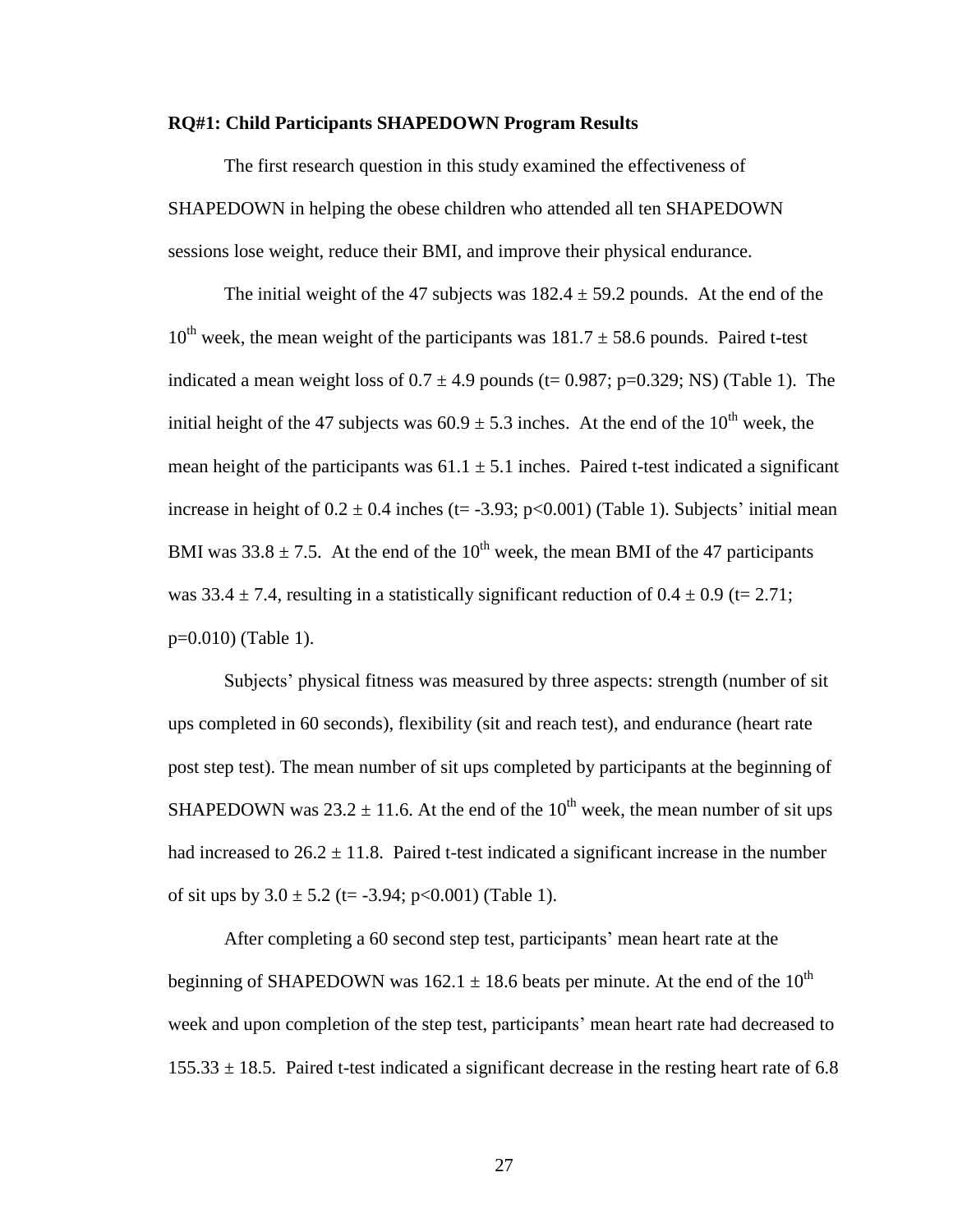**RQ#1: Child Participants SHAPEDOWN Program Results**

The first research question in this study examined the effectiveness of SHAPEDOWN in helping the obese children who attended all ten SHAPEDOWN sessions lose weight, reduce their BMI, and improve their physical endurance.

The initial weight of the 47 subjects was $182.4 \pm 59.2$ pounds. At the end of the $10^{th}$ week, the mean weight of the participants was $181.7 \pm 58.6$ pounds. Paired t-test indicated a mean weight loss of $0.7 \pm 4.9$ pounds ($t = 0.987$; $p = 0.329$; NS) (Table 1). The initial height of the 47 subjects was $60.9 \pm 5.3$ inches. At the end of the $10^{th}$ week, the mean height of the participants was $61.1 \pm 5.1$ inches. Paired t-test indicated a significant increase in height of $0.2 \pm 0.4$ inches ($t = -3.93$; $p < 0.001$) (Table 1). Subjects' initial mean BMI was $33.8 \pm 7.5$. At the end of the $10^{th}$ week, the mean BMI of the 47 participants was $33.4 \pm 7.4$, resulting in a statistically significant reduction of $0.4 \pm 0.9$ ($t = 2.71$; $p = 0.010$) (Table 1).

Subjects' physical fitness was measured by three aspects: strength (number of sit ups completed in 60 seconds), flexibility (sit and reach test), and endurance (heart rate post step test). The mean number of sit ups completed by participants at the beginning of SHAPEDOWN was $23.2 \pm 11.6$. At the end of the $10^{th}$ week, the mean number of sit ups had increased to $26.2 \pm 11.8$. Paired t-test indicated a significant increase in the number of sit ups by $3.0 \pm 5.2$ ($t = -3.94$; $p < 0.001$) (Table 1).

After completing a 60 second step test, participants' mean heart rate at the beginning of SHAPEDOWN was $162.1 \pm 18.6$ beats per minute. At the end of the $10^{th}$ week and upon completion of the step test, participants' mean heart rate had decreased to $155.33 \pm 18.5$. Paired t-test indicated a significant decrease in the resting heart rate of 6.8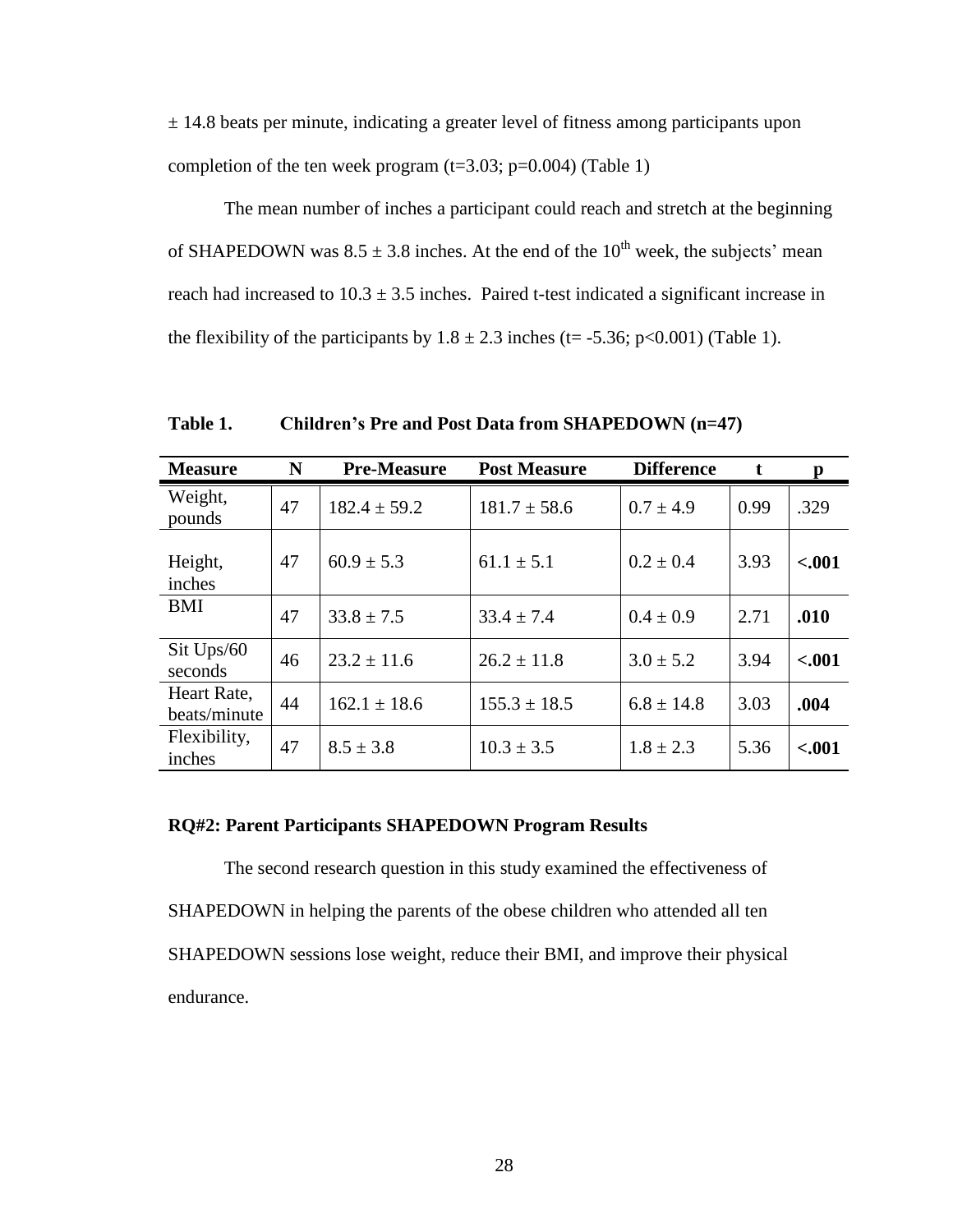± 14.8 beats per minute, indicating a greater level of fitness among participants upon completion of the ten week program ($t=3.03$; $p=0.004$) (Table 1)

The mean number of inches a participant could reach and stretch at the beginning of SHAPEDOWN was 8.5 ± 3.8 inches. At the end of the 10th week, the subjects' mean reach had increased to 10.3 ± 3.5 inches. Paired t-test indicated a significant increase in the flexibility of the participants by 1.8 ± 2.3 inches ($t= -5.36$; $p<0.001$) (Table 1).

**Table 1. Children's Pre and Post Data from SHAPEDOWN (n=47)**

| Measure | N | Pre-Measure | Post Measure | Difference | t | p |
|---|---|---|---|---|---|---|
| Weight, pounds | 47 | 182.4 ± 59.2 | 181.7 ± 58.6 | 0.7 ± 4.9 | 0.99 | .329 |
| Height, inches | 47 | 60.9 ± 5.3 | 61.1 ± 5.1 | 0.2 ± 0.4 | 3.93 | **<.001** |
| BMI | 47 | 33.8 ± 7.5 | 33.4 ± 7.4 | 0.4 ± 0.9 | 2.71 | **.010** |
| Sit Ups/60 seconds | 46 | 23.2 ± 11.6 | 26.2 ± 11.8 | 3.0 ± 5.2 | 3.94 | **<.001** |
| Heart Rate, beats/minute | 44 | 162.1 ± 18.6 | 155.3 ± 18.5 | 6.8 ± 14.8 | 3.03 | **.004** |
| Flexibility, inches | 47 | 8.5 ± 3.8 | 10.3 ± 3.5 | 1.8 ± 2.3 | 5.36 | **<.001** |

### RQ#2: Parent Participants SHAPEDOWN Program Results

The second research question in this study examined the effectiveness of SHAPEDOWN in helping the parents of the obese children who attended all ten SHAPEDOWN sessions lose weight, reduce their BMI, and improve their physical endurance.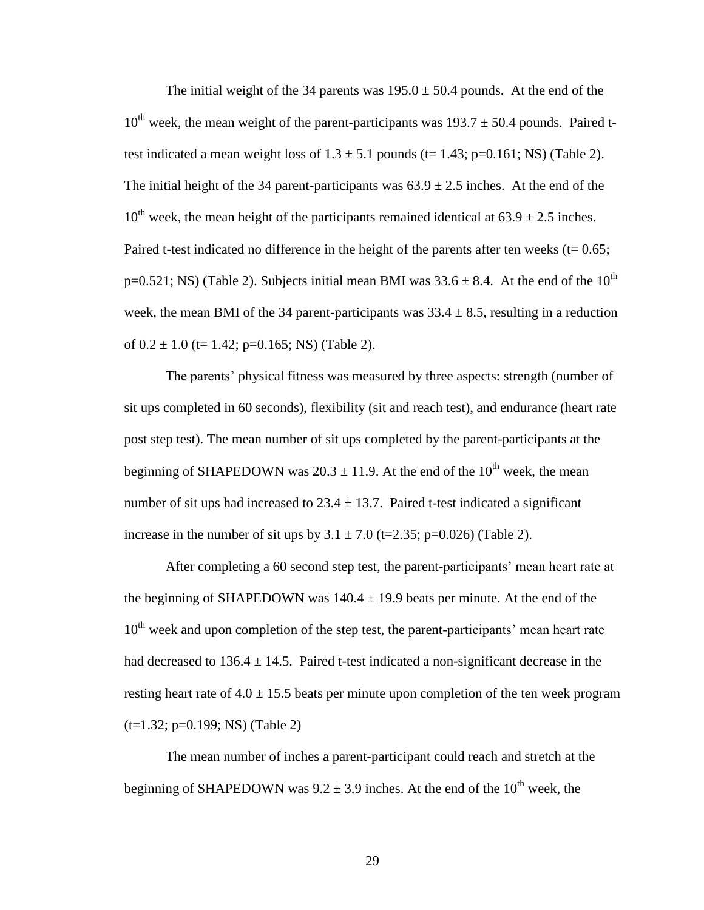The initial weight of the 34 parents was $195.0 \pm 50.4$ pounds. At the end of the $10^{th}$ week, the mean weight of the parent-participants was $193.7 \pm 50.4$ pounds. Paired t-test indicated a mean weight loss of $1.3 \pm 5.1$ pounds (t= 1.43; p=0.161; NS) (Table 2). The initial height of the 34 parent-participants was $63.9 \pm 2.5$ inches. At the end of the $10^{th}$ week, the mean height of the participants remained identical at $63.9 \pm 2.5$ inches. Paired t-test indicated no difference in the height of the parents after ten weeks (t= 0.65; p=0.521; NS) (Table 2). Subjects initial mean BMI was $33.6 \pm 8.4$. At the end of the $10^{th}$ week, the mean BMI of the 34 parent-participants was $33.4 \pm 8.5$, resulting in a reduction of $0.2 \pm 1.0$ (t= 1.42; p=0.165; NS) (Table 2).

The parents' physical fitness was measured by three aspects: strength (number of sit ups completed in 60 seconds), flexibility (sit and reach test), and endurance (heart rate post step test). The mean number of sit ups completed by the parent-participants at the beginning of SHAPEDOWN was $20.3 \pm 11.9$. At the end of the $10^{th}$ week, the mean number of sit ups had increased to $23.4 \pm 13.7$. Paired t-test indicated a significant increase in the number of sit ups by $3.1 \pm 7.0$ (t=2.35; p=0.026) (Table 2).

After completing a 60 second step test, the parent-participants' mean heart rate at the beginning of SHAPEDOWN was $140.4 \pm 19.9$ beats per minute. At the end of the $10^{th}$ week and upon completion of the step test, the parent-participants' mean heart rate had decreased to $136.4 \pm 14.5$. Paired t-test indicated a non-significant decrease in the resting heart rate of $4.0 \pm 15.5$ beats per minute upon completion of the ten week program (t=1.32; p=0.199; NS) (Table 2)

The mean number of inches a parent-participant could reach and stretch at the beginning of SHAPEDOWN was $9.2 \pm 3.9$ inches. At the end of the $10^{th}$ week, the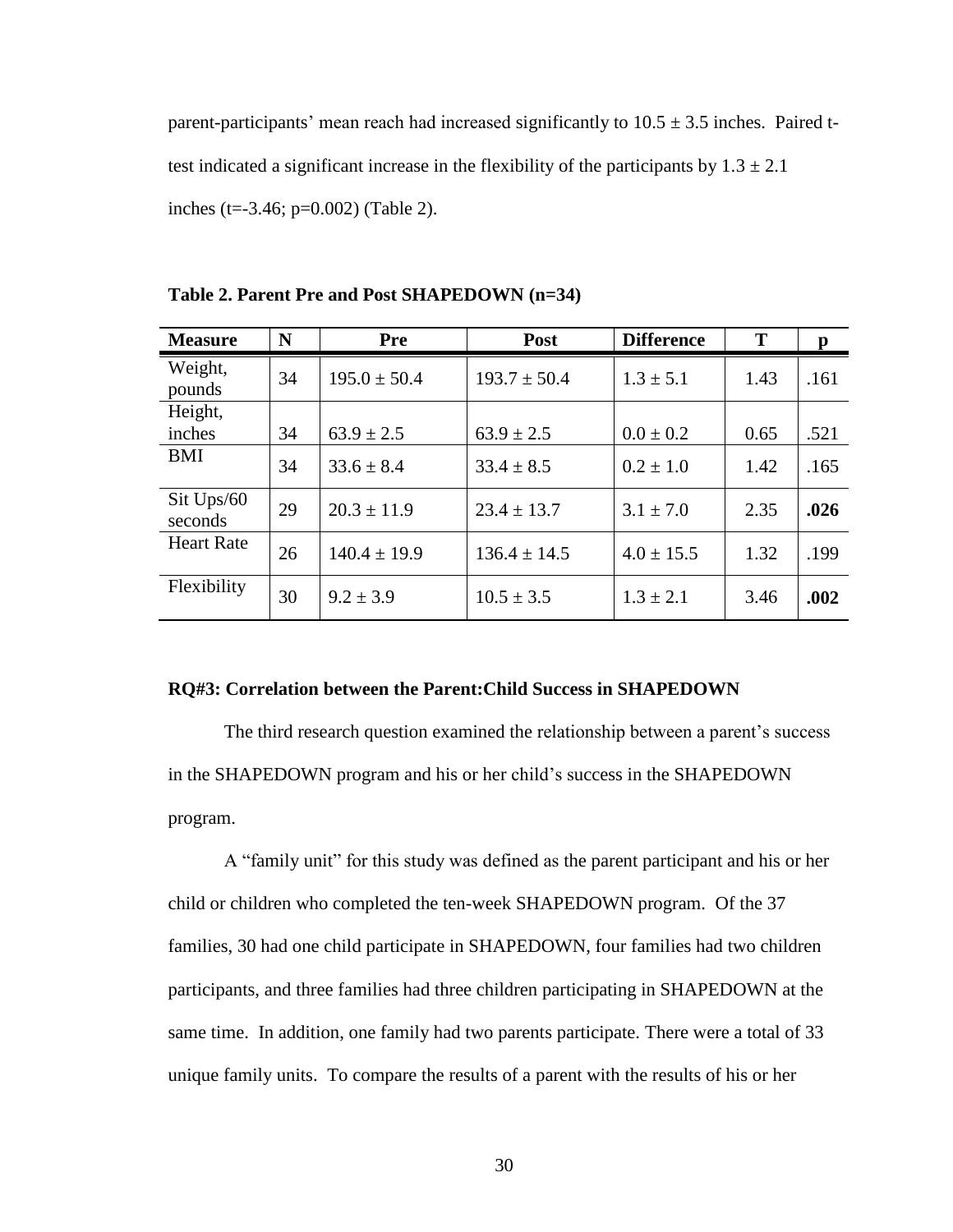parent-participants' mean reach had increased significantly to 10.5 ± 3.5 inches. Paired t-test indicated a significant increase in the flexibility of the participants by 1.3 ± 2.1 inches ($t=-3.46$; $p=0.002$) (Table 2).

**Table 2. Parent Pre and Post SHAPEDOWN (n=34)**

| Measure | N | Pre | Post | Difference | T | p |
|---|---|---|---|---|---|---|
| Weight, pounds | 34 | 195.0 ± 50.4 | 193.7 ± 50.4 | 1.3 ± 5.1 | 1.43 | .161 |
| Height, inches | 34 | 63.9 ± 2.5 | 63.9 ± 2.5 | 0.0 ± 0.2 | 0.65 | .521 |
| BMI | 34 | 33.6 ± 8.4 | 33.4 ± 8.5 | 0.2 ± 1.0 | 1.42 | .165 |
| Sit Ups/60 seconds | 29 | 20.3 ± 11.9 | 23.4 ± 13.7 | 3.1 ± 7.0 | 2.35 | **.026** |
| Heart Rate | 26 | 140.4 ± 19.9 | 136.4 ± 14.5 | 4.0 ± 15.5 | 1.32 | .199 |
| Flexibility | 30 | 9.2 ± 3.9 | 10.5 ± 3.5 | 1.3 ± 2.1 | 3.46 | **.002** |

### RQ#3: Correlation between the Parent:Child Success in SHAPEDOWN

The third research question examined the relationship between a parent's success in the SHAPEDOWN program and his or her child's success in the SHAPEDOWN program.

A "family unit" for this study was defined as the parent participant and his or her child or children who completed the ten-week SHAPEDOWN program. Of the 37 families, 30 had one child participate in SHAPEDOWN, four families had two children participants, and three families had three children participating in SHAPEDOWN at the same time. In addition, one family had two parents participate. There were a total of 33 unique family units. To compare the results of a parent with the results of his or her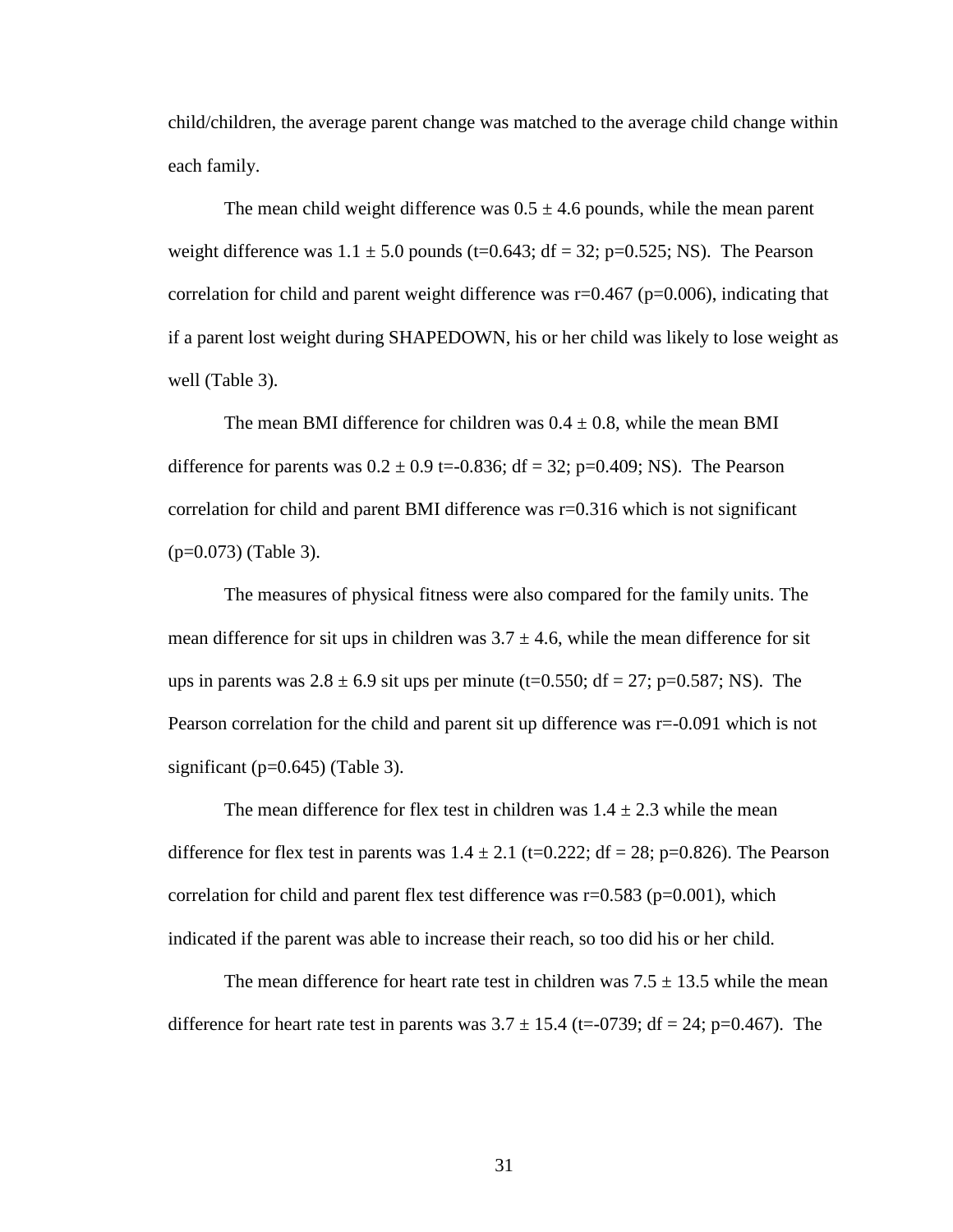child/children, the average parent change was matched to the average child change within each family.

The mean child weight difference was $0.5 \pm 4.6$ pounds, while the mean parent weight difference was $1.1 \pm 5.0$ pounds ($t=0.643$; $df = 32$; $p=0.525$; NS). The Pearson correlation for child and parent weight difference was $r=0.467$ ($p=0.006$), indicating that if a parent lost weight during SHAPEDOWN, his or her child was likely to lose weight as well (Table 3).

The mean BMI difference for children was $0.4 \pm 0.8$, while the mean BMI difference for parents was $0.2 \pm 0.9$ $t=-0.836$; $df = 32$; $p=0.409$; NS). The Pearson correlation for child and parent BMI difference was $r=0.316$ which is not significant ($p=0.073$) (Table 3).

The measures of physical fitness were also compared for the family units. The mean difference for sit ups in children was $3.7 \pm 4.6$, while the mean difference for sit ups in parents was $2.8 \pm 6.9$ sit ups per minute ($t=0.550$; $df = 27$; $p=0.587$; NS). The Pearson correlation for the child and parent sit up difference was $r=-0.091$ which is not significant ($p=0.645$) (Table 3).

The mean difference for flex test in children was $1.4 \pm 2.3$ while the mean difference for flex test in parents was $1.4 \pm 2.1$ ($t=0.222$; $df = 28$; $p=0.826$). The Pearson correlation for child and parent flex test difference was $r=0.583$ ($p=0.001$), which indicated if the parent was able to increase their reach, so too did his or her child.

The mean difference for heart rate test in children was $7.5 \pm 13.5$ while the mean difference for heart rate test in parents was $3.7 \pm 15.4$ ($t=-0739$; $df = 24$; $p=0.467$). The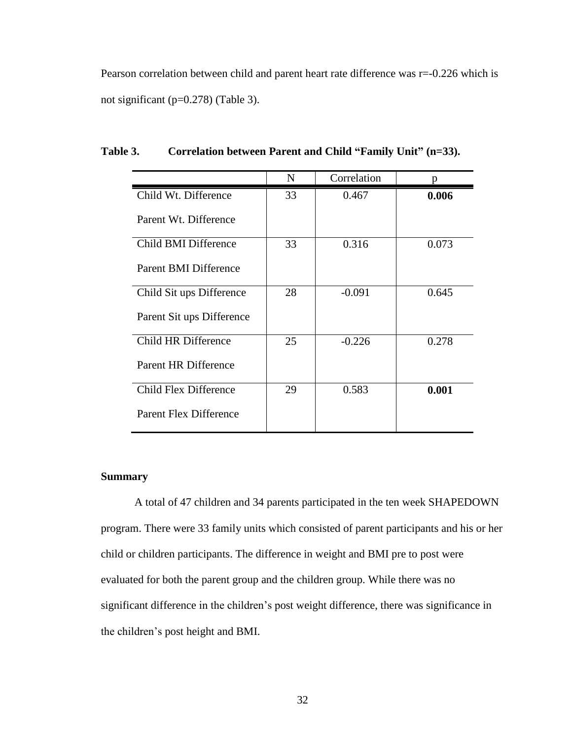Pearson correlation between child and parent heart rate difference was r=-0.226 which is not significant (p=0.278) (Table 3).

**Table 3. Correlation between Parent and Child "Family Unit" (n=33).**

| | N | Correlation | p |
|---|---|---|---|
| Child Wt. Difference<br>Parent Wt. Difference | 33 | 0.467 | **0.006** |
| Child BMI Difference<br>Parent BMI Difference | 33 | 0.316 | 0.073 |
| Child Sit ups Difference<br>Parent Sit ups Difference | 28 | -0.091 | 0.645 |
| Child HR Difference<br>Parent HR Difference | 25 | -0.226 | 0.278 |
| Child Flex Difference<br>Parent Flex Difference | 29 | 0.583 | **0.001** |

### Summary

A total of 47 children and 34 parents participated in the ten week SHAPEDOWN program. There were 33 family units which consisted of parent participants and his or her child or children participants. The difference in weight and BMI pre to post were evaluated for both the parent group and the children group. While there was no significant difference in the children's post weight difference, there was significance in the children's post height and BMI.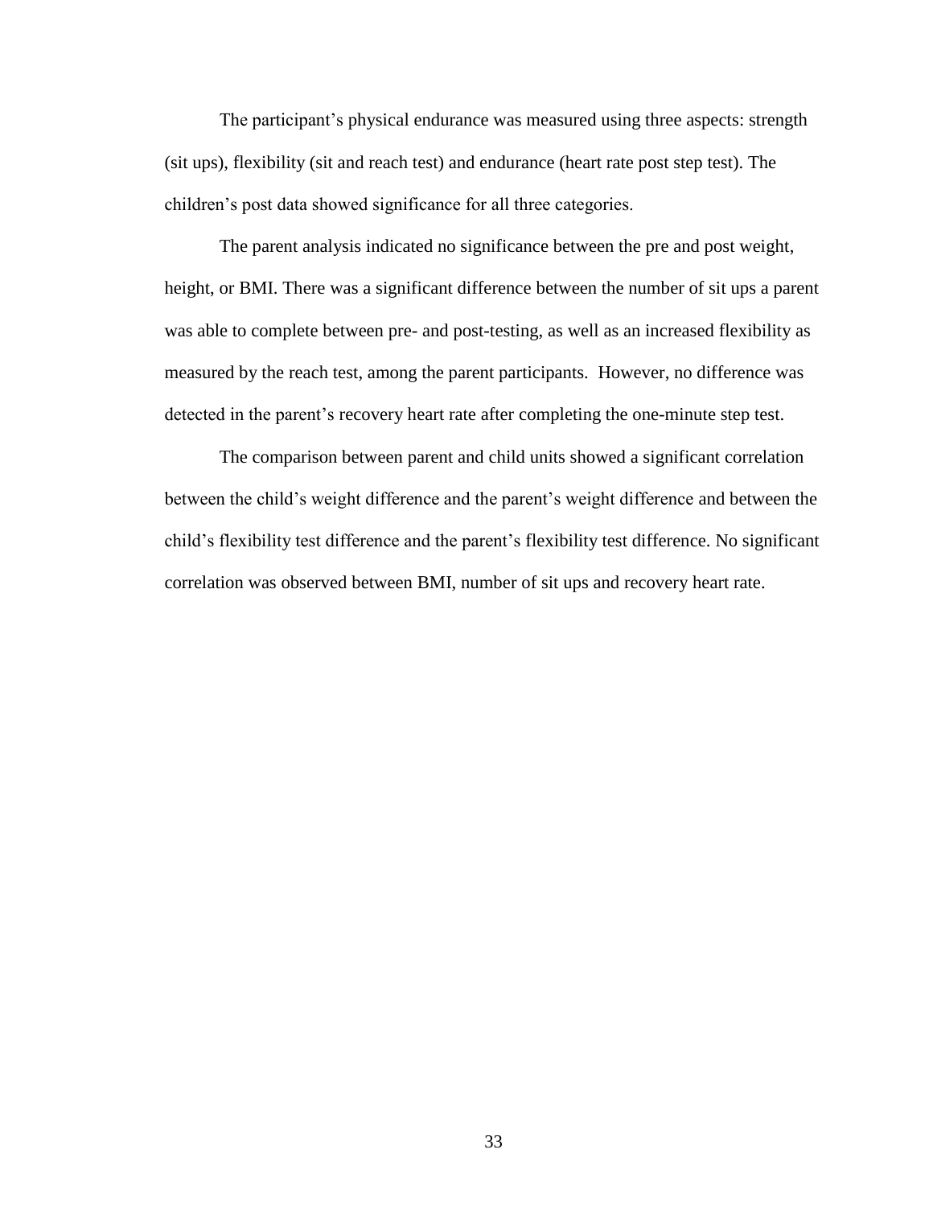The participant's physical endurance was measured using three aspects: strength (sit ups), flexibility (sit and reach test) and endurance (heart rate post step test). The children's post data showed significance for all three categories.

The parent analysis indicated no significance between the pre and post weight, height, or BMI. There was a significant difference between the number of sit ups a parent was able to complete between pre- and post-testing, as well as an increased flexibility as measured by the reach test, among the parent participants. However, no difference was detected in the parent's recovery heart rate after completing the one-minute step test.

The comparison between parent and child units showed a significant correlation between the child's weight difference and the parent's weight difference and between the child's flexibility test difference and the parent's flexibility test difference. No significant correlation was observed between BMI, number of sit ups and recovery heart rate.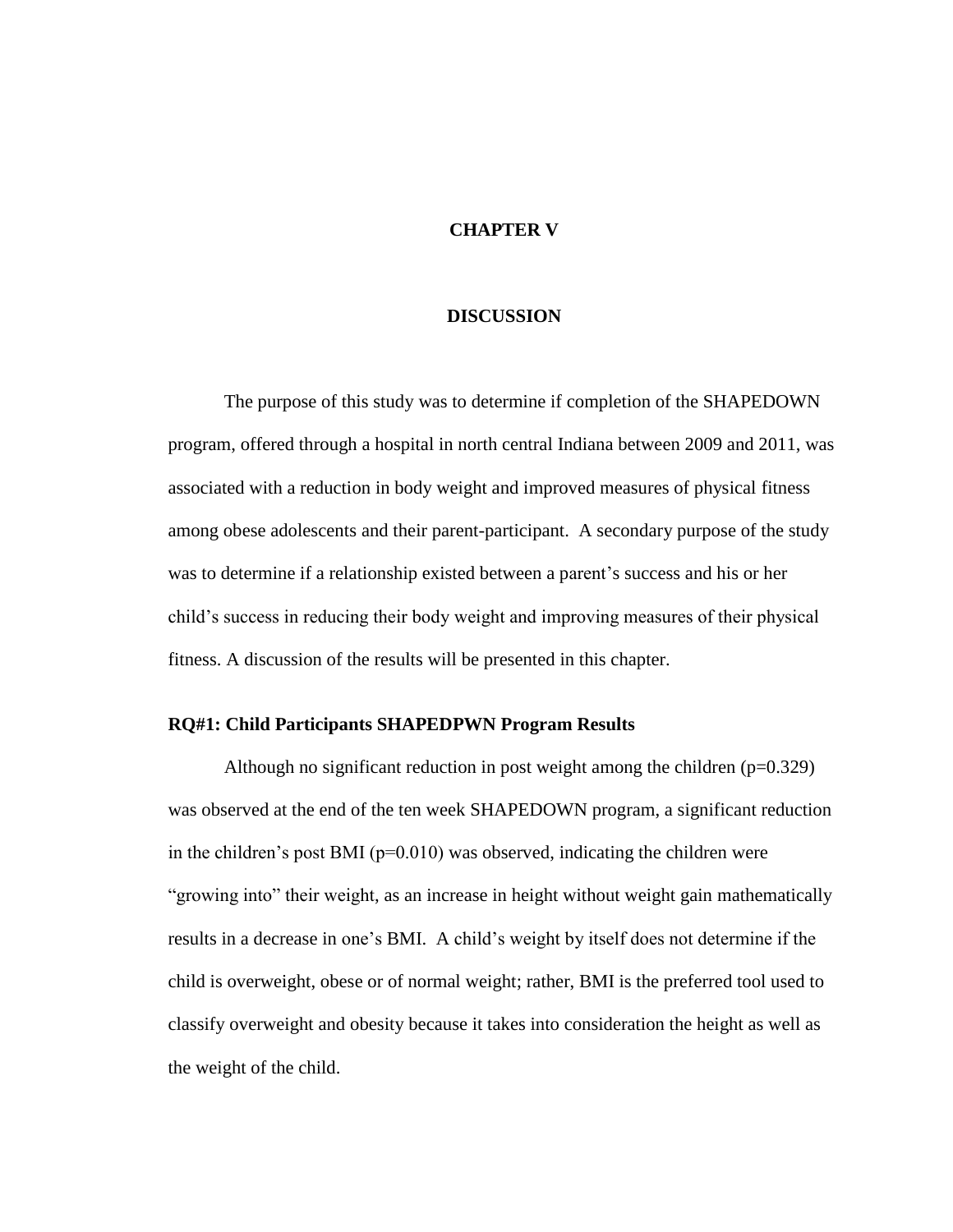# CHAPTER V

# DISCUSSION

The purpose of this study was to determine if completion of the SHAPEDOWN program, offered through a hospital in north central Indiana between 2009 and 2011, was associated with a reduction in body weight and improved measures of physical fitness among obese adolescents and their parent-participant. A secondary purpose of the study was to determine if a relationship existed between a parent's success and his or her child's success in reducing their body weight and improving measures of their physical fitness. A discussion of the results will be presented in this chapter.

### RQ#1: Child Participants SHAPEDPWN Program Results

Although no significant reduction in post weight among the children ($p=0.329$) was observed at the end of the ten week SHAPEDOWN program, a significant reduction in the children's post BMI ($p=0.010$) was observed, indicating the children were "growing into" their weight, as an increase in height without weight gain mathematically results in a decrease in one's BMI. A child's weight by itself does not determine if the child is overweight, obese or of normal weight; rather, BMI is the preferred tool used to classify overweight and obesity because it takes into consideration the height as well as the weight of the child.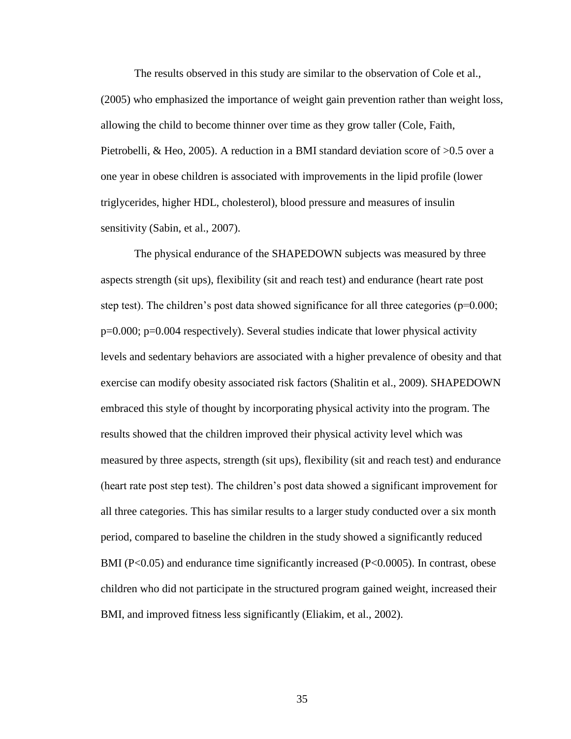The results observed in this study are similar to the observation of Cole et al., (2005) who emphasized the importance of weight gain prevention rather than weight loss, allowing the child to become thinner over time as they grow taller (Cole, Faith, Pietrobelli, & Heo, 2005). A reduction in a BMI standard deviation score of >0.5 over a one year in obese children is associated with improvements in the lipid profile (lower triglycerides, higher HDL, cholesterol), blood pressure and measures of insulin sensitivity (Sabin, et al., 2007).

The physical endurance of the SHAPEDOWN subjects was measured by three aspects strength (sit ups), flexibility (sit and reach test) and endurance (heart rate post step test). The children's post data showed significance for all three categories ($p=0.000$; $p=0.000$; $p=0.004$ respectively). Several studies indicate that lower physical activity levels and sedentary behaviors are associated with a higher prevalence of obesity and that exercise can modify obesity associated risk factors (Shalitin et al., 2009). SHAPEDOWN embraced this style of thought by incorporating physical activity into the program. The results showed that the children improved their physical activity level which was measured by three aspects, strength (sit ups), flexibility (sit and reach test) and endurance (heart rate post step test). The children's post data showed a significant improvement for all three categories. This has similar results to a larger study conducted over a six month period, compared to baseline the children in the study showed a significantly reduced BMI ($P<0.05$) and endurance time significantly increased ($P<0.0005$). In contrast, obese children who did not participate in the structured program gained weight, increased their BMI, and improved fitness less significantly (Eliakim, et al., 2002).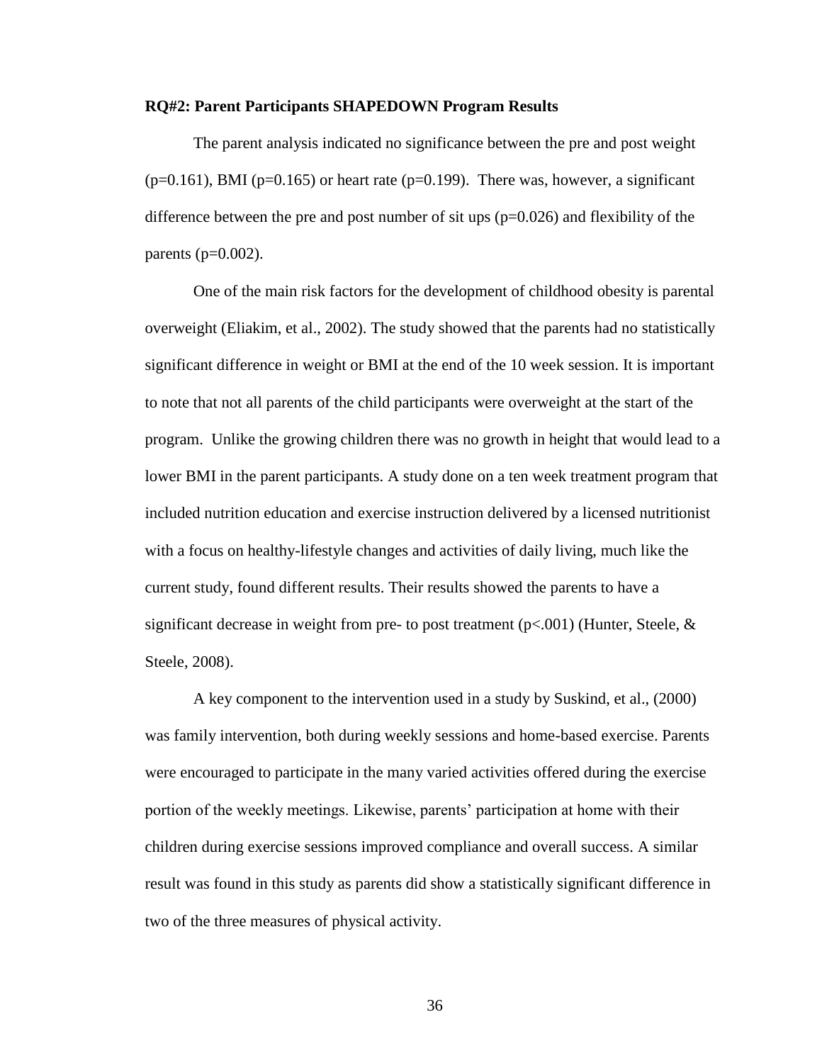### RQ#2: Parent Participants SHAPEDOWN Program Results

The parent analysis indicated no significance between the pre and post weight ($p=0.161$), BMI ($p=0.165$) or heart rate ($p=0.199$). There was, however, a significant difference between the pre and post number of sit ups ($p=0.026$) and flexibility of the parents ($p=0.002$).

One of the main risk factors for the development of childhood obesity is parental overweight (Eliakim, et al., 2002). The study showed that the parents had no statistically significant difference in weight or BMI at the end of the 10 week session. It is important to note that not all parents of the child participants were overweight at the start of the program. Unlike the growing children there was no growth in height that would lead to a lower BMI in the parent participants. A study done on a ten week treatment program that included nutrition education and exercise instruction delivered by a licensed nutritionist with a focus on healthy-lifestyle changes and activities of daily living, much like the current study, found different results. Their results showed the parents to have a significant decrease in weight from pre- to post treatment ($p<.001$) (Hunter, Steele, & Steele, 2008).

A key component to the intervention used in a study by Suskind, et al., (2000) was family intervention, both during weekly sessions and home-based exercise. Parents were encouraged to participate in the many varied activities offered during the exercise portion of the weekly meetings. Likewise, parents' participation at home with their children during exercise sessions improved compliance and overall success. A similar result was found in this study as parents did show a statistically significant difference in two of the three measures of physical activity.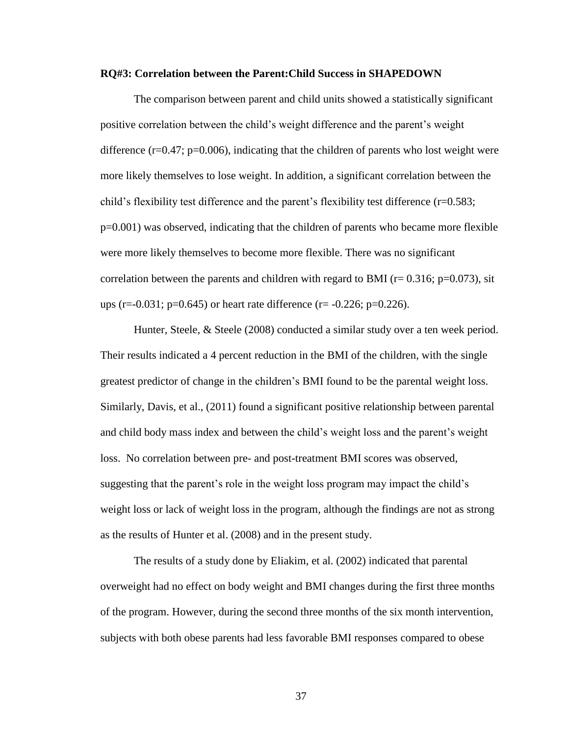**RQ#3: Correlation between the Parent:Child Success in SHAPEDOWN**

The comparison between parent and child units showed a statistically significant positive correlation between the child's weight difference and the parent's weight difference ($r=0.47$; $p=0.006$), indicating that the children of parents who lost weight were more likely themselves to lose weight. In addition, a significant correlation between the child's flexibility test difference and the parent's flexibility test difference ($r=0.583$; $p=0.001$) was observed, indicating that the children of parents who became more flexible were more likely themselves to become more flexible. There was no significant correlation between the parents and children with regard to BMI ($r= 0.316$; $p=0.073$), sit ups ($r=-0.031$; $p=0.645$) or heart rate difference ($r= -0.226$; $p=0.226$).

Hunter, Steele, & Steele (2008) conducted a similar study over a ten week period. Their results indicated a 4 percent reduction in the BMI of the children, with the single greatest predictor of change in the children's BMI found to be the parental weight loss. Similarly, Davis, et al., (2011) found a significant positive relationship between parental and child body mass index and between the child's weight loss and the parent's weight loss. No correlation between pre- and post-treatment BMI scores was observed, suggesting that the parent's role in the weight loss program may impact the child's weight loss or lack of weight loss in the program, although the findings are not as strong as the results of Hunter et al. (2008) and in the present study.

The results of a study done by Eliakim, et al. (2002) indicated that parental overweight had no effect on body weight and BMI changes during the first three months of the program. However, during the second three months of the six month intervention, subjects with both obese parents had less favorable BMI responses compared to obese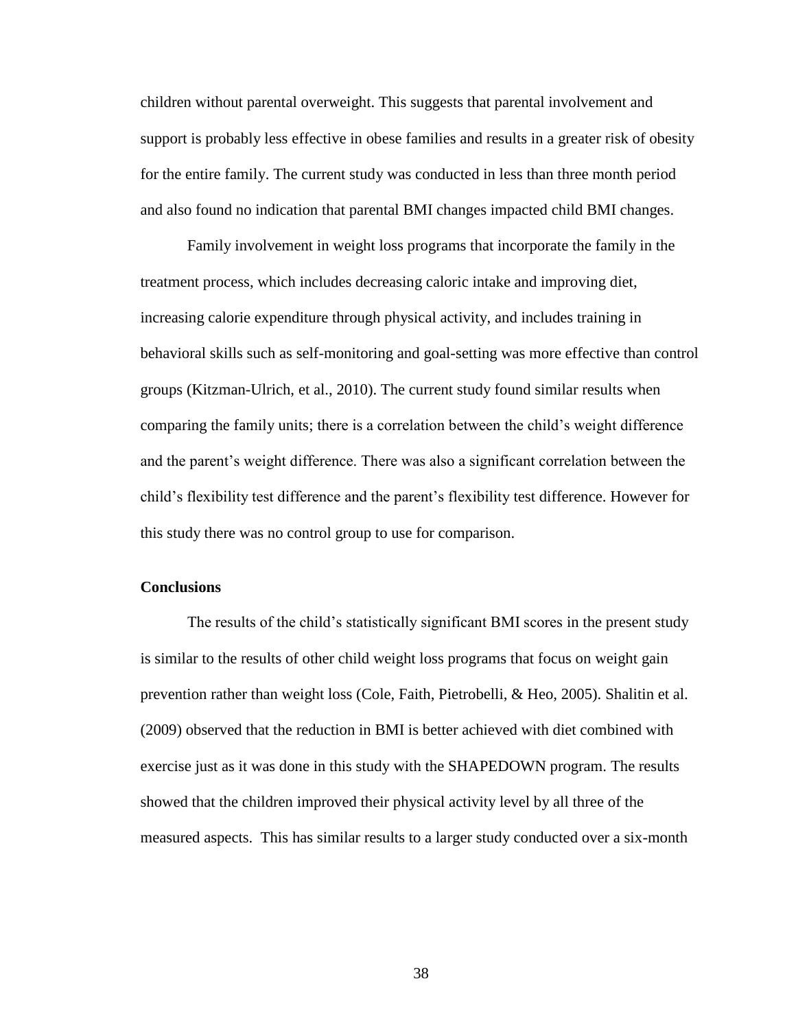children without parental overweight. This suggests that parental involvement and support is probably less effective in obese families and results in a greater risk of obesity for the entire family. The current study was conducted in less than three month period and also found no indication that parental BMI changes impacted child BMI changes.

Family involvement in weight loss programs that incorporate the family in the treatment process, which includes decreasing caloric intake and improving diet, increasing calorie expenditure through physical activity, and includes training in behavioral skills such as self-monitoring and goal-setting was more effective than control groups (Kitzman-Ulrich, et al., 2010). The current study found similar results when comparing the family units; there is a correlation between the child's weight difference and the parent's weight difference. There was also a significant correlation between the child's flexibility test difference and the parent's flexibility test difference. However for this study there was no control group to use for comparison.

**Conclusions**

The results of the child's statistically significant BMI scores in the present study is similar to the results of other child weight loss programs that focus on weight gain prevention rather than weight loss (Cole, Faith, Pietrobelli, & Heo, 2005). Shalitin et al. (2009) observed that the reduction in BMI is better achieved with diet combined with exercise just as it was done in this study with the SHAPEDOWN program. The results showed that the children improved their physical activity level by all three of the measured aspects. This has similar results to a larger study conducted over a six-month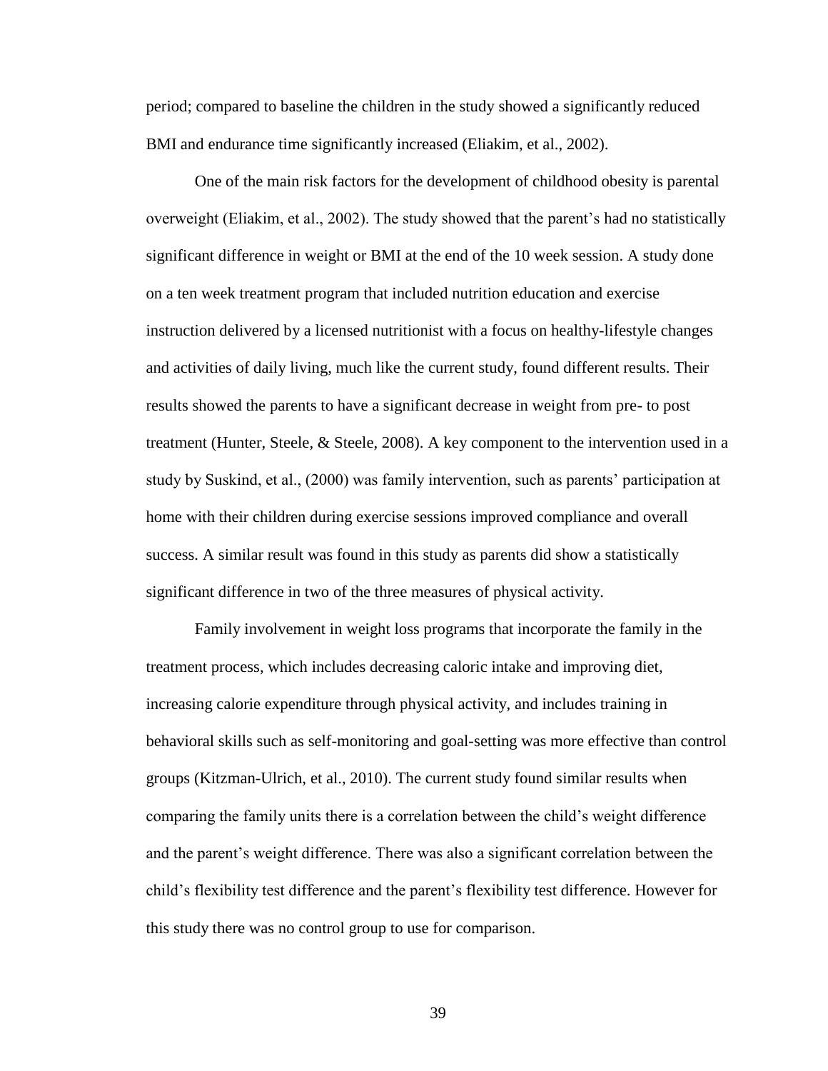period; compared to baseline the children in the study showed a significantly reduced BMI and endurance time significantly increased (Eliakim, et al., 2002).

One of the main risk factors for the development of childhood obesity is parental overweight (Eliakim, et al., 2002). The study showed that the parent's had no statistically significant difference in weight or BMI at the end of the 10 week session. A study done on a ten week treatment program that included nutrition education and exercise instruction delivered by a licensed nutritionist with a focus on healthy-lifestyle changes and activities of daily living, much like the current study, found different results. Their results showed the parents to have a significant decrease in weight from pre- to post treatment (Hunter, Steele, & Steele, 2008). A key component to the intervention used in a study by Suskind, et al., (2000) was family intervention, such as parents' participation at home with their children during exercise sessions improved compliance and overall success. A similar result was found in this study as parents did show a statistically significant difference in two of the three measures of physical activity.

Family involvement in weight loss programs that incorporate the family in the treatment process, which includes decreasing caloric intake and improving diet, increasing calorie expenditure through physical activity, and includes training in behavioral skills such as self-monitoring and goal-setting was more effective than control groups (Kitzman-Ulrich, et al., 2010). The current study found similar results when comparing the family units there is a correlation between the child's weight difference and the parent's weight difference. There was also a significant correlation between the child's flexibility test difference and the parent's flexibility test difference. However for this study there was no control group to use for comparison.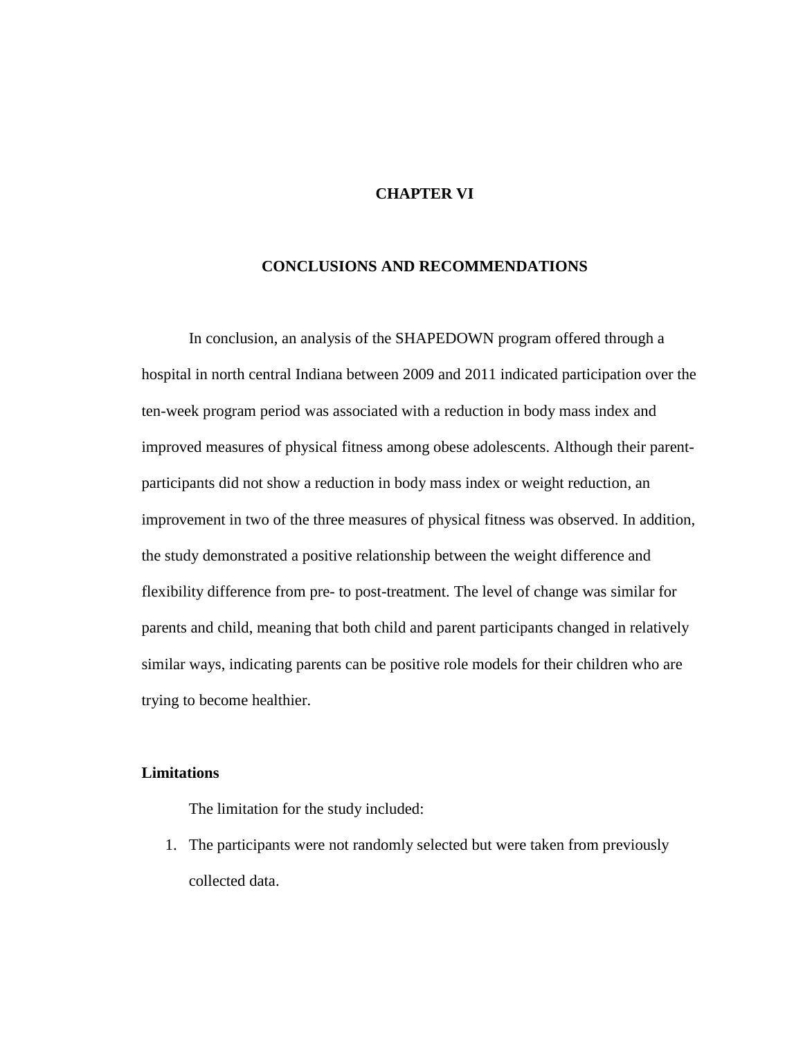# CHAPTER VI

## CONCLUSIONS AND RECOMMENDATIONS

In conclusion, an analysis of the SHAPEDOWN program offered through a hospital in north central Indiana between 2009 and 2011 indicated participation over the ten-week program period was associated with a reduction in body mass index and improved measures of physical fitness among obese adolescents. Although their parent-participants did not show a reduction in body mass index or weight reduction, an improvement in two of the three measures of physical fitness was observed. In addition, the study demonstrated a positive relationship between the weight difference and flexibility difference from pre- to post-treatment. The level of change was similar for parents and child, meaning that both child and parent participants changed in relatively similar ways, indicating parents can be positive role models for their children who are trying to become healthier.

### Limitations

The limitation for the study included:

1. The participants were not randomly selected but were taken from previously collected data.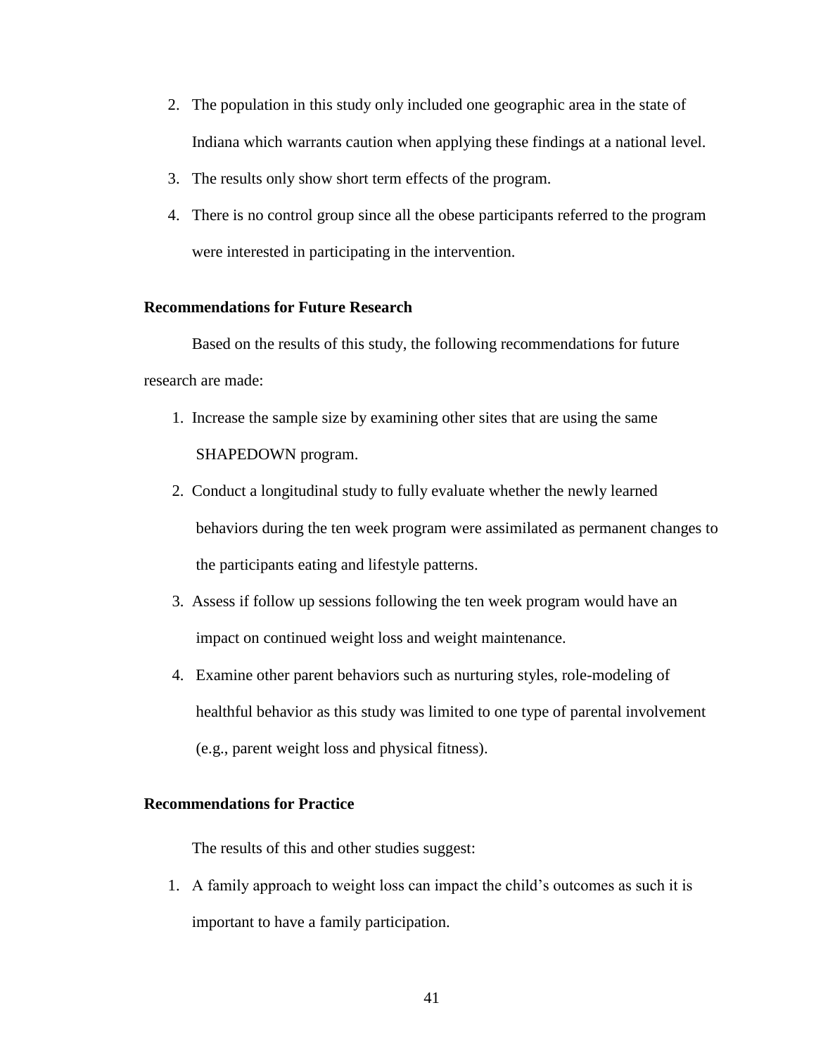2. The population in this study only included one geographic area in the state of Indiana which warrants caution when applying these findings at a national level.
3. The results only show short term effects of the program.
4. There is no control group since all the obese participants referred to the program were interested in participating in the intervention.

### Recommendations for Future Research

Based on the results of this study, the following recommendations for future research are made:

1. Increase the sample size by examining other sites that are using the same SHAPEDOWN program.
2. Conduct a longitudinal study to fully evaluate whether the newly learned behaviors during the ten week program were assimilated as permanent changes to the participants eating and lifestyle patterns.
3. Assess if follow up sessions following the ten week program would have an impact on continued weight loss and weight maintenance.
4. Examine other parent behaviors such as nurturing styles, role-modeling of healthful behavior as this study was limited to one type of parental involvement (e.g., parent weight loss and physical fitness).

### Recommendations for Practice

The results of this and other studies suggest:

1. A family approach to weight loss can impact the child's outcomes as such it is important to have a family participation.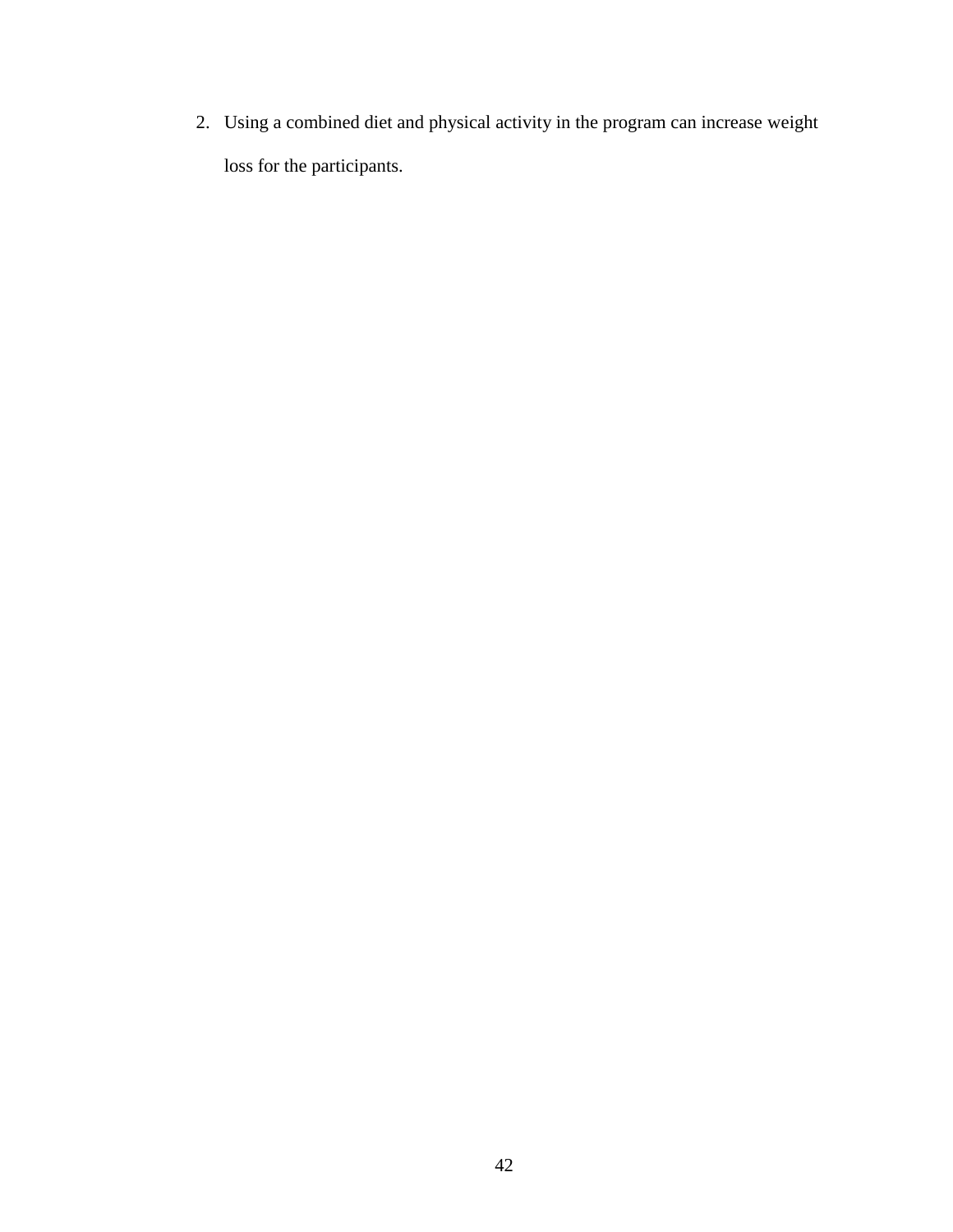2. Using a combined diet and physical activity in the program can increase weight loss for the participants.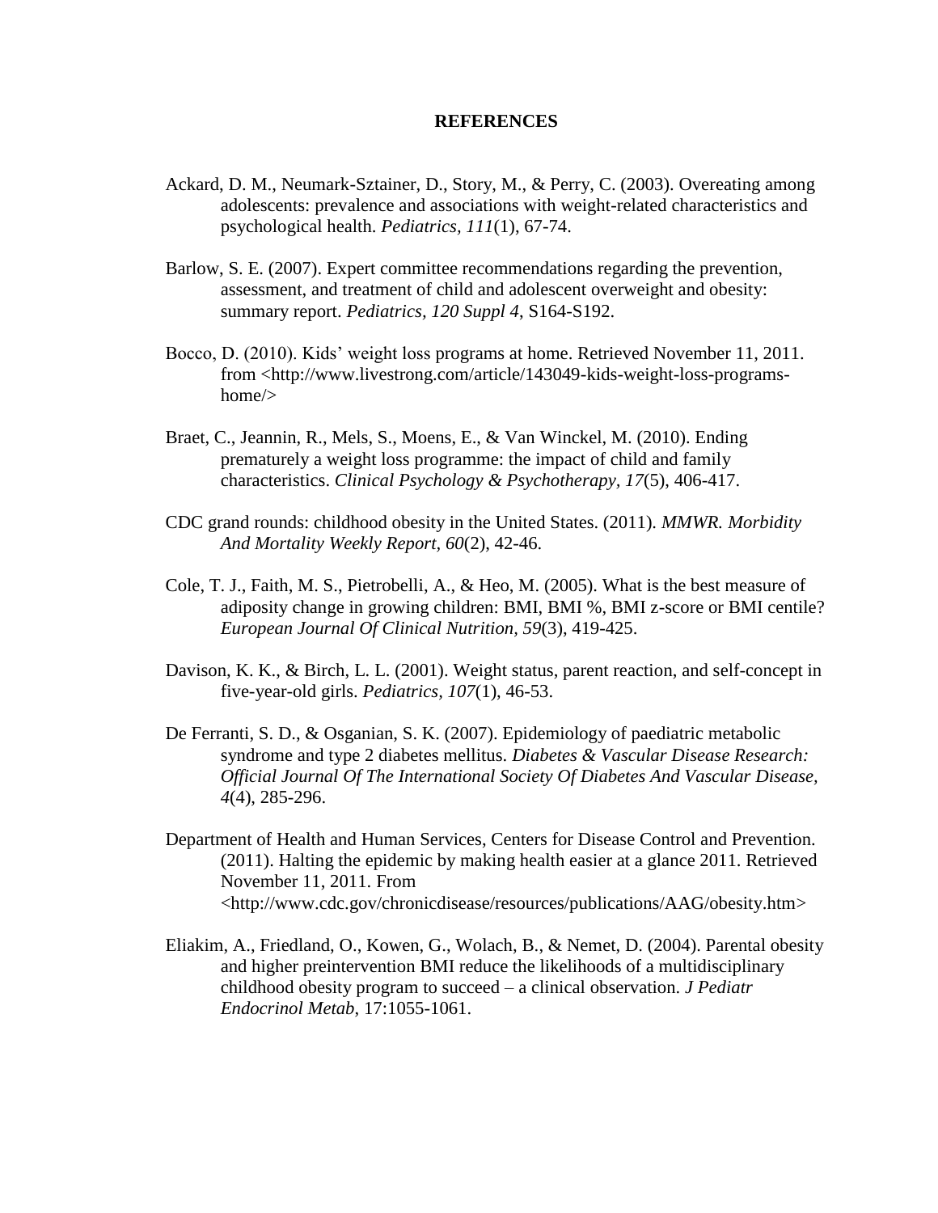**REFERENCES**

Ackard, D. M., Neumark-Sztainer, D., Story, M., & Perry, C. (2003). Overeating among adolescents: prevalence and associations with weight-related characteristics and psychological health. *Pediatrics, 111*(1), 67-74.

Barlow, S. E. (2007). Expert committee recommendations regarding the prevention, assessment, and treatment of child and adolescent overweight and obesity: summary report. *Pediatrics, 120 Suppl 4,* S164-S192.

Bocco, D. (2010). Kids' weight loss programs at home. Retrieved November 11, 2011. from <http://www.livestrong.com/article/143049-kids-weight-loss-programs-home/>

Braet, C., Jeannin, R., Mels, S., Moens, E., & Van Winckel, M. (2010). Ending prematurely a weight loss programme: the impact of child and family characteristics. *Clinical Psychology & Psychotherapy, 17*(5), 406-417.

CDC grand rounds: childhood obesity in the United States. (2011). *MMWR. Morbidity And Mortality Weekly Report, 60*(2), 42-46.

Cole, T. J., Faith, M. S., Pietrobelli, A., & Heo, M. (2005). What is the best measure of adiposity change in growing children: BMI, BMI %, BMI z-score or BMI centile? *European Journal Of Clinical Nutrition, 59*(3), 419-425.

Davison, K. K., & Birch, L. L. (2001). Weight status, parent reaction, and self-concept in five-year-old girls. *Pediatrics, 107*(1), 46-53.

De Ferranti, S. D., & Osganian, S. K. (2007). Epidemiology of paediatric metabolic syndrome and type 2 diabetes mellitus. *Diabetes & Vascular Disease Research: Official Journal Of The International Society Of Diabetes And Vascular Disease, 4*(4), 285-296.

Department of Health and Human Services, Centers for Disease Control and Prevention. (2011). Halting the epidemic by making health easier at a glance 2011. Retrieved November 11, 2011. From <http://www.cdc.gov/chronicdisease/resources/publications/AAG/obesity.htm>

Eliakim, A., Friedland, O., Kowen, G., Wolach, B., & Nemet, D. (2004). Parental obesity and higher preintervention BMI reduce the likelihoods of a multidisciplinary childhood obesity program to succeed – a clinical observation. *J Pediatr Endocrinol Metab*, 17:1055-1061.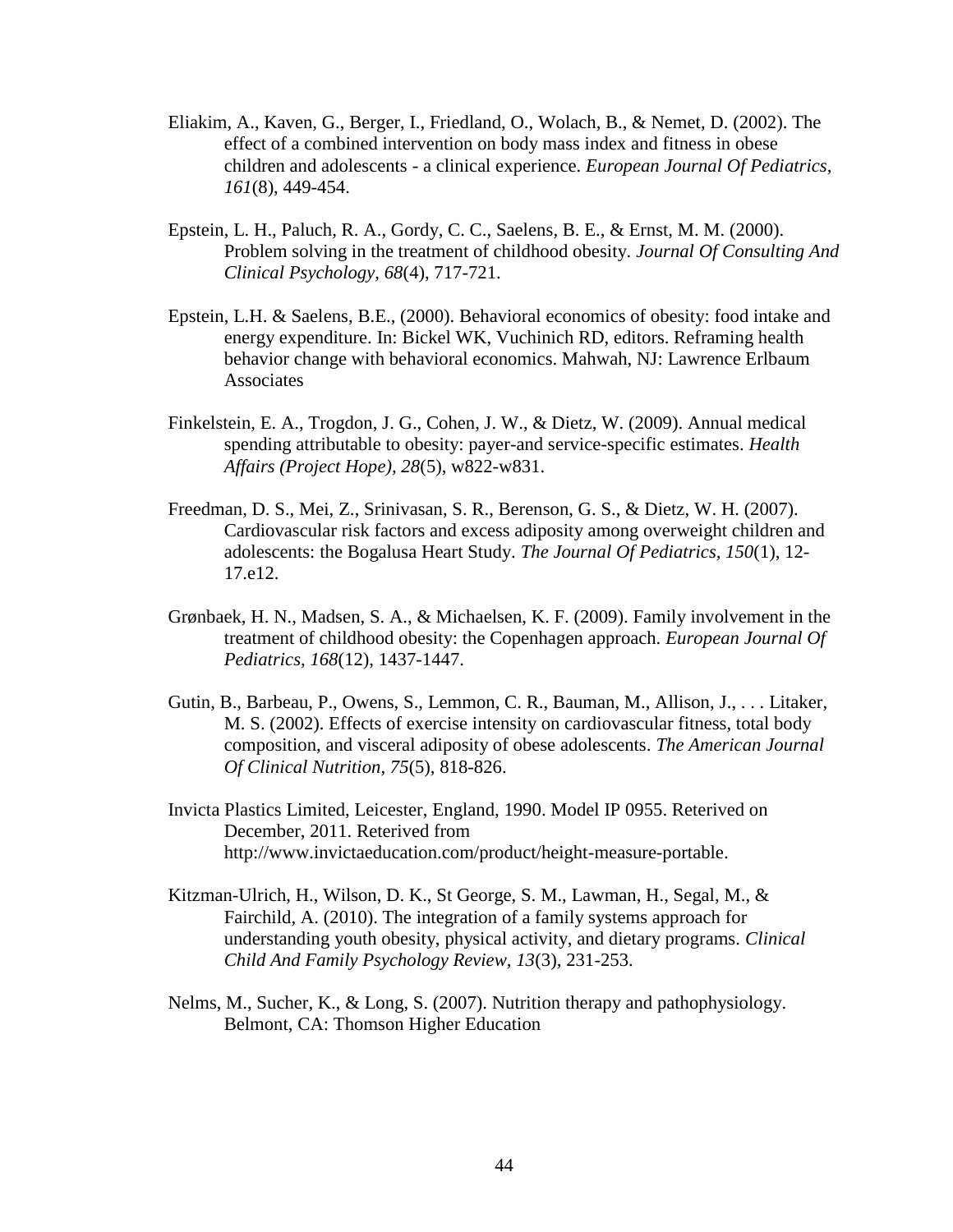Eliakim, A., Kaven, G., Berger, I., Friedland, O., Wolach, B., & Nemet, D. (2002). The effect of a combined intervention on body mass index and fitness in obese children and adolescents - a clinical experience. *European Journal Of Pediatrics, 161*(8), 449-454.

Epstein, L. H., Paluch, R. A., Gordy, C. C., Saelens, B. E., & Ernst, M. M. (2000). Problem solving in the treatment of childhood obesity. *Journal Of Consulting And Clinical Psychology, 68*(4), 717-721.

Epstein, L.H. & Saelens, B.E., (2000). Behavioral economics of obesity: food intake and energy expenditure. In: Bickel WK, Vuchinich RD, editors. Reframing health behavior change with behavioral economics. Mahwah, NJ: Lawrence Erlbaum Associates

Finkelstein, E. A., Trogdon, J. G., Cohen, J. W., & Dietz, W. (2009). Annual medical spending attributable to obesity: payer-and service-specific estimates. *Health Affairs (Project Hope), 28*(5), w822-w831.

Freedman, D. S., Mei, Z., Srinivasan, S. R., Berenson, G. S., & Dietz, W. H. (2007). Cardiovascular risk factors and excess adiposity among overweight children and adolescents: the Bogalusa Heart Study. *The Journal Of Pediatrics, 150*(1), 12-17.e12.

Grønbaek, H. N., Madsen, S. A., & Michaelsen, K. F. (2009). Family involvement in the treatment of childhood obesity: the Copenhagen approach. *European Journal Of Pediatrics, 168*(12), 1437-1447.

Gutin, B., Barbeau, P., Owens, S., Lemmon, C. R., Bauman, M., Allison, J., . . . Litaker, M. S. (2002). Effects of exercise intensity on cardiovascular fitness, total body composition, and visceral adiposity of obese adolescents. *The American Journal Of Clinical Nutrition, 75*(5), 818-826.

Invicta Plastics Limited, Leicester, England, 1990. Model IP 0955. Reterived on December, 2011. Reterived from http://www.invictaeducation.com/product/height-measure-portable.

Kitzman-Ulrich, H., Wilson, D. K., St George, S. M., Lawman, H., Segal, M., & Fairchild, A. (2010). The integration of a family systems approach for understanding youth obesity, physical activity, and dietary programs. *Clinical Child And Family Psychology Review, 13*(3), 231-253.

Nelms, M., Sucher, K., & Long, S. (2007). Nutrition therapy and pathophysiology. Belmont, CA: Thomson Higher Education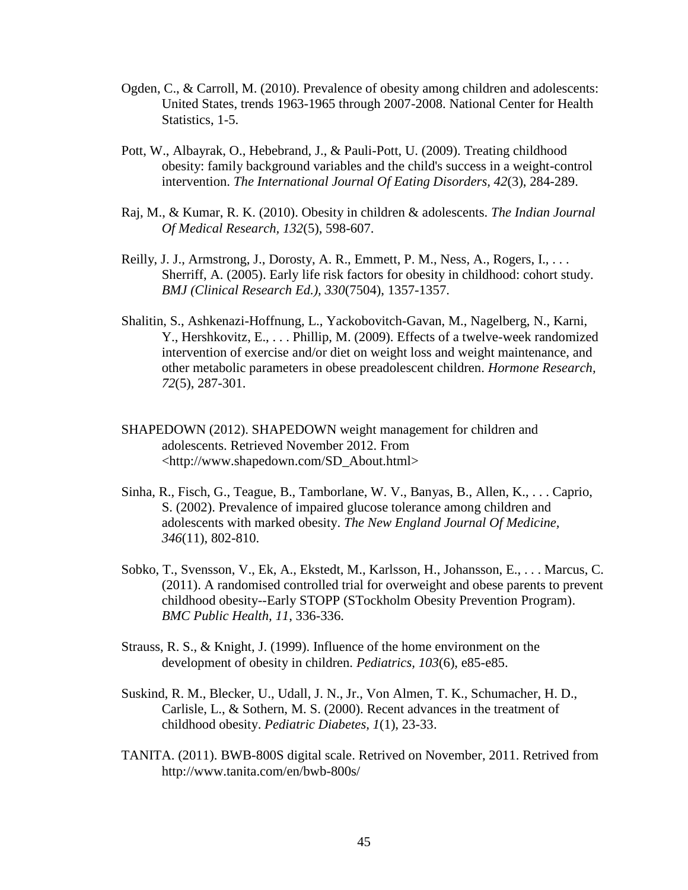Ogden, C., & Carroll, M. (2010). Prevalence of obesity among children and adolescents: United States, trends 1963-1965 through 2007-2008. National Center for Health Statistics, 1-5.

Pott, W., Albayrak, O., Hebebrand, J., & Pauli-Pott, U. (2009). Treating childhood obesity: family background variables and the child's success in a weight-control intervention. *The International Journal Of Eating Disorders, 42*(3), 284-289.

Raj, M., & Kumar, R. K. (2010). Obesity in children & adolescents. *The Indian Journal Of Medical Research, 132*(5), 598-607.

Reilly, J. J., Armstrong, J., Dorosty, A. R., Emmett, P. M., Ness, A., Rogers, I., . . . Sherriff, A. (2005). Early life risk factors for obesity in childhood: cohort study. *BMJ (Clinical Research Ed.), 330*(7504), 1357-1357.

Shalitin, S., Ashkenazi-Hoffnung, L., Yackobovitch-Gavan, M., Nagelberg, N., Karni, Y., Hershkovitz, E., . . . Phillip, M. (2009). Effects of a twelve-week randomized intervention of exercise and/or diet on weight loss and weight maintenance, and other metabolic parameters in obese preadolescent children. *Hormone Research, 72*(5), 287-301.

SHAPEDOWN (2012). SHAPEDOWN weight management for children and adolescents. Retrieved November 2012. From <http://www.shapedown.com/SD_About.html>

Sinha, R., Fisch, G., Teague, B., Tamborlane, W. V., Banyas, B., Allen, K., . . . Caprio, S. (2002). Prevalence of impaired glucose tolerance among children and adolescents with marked obesity. *The New England Journal Of Medicine, 346*(11), 802-810.

Sobko, T., Svensson, V., Ek, A., Ekstedt, M., Karlsson, H., Johansson, E., . . . Marcus, C. (2011). A randomised controlled trial for overweight and obese parents to prevent childhood obesity--Early STOPP (STockholm Obesity Prevention Program). *BMC Public Health, 11*, 336-336.

Strauss, R. S., & Knight, J. (1999). Influence of the home environment on the development of obesity in children. *Pediatrics, 103*(6), e85-e85.

Suskind, R. M., Blecker, U., Udall, J. N., Jr., Von Almen, T. K., Schumacher, H. D., Carlisle, L., & Sothern, M. S. (2000). Recent advances in the treatment of childhood obesity. *Pediatric Diabetes, 1*(1), 23-33.

TANITA. (2011). BWB-800S digital scale. Retrived on November, 2011. Retrived from http://www.tanita.com/en/bwb-800s/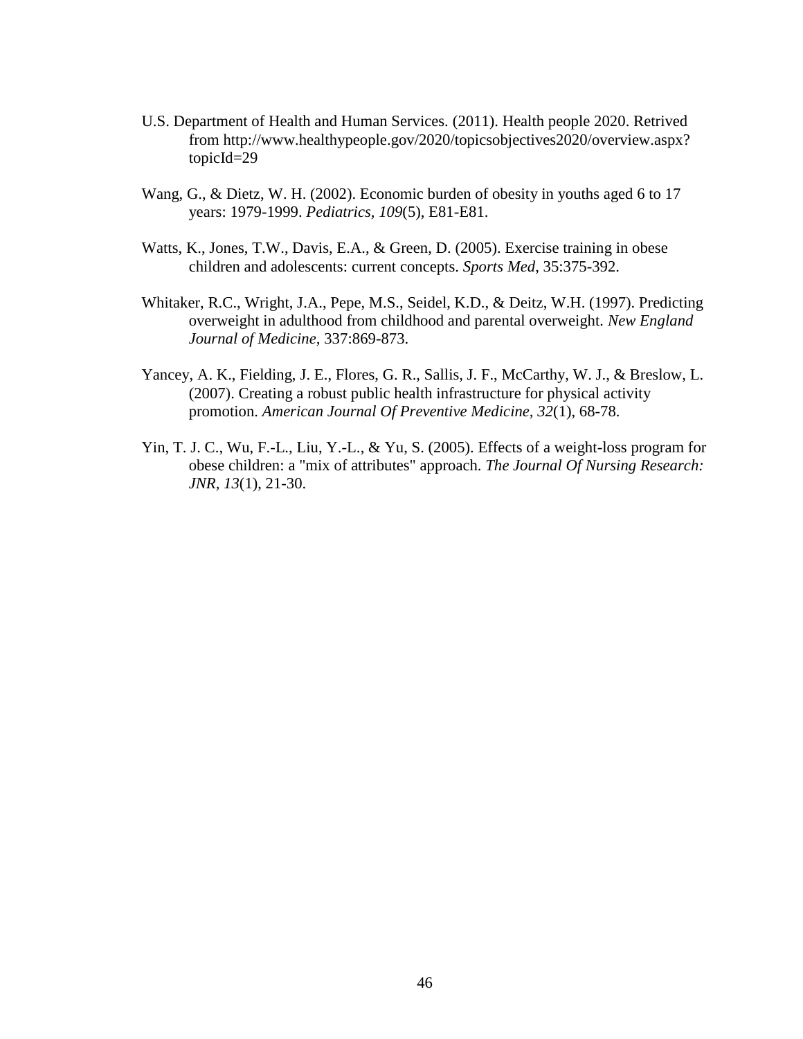U.S. Department of Health and Human Services. (2011). Health people 2020. Retrived from http://www.healthypeople.gov/2020/topicsobjectives2020/overview.aspx?topicId=29

Wang, G., & Dietz, W. H. (2002). Economic burden of obesity in youths aged 6 to 17 years: 1979-1999. *Pediatrics, 109*(5), E81-E81.

Watts, K., Jones, T.W., Davis, E.A., & Green, D. (2005). Exercise training in obese children and adolescents: current concepts. *Sports Med*, 35:375-392.

Whitaker, R.C., Wright, J.A., Pepe, M.S., Seidel, K.D., & Deitz, W.H. (1997). Predicting overweight in adulthood from childhood and parental overweight. *New England Journal of Medicine,* 337:869-873.

Yancey, A. K., Fielding, J. E., Flores, G. R., Sallis, J. F., McCarthy, W. J., & Breslow, L. (2007). Creating a robust public health infrastructure for physical activity promotion. *American Journal Of Preventive Medicine, 32*(1), 68-78.

Yin, T. J. C., Wu, F.-L., Liu, Y.-L., & Yu, S. (2005). Effects of a weight-loss program for obese children: a "mix of attributes" approach. *The Journal Of Nursing Research: JNR, 13*(1), 21-30.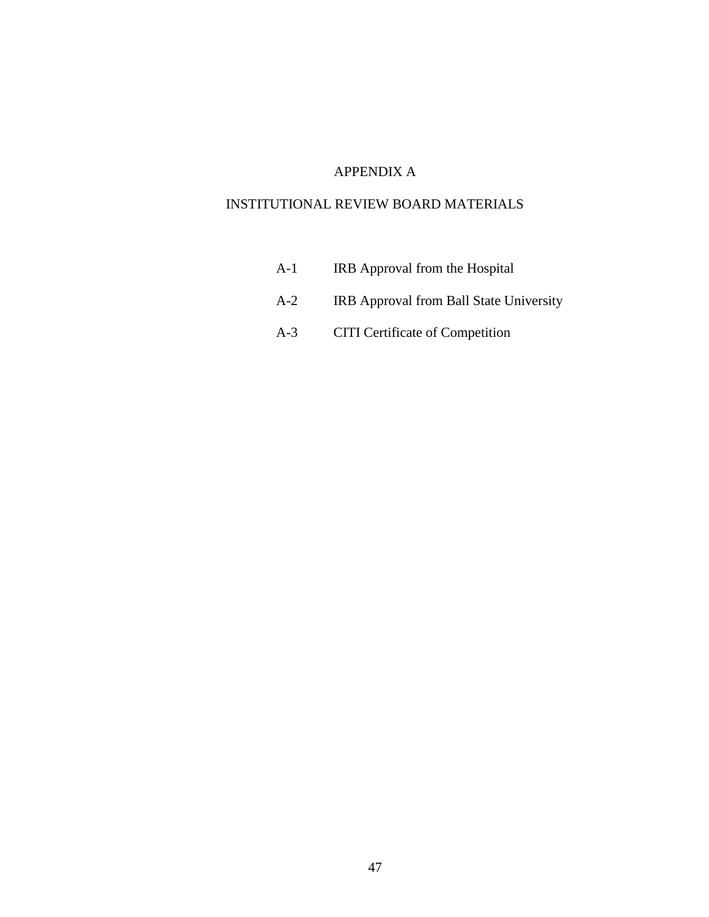# APPENDIX A

## INSTITUTIONAL REVIEW BOARD MATERIALS

| | |
|---|---|
| A-1 | IRB Approval from the Hospital |
| A-2 | IRB Approval from Ball State University |
| A-3 | CITI Certificate of Competition |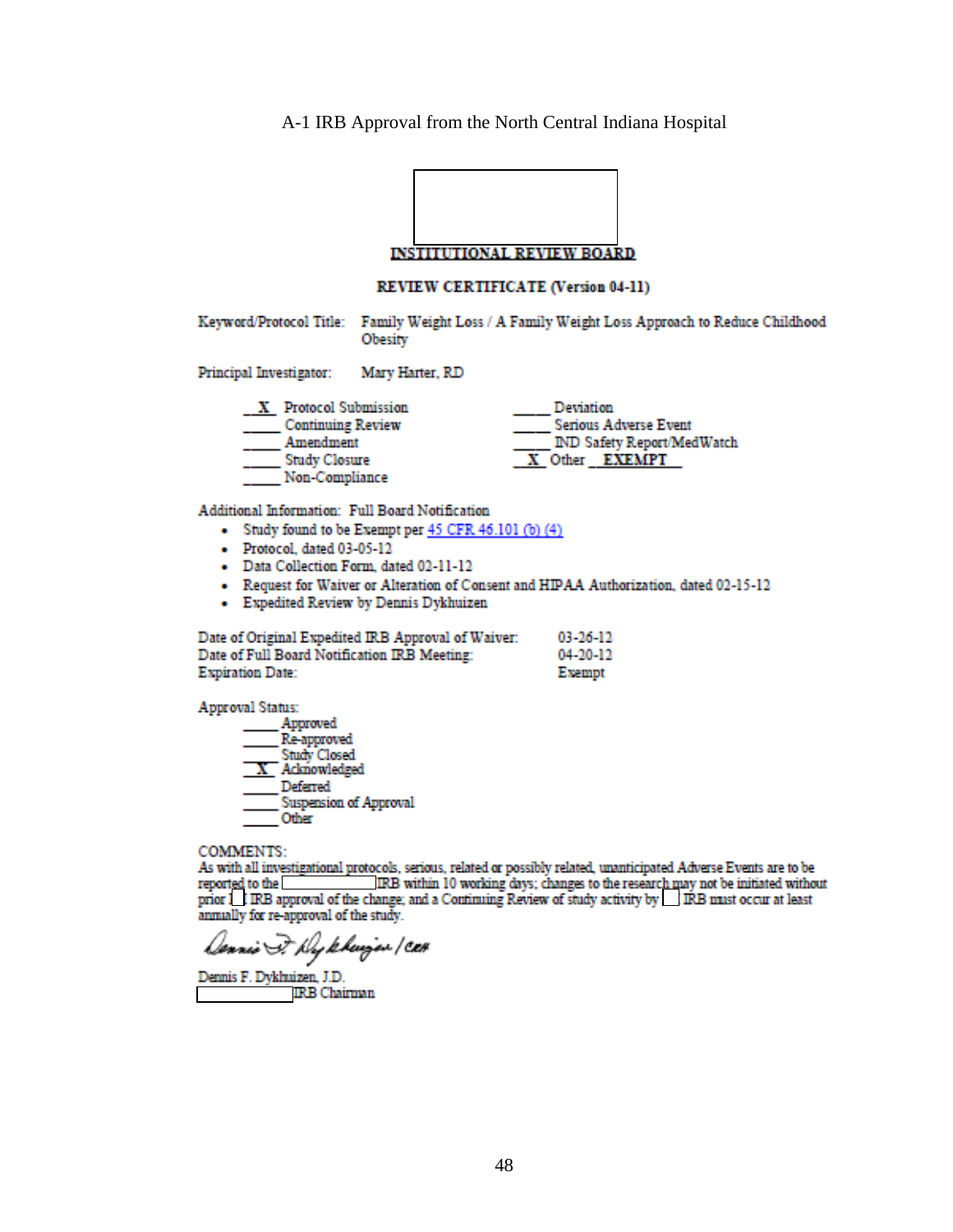A-1 IRB Approval from the North Central Indiana Hospital

**INSTITUTIONAL REVIEW BOARD**

**REVIEW CERTIFICATE (Version 04-11)**

Keyword/Protocol Title: Family Weight Loss / A Family Weight Loss Approach to Reduce Childhood Obesity

Principal Investigator: Mary Harter, RD

__X__ Protocol Submission
_____ Continuing Review
_____ Amendment
_____ Study Closure
_____ Non-Compliance

_____ Deviation
_____ Serious Adverse Event
_____ IND Safety Report/MedWatch
__X__ Other __**EXEMPT**__

Additional Information: Full Board Notification

- Study found to be Exempt per 45 CFR 46.101 (b) (4)
- Protocol, dated 03-05-12
- Data Collection Form, dated 02-11-12
- Request for Waiver or Alteration of Consent and HIPAA Authorization, dated 02-15-12
- Expedited Review by Dennis Dykhuizen

Date of Original Expedited IRB Approval of Waiver: 03-26-12
Date of Full Board Notification IRB Meeting: 04-20-12
Expiration Date: Exempt

Approval Status:

_____ Approved
_____ Re-approved
_____ Study Closed
__X__ Acknowledged
_____ Deferred
_____ Suspension of Approval
_____ Other

COMMENTS:
As with all investigational protocols, serious, related or possibly related, unanticipated Adverse Events are to be reported to the IRB within 10 working days; changes to the research may not be initiated without prior IRB approval of the change; and a Continuing Review of study activity by IRB must occur at least annually for re-approval of the study.

Dennis F. Dykhuizen, J.D.
IRB Chairman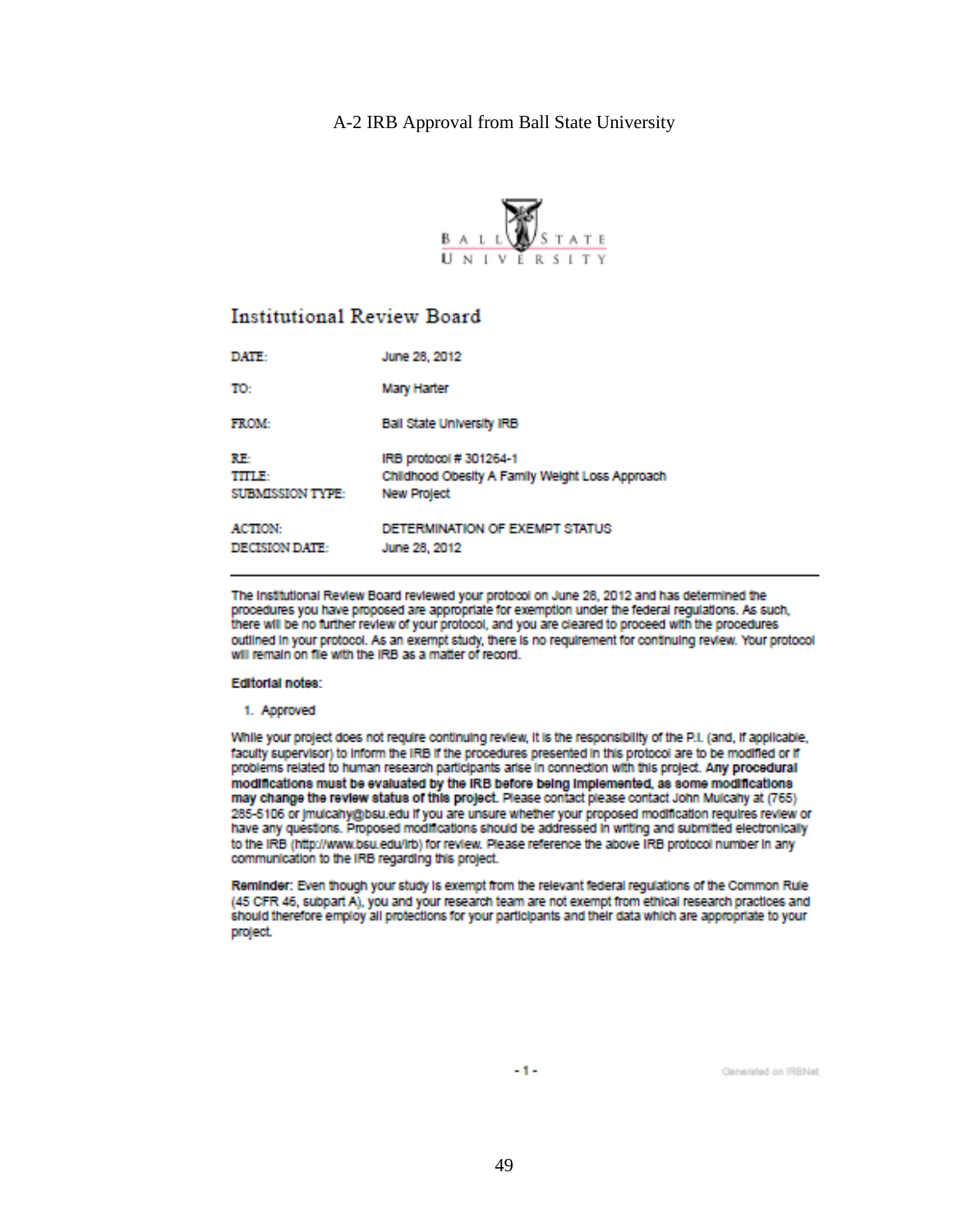A-2 IRB Approval from Ball State University

BALL STATE UNIVERSITY

## Institutional Review Board

| | |
|---|---|
| DATE: | June 28, 2012 |
| TO: | Mary Harter |
| FROM: | Ball State University IRB |
| RE: | IRB protocol # 301264-1 |
| TITLE: | Childhood Obesity A Family Weight Loss Approach |
| SUBMISSION TYPE: | New Project |
| ACTION: | DETERMINATION OF EXEMPT STATUS |
| DECISION DATE: | June 28, 2012 |

---

The Institutional Review Board reviewed your protocol on June 28, 2012 and has determined the procedures you have proposed are appropriate for exemption under the federal regulations. As such, there will be no further review of your protocol, and you are cleared to proceed with the procedures outlined in your protocol. As an exempt study, there is no requirement for continuing review. Your protocol will remain on file with the IRB as a matter of record.

**Editorial notes:**

1. Approved

While your project does not require continuing review, it is the responsibility of the P.I. (and, if applicable, faculty supervisor) to inform the IRB if the procedures presented in this protocol are to be modified or if problems related to human research participants arise in connection with this project. **Any procedural modifications must be evaluated by the IRB before being implemented, as some modifications may change the review status of this project.** Please contact please contact John Mulcahy at (765) 285-5106 or jmulcahy@bsu.edu if you are unsure whether your proposed modification requires review or have any questions. Proposed modifications should be addressed in writing and submitted electronically to the IRB (http://www.bsu.edu/irb) for review. Please reference the above IRB protocol number in any communication to the IRB regarding this project.

**Reminder:** Even though your study is exempt from the relevant federal regulations of the Common Rule (45 CFR 46, subpart A), you and your research team are not exempt from ethical research practices and should therefore employ all protections for your participants and their data which are appropriate to your project.

Generated on IRBNet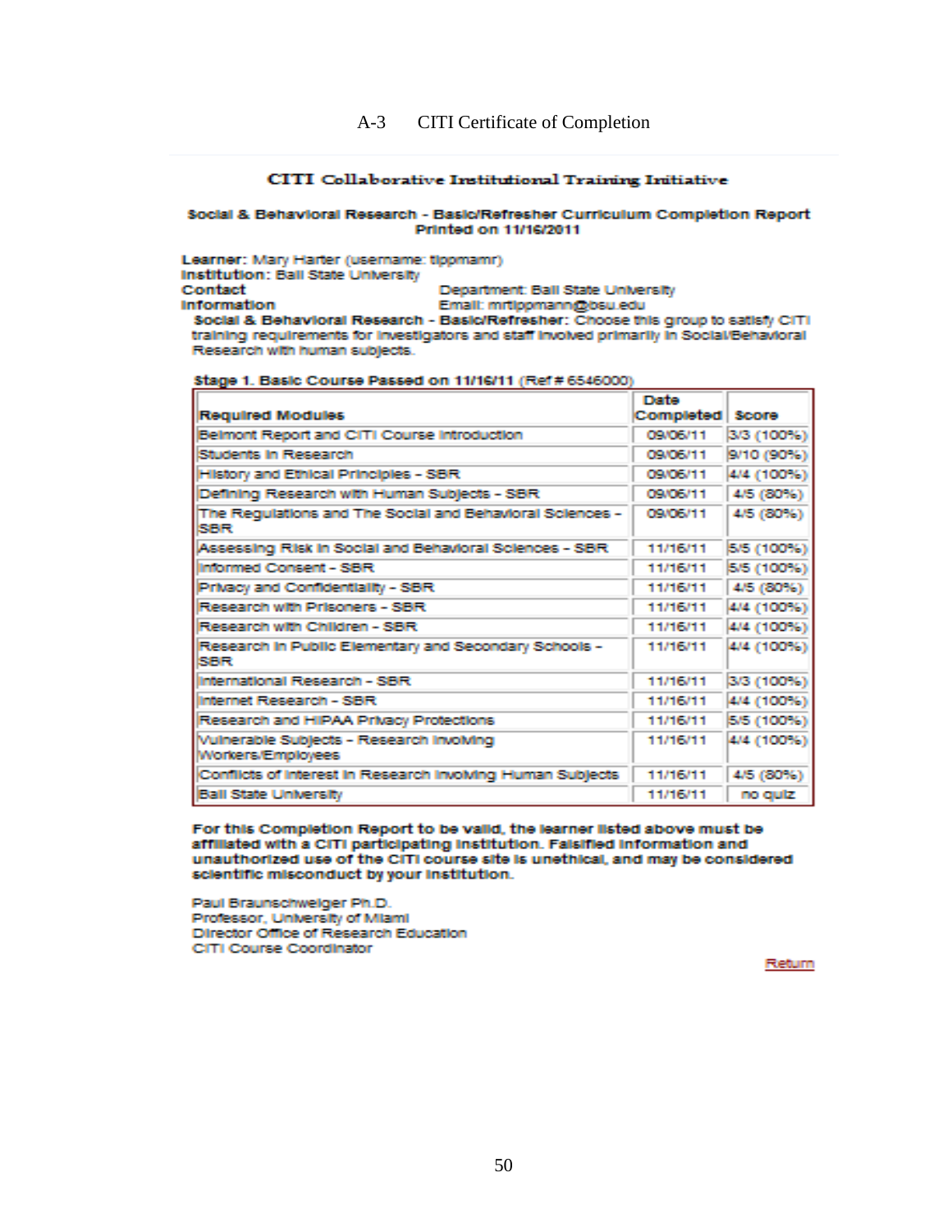A-3 CITI Certificate of Completion

**CITI Collaborative Institutional Training Initiative**

**Social & Behavioral Research - Basic/Refresher Curriculum Completion Report**
**Printed on 11/16/2011**

**Learner:** Mary Harter (username: tippmamr)
**Institution:** Ball State University
**Contact Information** Department: Ball State University
Email: mrtippmann@bsu.edu

**Social & Behavioral Research - Basic/Refresher:** Choose this group to satisfy CITI training requirements for investigators and staff involved primarily in Social/Behavioral Research with human subjects.

**Stage 1. Basic Course Passed on 11/16/11** (Ref # 6546000)

| Required Modules | Date Completed | Score |
|---|---|---|
| Belmont Report and CITI Course Introduction | 09/06/11 | 3/3 (100%) |
| Students in Research | 09/06/11 | 9/10 (90%) |
| History and Ethical Principles - SBR | 09/06/11 | 4/4 (100%) |
| Defining Research with Human Subjects - SBR | 09/06/11 | 4/5 (80%) |
| The Regulations and The Social and Behavioral Sciences - SBR | 09/06/11 | 4/5 (80%) |
| Assessing Risk in Social and Behavioral Sciences - SBR | 11/16/11 | 5/5 (100%) |
| Informed Consent - SBR | 11/16/11 | 5/5 (100%) |
| Privacy and Confidentiality - SBR | 11/16/11 | 4/5 (80%) |
| Research with Prisoners - SBR | 11/16/11 | 4/4 (100%) |
| Research with Children - SBR | 11/16/11 | 4/4 (100%) |
| Research in Public Elementary and Secondary Schools - SBR | 11/16/11 | 4/4 (100%) |
| International Research - SBR | 11/16/11 | 3/3 (100%) |
| Internet Research - SBR | 11/16/11 | 4/4 (100%) |
| Research and HIPAA Privacy Protections | 11/16/11 | 5/5 (100%) |
| Vulnerable Subjects - Research Involving Workers/Employees | 11/16/11 | 4/4 (100%) |
| Conflicts of Interest in Research Involving Human Subjects | 11/16/11 | 4/5 (80%) |
| Ball State University | 11/16/11 | no quiz |

**For this Completion Report to be valid, the learner listed above must be affiliated with a CITI participating institution. Falsified information and unauthorized use of the CITI course site is unethical, and may be considered scientific misconduct by your institution.**

Paul Braunschweiger Ph.D.
Professor, University of Miami
Director Office of Research Education
CITI Course Coordinator

Return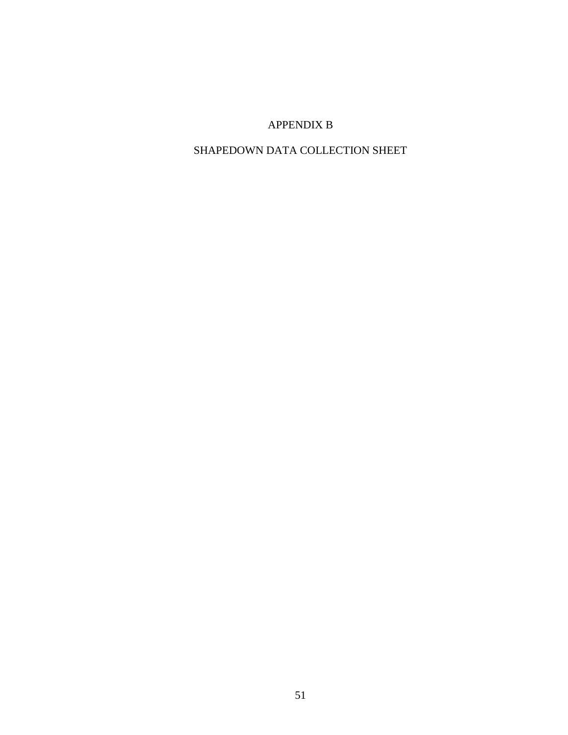# APPENDIX B

# SHAPEDOWN DATA COLLECTION SHEET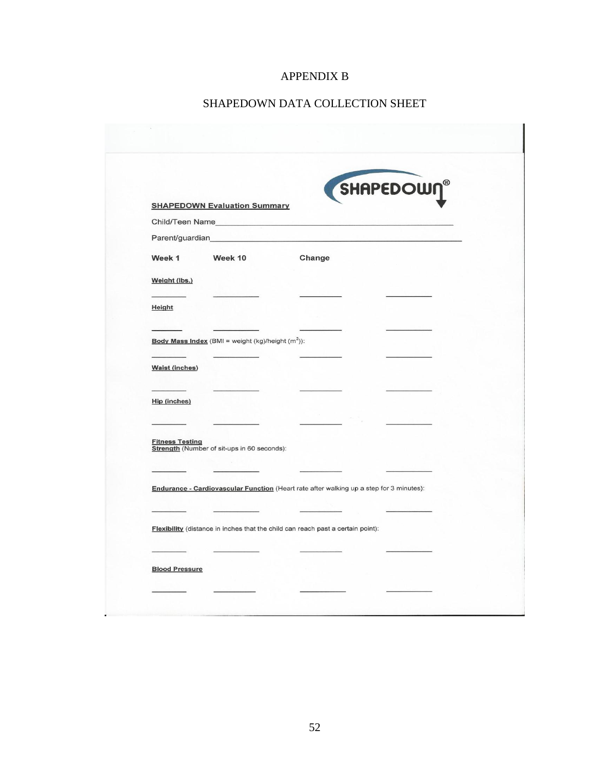# APPENDIX B

## SHAPEDOWN DATA COLLECTION SHEET

SHAPEDOWN®

**SHAPEDOWN Evaluation Summary**

Child/Teen Name\_\_\_\_\_\_\_\_\_\_\_\_\_\_\_\_\_\_\_\_\_\_\_\_\_\_\_\_\_\_\_\_\_\_\_\_\_\_\_\_\_\_\_\_\_\_\_\_

Parent/guardian\_\_\_\_\_\_\_\_\_\_\_\_\_\_\_\_\_\_\_\_\_\_\_\_\_\_\_\_\_\_\_\_\_\_\_\_\_\_\_\_\_\_\_\_\_\_\_\_\_\_

**Week 1** **Week 10** **Change**

**Weight (lbs.)**

\_\_\_\_\_\_\_ \_\_\_\_\_\_\_\_\_ \_\_\_\_\_\_\_\_\_ \_\_\_\_\_\_\_\_\_

**Height**

\_\_\_\_\_\_\_ \_\_\_\_\_\_\_\_\_ \_\_\_\_\_\_\_\_\_ \_\_\_\_\_\_\_\_\_

**Body Mass Index** (BMI = weight (kg)/height ($m^2$)):

\_\_\_\_\_\_\_ \_\_\_\_\_\_\_\_\_ \_\_\_\_\_\_\_\_\_ \_\_\_\_\_\_\_\_\_

**Waist (inches)**

\_\_\_\_\_\_\_ \_\_\_\_\_\_\_\_\_ \_\_\_\_\_\_\_\_\_ \_\_\_\_\_\_\_\_\_

**Hip (inches)**

\_\_\_\_\_\_\_ \_\_\_\_\_\_\_\_\_ \_\_\_\_\_\_\_\_\_ \_\_\_\_\_\_\_\_\_

**Fitness Testing**
**Strength** (Number of sit-ups in 60 seconds):

\_\_\_\_\_\_\_ \_\_\_\_\_\_\_\_\_ \_\_\_\_\_\_\_\_\_ \_\_\_\_\_\_\_\_\_

**Endurance - Cardiovascular Function** (Heart rate after walking up a step for 3 minutes):

\_\_\_\_\_\_\_ \_\_\_\_\_\_\_\_\_ \_\_\_\_\_\_\_\_\_ \_\_\_\_\_\_\_\_\_

**Flexibility** (distance in inches that the child can reach past a certain point):

\_\_\_\_\_\_\_ \_\_\_\_\_\_\_\_\_ \_\_\_\_\_\_\_\_\_ \_\_\_\_\_\_\_\_\_

**Blood Pressure**

\_\_\_\_\_\_\_ \_\_\_\_\_\_\_\_\_ \_\_\_\_\_\_\_\_\_ \_\_\_\_\_\_\_\_\_